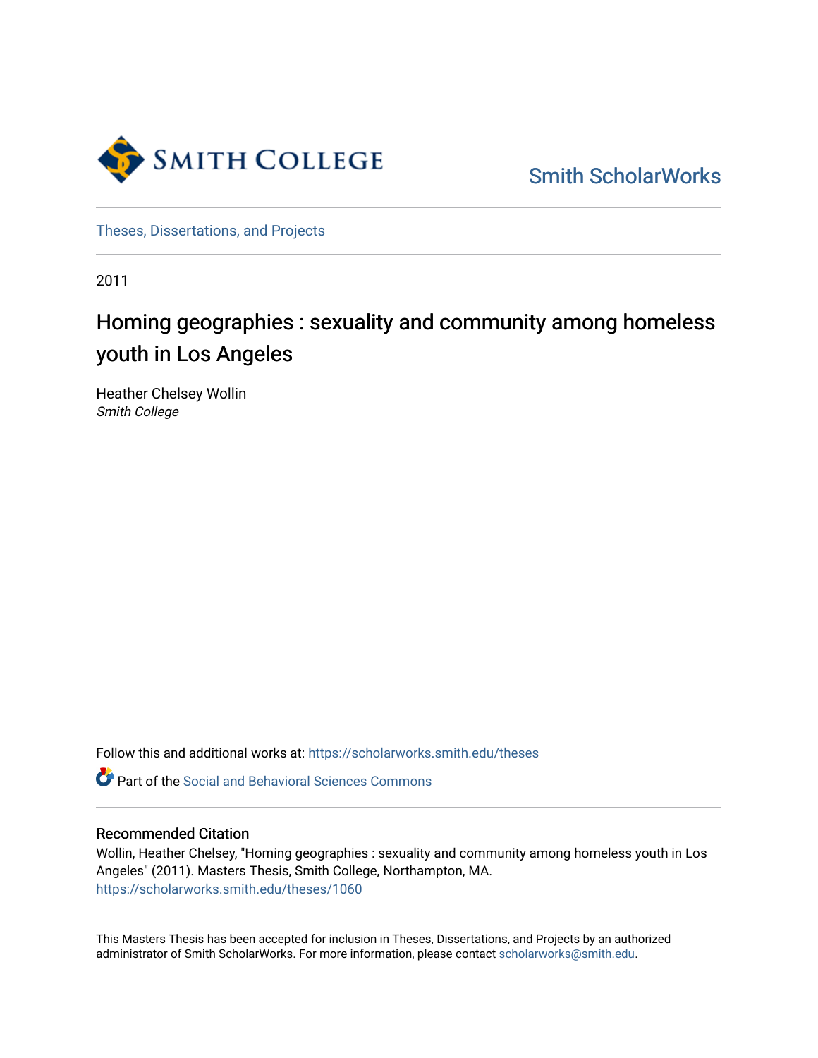Smith College

Smith ScholarWorks

Theses, Dissertations, and Projects

2011

# Homing geographies : sexuality and community among homeless youth in Los Angeles

Heather Chelsey Wollin
*Smith College*

Follow this and additional works at: https://scholarworks.smith.edu/theses

Part of the Social and Behavioral Sciences Commons

## Recommended Citation

Wollin, Heather Chelsey, "Homing geographies : sexuality and community among homeless youth in Los Angeles" (2011). Masters Thesis, Smith College, Northampton, MA.
https://scholarworks.smith.edu/theses/1060

This Masters Thesis has been accepted for inclusion in Theses, Dissertations, and Projects by an authorized administrator of Smith ScholarWorks. For more information, please contact scholarworks@smith.edu.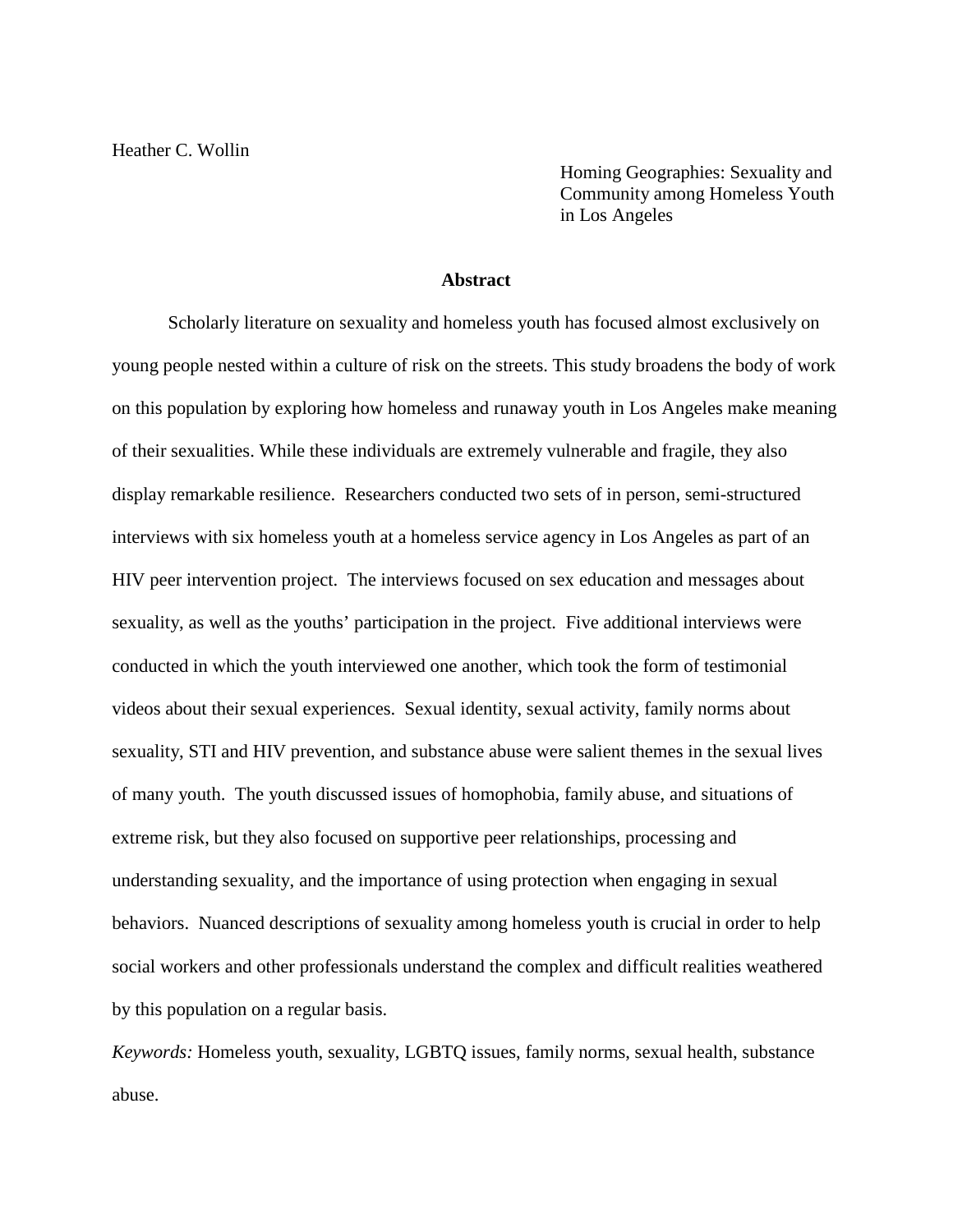Heather C. Wollin

Homing Geographies: Sexuality and Community among Homeless Youth in Los Angeles

## Abstract

Scholarly literature on sexuality and homeless youth has focused almost exclusively on young people nested within a culture of risk on the streets. This study broadens the body of work on this population by exploring how homeless and runaway youth in Los Angeles make meaning of their sexualities. While these individuals are extremely vulnerable and fragile, they also display remarkable resilience. Researchers conducted two sets of in person, semi-structured interviews with six homeless youth at a homeless service agency in Los Angeles as part of an HIV peer intervention project. The interviews focused on sex education and messages about sexuality, as well as the youths' participation in the project. Five additional interviews were conducted in which the youth interviewed one another, which took the form of testimonial videos about their sexual experiences. Sexual identity, sexual activity, family norms about sexuality, STI and HIV prevention, and substance abuse were salient themes in the sexual lives of many youth. The youth discussed issues of homophobia, family abuse, and situations of extreme risk, but they also focused on supportive peer relationships, processing and understanding sexuality, and the importance of using protection when engaging in sexual behaviors. Nuanced descriptions of sexuality among homeless youth is crucial in order to help social workers and other professionals understand the complex and difficult realities weathered by this population on a regular basis.

*Keywords:* Homeless youth, sexuality, LGBTQ issues, family norms, sexual health, substance abuse.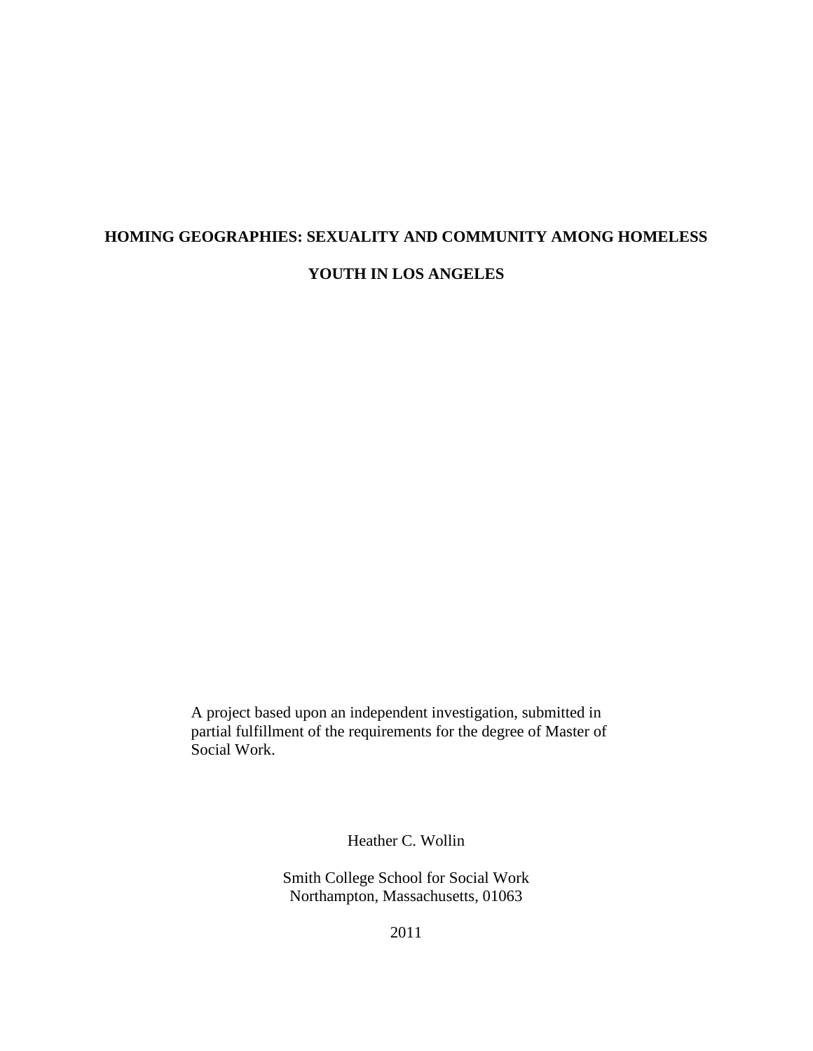# HOMING GEOGRAPHIES: SEXUALITY AND COMMUNITY AMONG HOMELESS YOUTH IN LOS ANGELES

A project based upon an independent investigation, submitted in partial fulfillment of the requirements for the degree of Master of Social Work.

Heather C. Wollin

Smith College School for Social Work
Northampton, Massachusetts, 01063

2011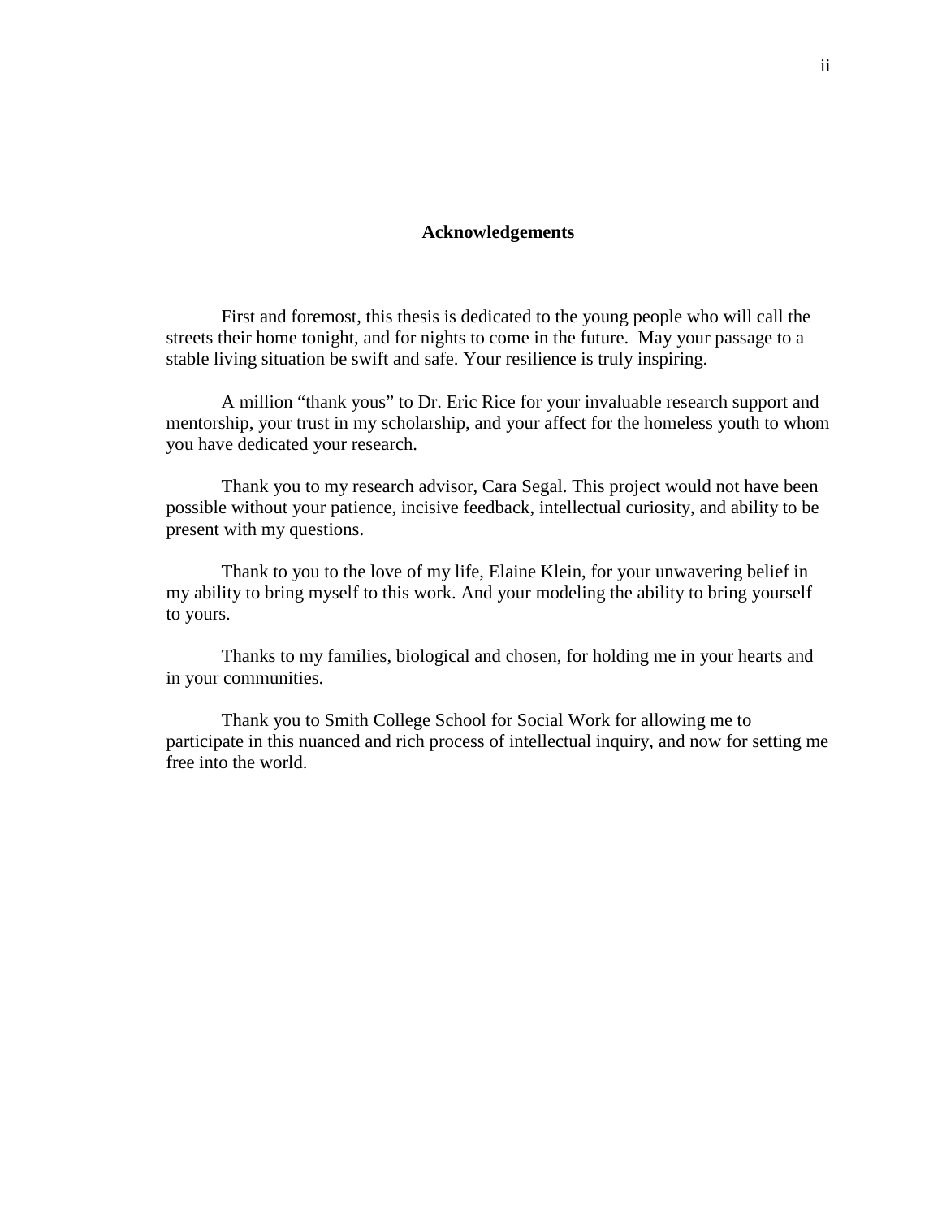# Acknowledgements

First and foremost, this thesis is dedicated to the young people who will call the streets their home tonight, and for nights to come in the future. May your passage to a stable living situation be swift and safe. Your resilience is truly inspiring.

A million "thank yous" to Dr. Eric Rice for your invaluable research support and mentorship, your trust in my scholarship, and your affect for the homeless youth to whom you have dedicated your research.

Thank you to my research advisor, Cara Segal. This project would not have been possible without your patience, incisive feedback, intellectual curiosity, and ability to be present with my questions.

Thank to you to the love of my life, Elaine Klein, for your unwavering belief in my ability to bring myself to this work. And your modeling the ability to bring yourself to yours.

Thanks to my families, biological and chosen, for holding me in your hearts and in your communities.

Thank you to Smith College School for Social Work for allowing me to participate in this nuanced and rich process of intellectual inquiry, and now for setting me free into the world.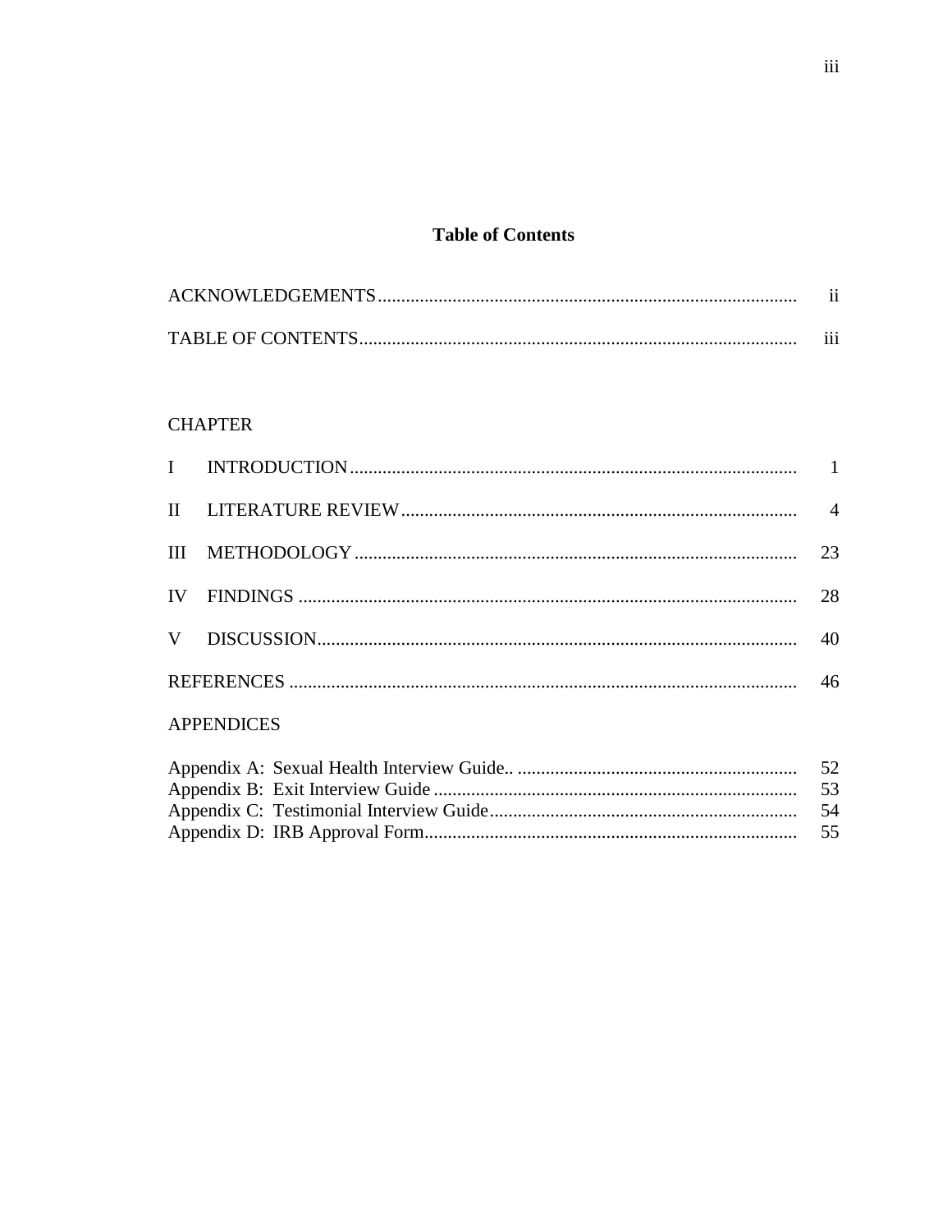# Table of Contents

| | |
|---|---|
| ACKNOWLEDGEMENTS | ii |
| TABLE OF CONTENTS | iii |

CHAPTER

| | | |
|---|---|---|
| I | INTRODUCTION | 1 |
| II | LITERATURE REVIEW | 4 |
| III | METHODOLOGY | 23 |
| IV | FINDINGS | 28 |
| V | DISCUSSION | 40 |
| | REFERENCES | 46 |

APPENDICES

| | |
|---|---|
| Appendix A: Sexual Health Interview Guide.. | 52 |
| Appendix B: Exit Interview Guide | 53 |
| Appendix C: Testimonial Interview Guide | 54 |
| Appendix D: IRB Approval Form | 55 |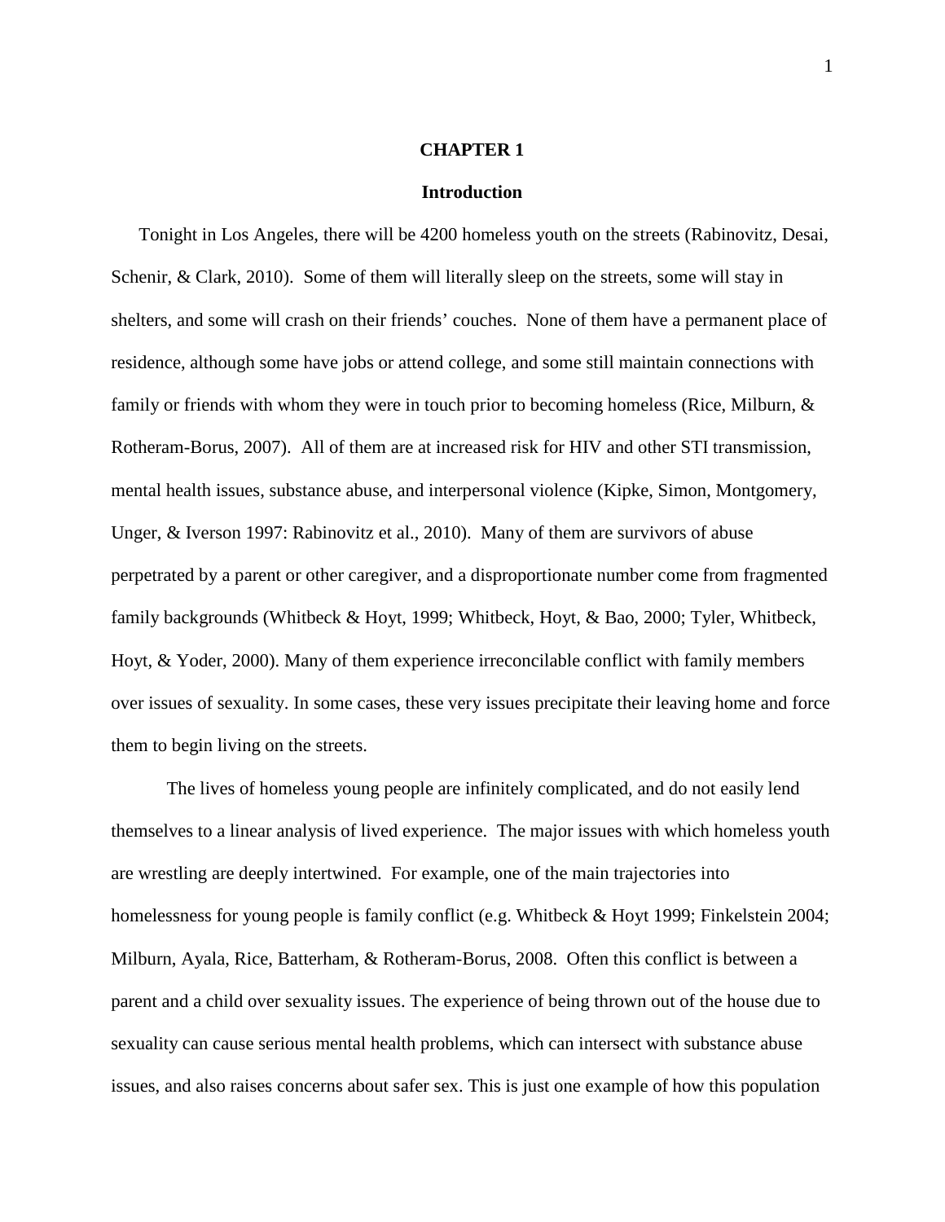# CHAPTER 1

## Introduction

Tonight in Los Angeles, there will be 4200 homeless youth on the streets (Rabinovitz, Desai, Schenir, & Clark, 2010). Some of them will literally sleep on the streets, some will stay in shelters, and some will crash on their friends' couches. None of them have a permanent place of residence, although some have jobs or attend college, and some still maintain connections with family or friends with whom they were in touch prior to becoming homeless (Rice, Milburn, & Rotheram-Borus, 2007). All of them are at increased risk for HIV and other STI transmission, mental health issues, substance abuse, and interpersonal violence (Kipke, Simon, Montgomery, Unger, & Iverson 1997: Rabinovitz et al., 2010). Many of them are survivors of abuse perpetrated by a parent or other caregiver, and a disproportionate number come from fragmented family backgrounds (Whitbeck & Hoyt, 1999; Whitbeck, Hoyt, & Bao, 2000; Tyler, Whitbeck, Hoyt, & Yoder, 2000). Many of them experience irreconcilable conflict with family members over issues of sexuality. In some cases, these very issues precipitate their leaving home and force them to begin living on the streets.

The lives of homeless young people are infinitely complicated, and do not easily lend themselves to a linear analysis of lived experience. The major issues with which homeless youth are wrestling are deeply intertwined. For example, one of the main trajectories into homelessness for young people is family conflict (e.g. Whitbeck & Hoyt 1999; Finkelstein 2004; Milburn, Ayala, Rice, Batterham, & Rotheram-Borus, 2008. Often this conflict is between a parent and a child over sexuality issues. The experience of being thrown out of the house due to sexuality can cause serious mental health problems, which can intersect with substance abuse issues, and also raises concerns about safer sex. This is just one example of how this population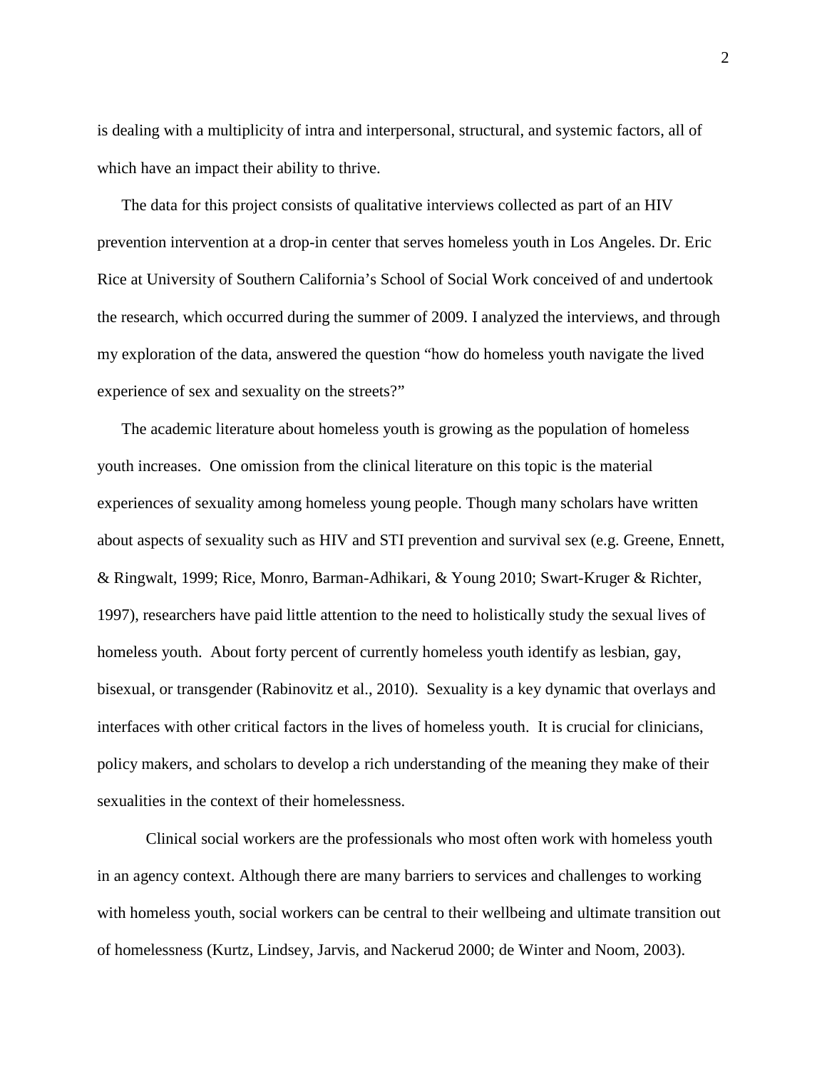is dealing with a multiplicity of intra and interpersonal, structural, and systemic factors, all of which have an impact their ability to thrive.

The data for this project consists of qualitative interviews collected as part of an HIV prevention intervention at a drop-in center that serves homeless youth in Los Angeles. Dr. Eric Rice at University of Southern California's School of Social Work conceived of and undertook the research, which occurred during the summer of 2009. I analyzed the interviews, and through my exploration of the data, answered the question "how do homeless youth navigate the lived experience of sex and sexuality on the streets?"

The academic literature about homeless youth is growing as the population of homeless youth increases. One omission from the clinical literature on this topic is the material experiences of sexuality among homeless young people. Though many scholars have written about aspects of sexuality such as HIV and STI prevention and survival sex (e.g. Greene, Ennett, & Ringwalt, 1999; Rice, Monro, Barman-Adhikari, & Young 2010; Swart-Kruger & Richter, 1997), researchers have paid little attention to the need to holistically study the sexual lives of homeless youth. About forty percent of currently homeless youth identify as lesbian, gay, bisexual, or transgender (Rabinovitz et al., 2010). Sexuality is a key dynamic that overlays and interfaces with other critical factors in the lives of homeless youth. It is crucial for clinicians, policy makers, and scholars to develop a rich understanding of the meaning they make of their sexualities in the context of their homelessness.

Clinical social workers are the professionals who most often work with homeless youth in an agency context. Although there are many barriers to services and challenges to working with homeless youth, social workers can be central to their wellbeing and ultimate transition out of homelessness (Kurtz, Lindsey, Jarvis, and Nackerud 2000; de Winter and Noom, 2003).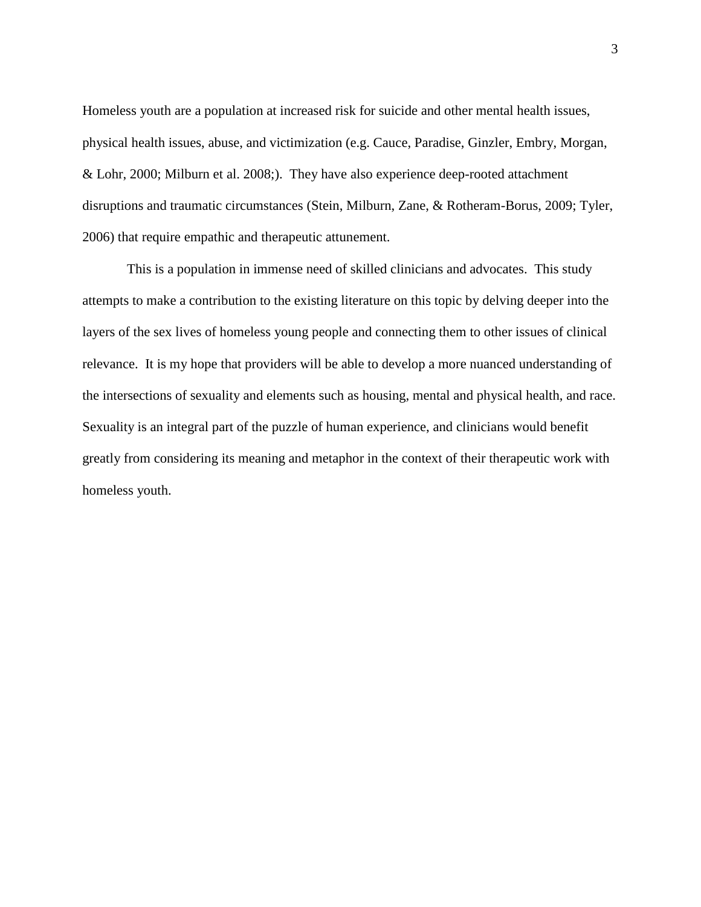Homeless youth are a population at increased risk for suicide and other mental health issues, physical health issues, abuse, and victimization (e.g. Cauce, Paradise, Ginzler, Embry, Morgan, & Lohr, 2000; Milburn et al. 2008;). They have also experience deep-rooted attachment disruptions and traumatic circumstances (Stein, Milburn, Zane, & Rotheram-Borus, 2009; Tyler, 2006) that require empathic and therapeutic attunement.

This is a population in immense need of skilled clinicians and advocates. This study attempts to make a contribution to the existing literature on this topic by delving deeper into the layers of the sex lives of homeless young people and connecting them to other issues of clinical relevance. It is my hope that providers will be able to develop a more nuanced understanding of the intersections of sexuality and elements such as housing, mental and physical health, and race. Sexuality is an integral part of the puzzle of human experience, and clinicians would benefit greatly from considering its meaning and metaphor in the context of their therapeutic work with homeless youth.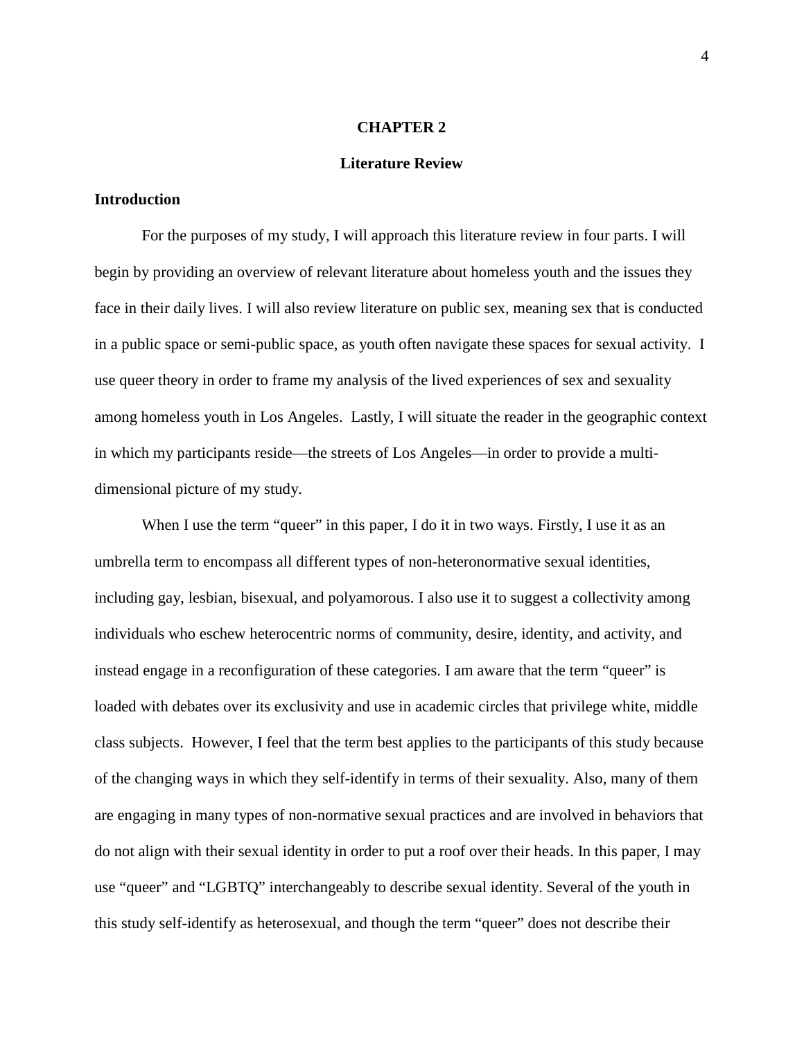# CHAPTER 2

## Literature Review

### Introduction

For the purposes of my study, I will approach this literature review in four parts. I will begin by providing an overview of relevant literature about homeless youth and the issues they face in their daily lives. I will also review literature on public sex, meaning sex that is conducted in a public space or semi-public space, as youth often navigate these spaces for sexual activity. I use queer theory in order to frame my analysis of the lived experiences of sex and sexuality among homeless youth in Los Angeles. Lastly, I will situate the reader in the geographic context in which my participants reside—the streets of Los Angeles—in order to provide a multi-dimensional picture of my study.

When I use the term "queer" in this paper, I do it in two ways. Firstly, I use it as an umbrella term to encompass all different types of non-heteronormative sexual identities, including gay, lesbian, bisexual, and polyamorous. I also use it to suggest a collectivity among individuals who eschew heterocentric norms of community, desire, identity, and activity, and instead engage in a reconfiguration of these categories. I am aware that the term "queer" is loaded with debates over its exclusivity and use in academic circles that privilege white, middle class subjects. However, I feel that the term best applies to the participants of this study because of the changing ways in which they self-identify in terms of their sexuality. Also, many of them are engaging in many types of non-normative sexual practices and are involved in behaviors that do not align with their sexual identity in order to put a roof over their heads. In this paper, I may use "queer" and "LGBTQ" interchangeably to describe sexual identity. Several of the youth in this study self-identify as heterosexual, and though the term "queer" does not describe their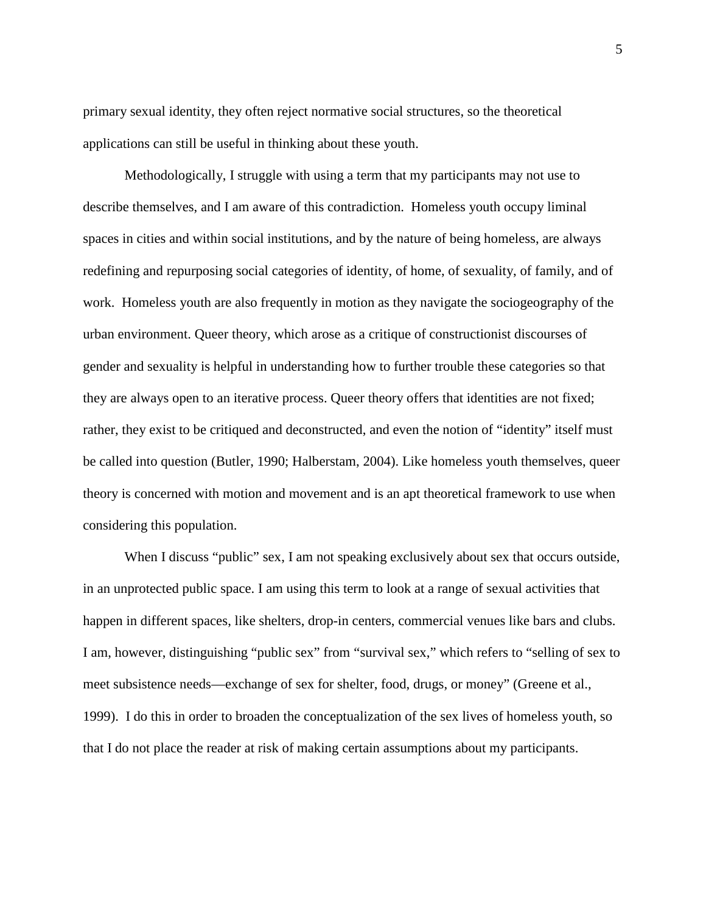primary sexual identity, they often reject normative social structures, so the theoretical applications can still be useful in thinking about these youth.

Methodologically, I struggle with using a term that my participants may not use to describe themselves, and I am aware of this contradiction. Homeless youth occupy liminal spaces in cities and within social institutions, and by the nature of being homeless, are always redefining and repurposing social categories of identity, of home, of sexuality, of family, and of work. Homeless youth are also frequently in motion as they navigate the sociogeography of the urban environment. Queer theory, which arose as a critique of constructionist discourses of gender and sexuality is helpful in understanding how to further trouble these categories so that they are always open to an iterative process. Queer theory offers that identities are not fixed; rather, they exist to be critiqued and deconstructed, and even the notion of "identity" itself must be called into question (Butler, 1990; Halberstam, 2004). Like homeless youth themselves, queer theory is concerned with motion and movement and is an apt theoretical framework to use when considering this population.

When I discuss "public" sex, I am not speaking exclusively about sex that occurs outside, in an unprotected public space. I am using this term to look at a range of sexual activities that happen in different spaces, like shelters, drop-in centers, commercial venues like bars and clubs. I am, however, distinguishing "public sex" from "survival sex," which refers to "selling of sex to meet subsistence needs—exchange of sex for shelter, food, drugs, or money" (Greene et al., 1999). I do this in order to broaden the conceptualization of the sex lives of homeless youth, so that I do not place the reader at risk of making certain assumptions about my participants.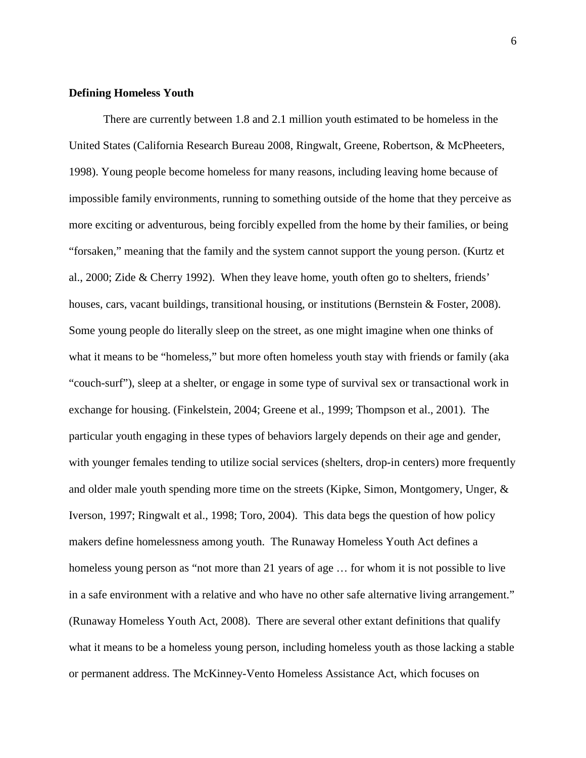**Defining Homeless Youth**

There are currently between 1.8 and 2.1 million youth estimated to be homeless in the United States (California Research Bureau 2008, Ringwalt, Greene, Robertson, & McPheeters, 1998). Young people become homeless for many reasons, including leaving home because of impossible family environments, running to something outside of the home that they perceive as more exciting or adventurous, being forcibly expelled from the home by their families, or being "forsaken," meaning that the family and the system cannot support the young person. (Kurtz et al., 2000; Zide & Cherry 1992). When they leave home, youth often go to shelters, friends' houses, cars, vacant buildings, transitional housing, or institutions (Bernstein & Foster, 2008). Some young people do literally sleep on the street, as one might imagine when one thinks of what it means to be "homeless," but more often homeless youth stay with friends or family (aka "couch-surf"), sleep at a shelter, or engage in some type of survival sex or transactional work in exchange for housing. (Finkelstein, 2004; Greene et al., 1999; Thompson et al., 2001). The particular youth engaging in these types of behaviors largely depends on their age and gender, with younger females tending to utilize social services (shelters, drop-in centers) more frequently and older male youth spending more time on the streets (Kipke, Simon, Montgomery, Unger, & Iverson, 1997; Ringwalt et al., 1998; Toro, 2004). This data begs the question of how policy makers define homelessness among youth. The Runaway Homeless Youth Act defines a homeless young person as "not more than 21 years of age … for whom it is not possible to live in a safe environment with a relative and who have no other safe alternative living arrangement." (Runaway Homeless Youth Act, 2008). There are several other extant definitions that qualify what it means to be a homeless young person, including homeless youth as those lacking a stable or permanent address. The McKinney-Vento Homeless Assistance Act, which focuses on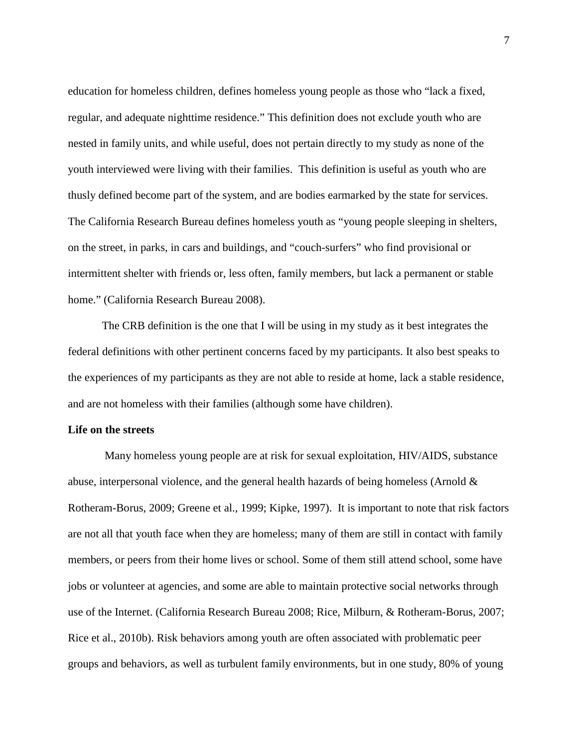education for homeless children, defines homeless young people as those who "lack a fixed, regular, and adequate nighttime residence." This definition does not exclude youth who are nested in family units, and while useful, does not pertain directly to my study as none of the youth interviewed were living with their families. This definition is useful as youth who are thusly defined become part of the system, and are bodies earmarked by the state for services. The California Research Bureau defines homeless youth as "young people sleeping in shelters, on the street, in parks, in cars and buildings, and "couch-surfers" who find provisional or intermittent shelter with friends or, less often, family members, but lack a permanent or stable home." (California Research Bureau 2008).

The CRB definition is the one that I will be using in my study as it best integrates the federal definitions with other pertinent concerns faced by my participants. It also best speaks to the experiences of my participants as they are not able to reside at home, lack a stable residence, and are not homeless with their families (although some have children).

**Life on the streets**

Many homeless young people are at risk for sexual exploitation, HIV/AIDS, substance abuse, interpersonal violence, and the general health hazards of being homeless (Arnold & Rotheram-Borus, 2009; Greene et al., 1999; Kipke, 1997). It is important to note that risk factors are not all that youth face when they are homeless; many of them are still in contact with family members, or peers from their home lives or school. Some of them still attend school, some have jobs or volunteer at agencies, and some are able to maintain protective social networks through use of the Internet. (California Research Bureau 2008; Rice, Milburn, & Rotheram-Borus, 2007; Rice et al., 2010b). Risk behaviors among youth are often associated with problematic peer groups and behaviors, as well as turbulent family environments, but in one study, 80% of young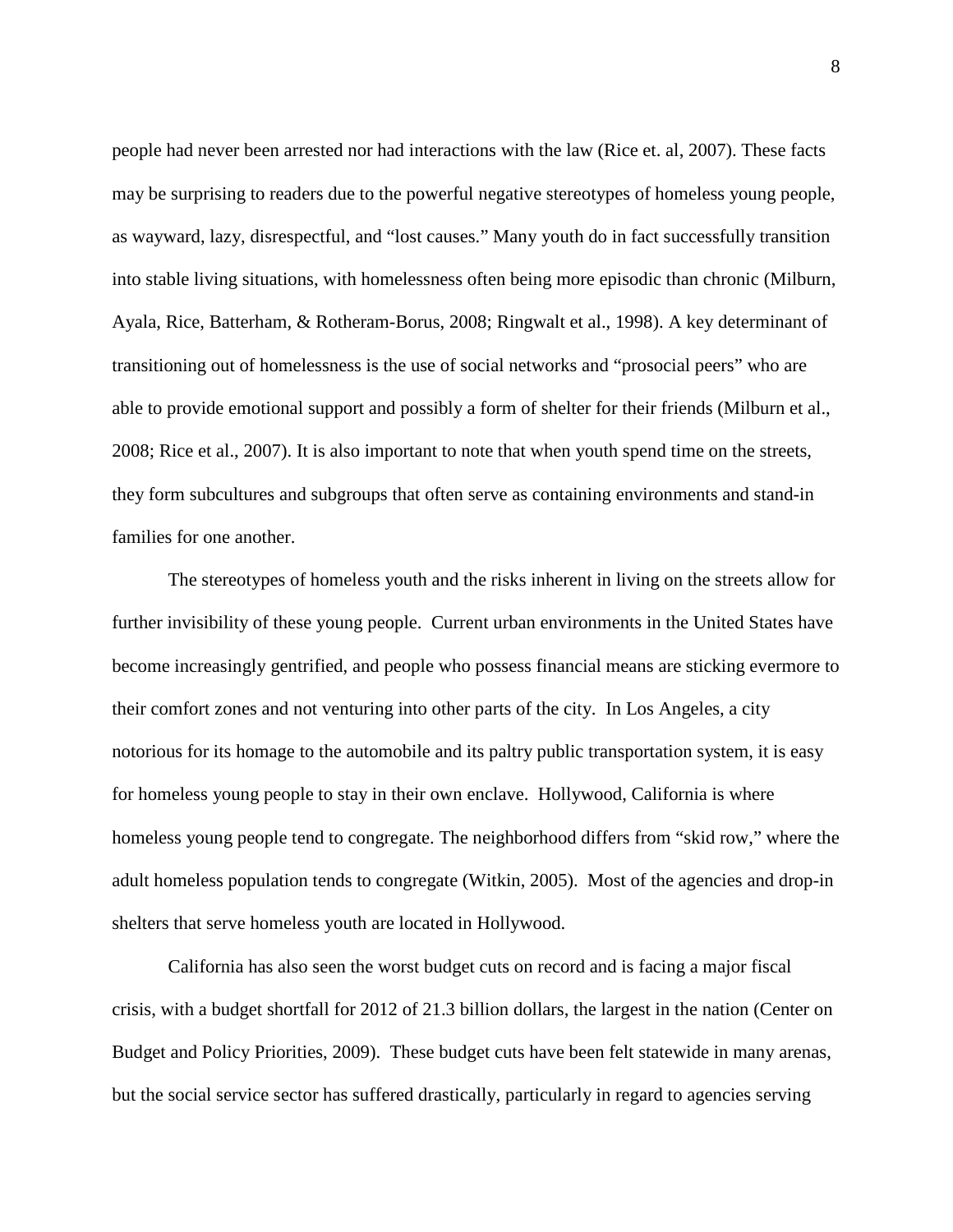people had never been arrested nor had interactions with the law (Rice et. al, 2007). These facts may be surprising to readers due to the powerful negative stereotypes of homeless young people, as wayward, lazy, disrespectful, and "lost causes." Many youth do in fact successfully transition into stable living situations, with homelessness often being more episodic than chronic (Milburn, Ayala, Rice, Batterham, & Rotheram-Borus, 2008; Ringwalt et al., 1998). A key determinant of transitioning out of homelessness is the use of social networks and "prosocial peers" who are able to provide emotional support and possibly a form of shelter for their friends (Milburn et al., 2008; Rice et al., 2007). It is also important to note that when youth spend time on the streets, they form subcultures and subgroups that often serve as containing environments and stand-in families for one another.

The stereotypes of homeless youth and the risks inherent in living on the streets allow for further invisibility of these young people. Current urban environments in the United States have become increasingly gentrified, and people who possess financial means are sticking evermore to their comfort zones and not venturing into other parts of the city. In Los Angeles, a city notorious for its homage to the automobile and its paltry public transportation system, it is easy for homeless young people to stay in their own enclave. Hollywood, California is where homeless young people tend to congregate. The neighborhood differs from "skid row," where the adult homeless population tends to congregate (Witkin, 2005). Most of the agencies and drop-in shelters that serve homeless youth are located in Hollywood.

California has also seen the worst budget cuts on record and is facing a major fiscal crisis, with a budget shortfall for 2012 of 21.3 billion dollars, the largest in the nation (Center on Budget and Policy Priorities, 2009). These budget cuts have been felt statewide in many arenas, but the social service sector has suffered drastically, particularly in regard to agencies serving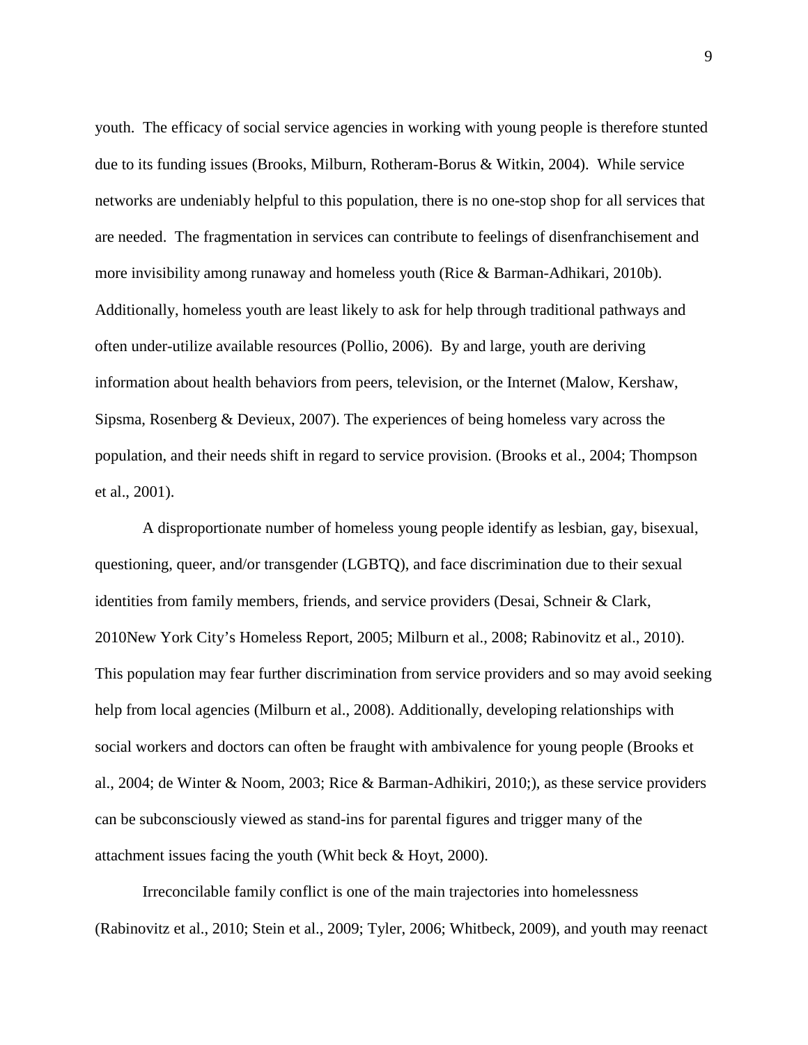youth. The efficacy of social service agencies in working with young people is therefore stunted due to its funding issues (Brooks, Milburn, Rotheram-Borus & Witkin, 2004). While service networks are undeniably helpful to this population, there is no one-stop shop for all services that are needed. The fragmentation in services can contribute to feelings of disenfranchisement and more invisibility among runaway and homeless youth (Rice & Barman-Adhikari, 2010b). Additionally, homeless youth are least likely to ask for help through traditional pathways and often under-utilize available resources (Pollio, 2006). By and large, youth are deriving information about health behaviors from peers, television, or the Internet (Malow, Kershaw, Sipsma, Rosenberg & Devieux, 2007). The experiences of being homeless vary across the population, and their needs shift in regard to service provision. (Brooks et al., 2004; Thompson et al., 2001).

A disproportionate number of homeless young people identify as lesbian, gay, bisexual, questioning, queer, and/or transgender (LGBTQ), and face discrimination due to their sexual identities from family members, friends, and service providers (Desai, Schneir & Clark, 2010New York City's Homeless Report, 2005; Milburn et al., 2008; Rabinovitz et al., 2010). This population may fear further discrimination from service providers and so may avoid seeking help from local agencies (Milburn et al., 2008). Additionally, developing relationships with social workers and doctors can often be fraught with ambivalence for young people (Brooks et al., 2004; de Winter & Noom, 2003; Rice & Barman-Adhikiri, 2010;), as these service providers can be subconsciously viewed as stand-ins for parental figures and trigger many of the attachment issues facing the youth (Whit beck & Hoyt, 2000).

Irreconcilable family conflict is one of the main trajectories into homelessness (Rabinovitz et al., 2010; Stein et al., 2009; Tyler, 2006; Whitbeck, 2009), and youth may reenact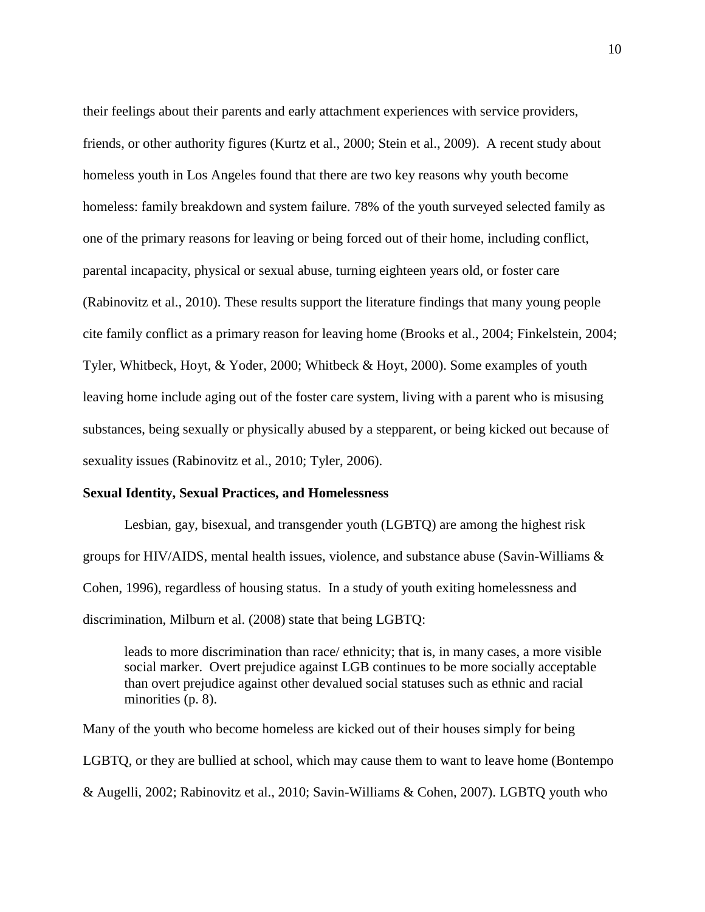their feelings about their parents and early attachment experiences with service providers, friends, or other authority figures (Kurtz et al., 2000; Stein et al., 2009). A recent study about homeless youth in Los Angeles found that there are two key reasons why youth become homeless: family breakdown and system failure. 78% of the youth surveyed selected family as one of the primary reasons for leaving or being forced out of their home, including conflict, parental incapacity, physical or sexual abuse, turning eighteen years old, or foster care (Rabinovitz et al., 2010). These results support the literature findings that many young people cite family conflict as a primary reason for leaving home (Brooks et al., 2004; Finkelstein, 2004; Tyler, Whitbeck, Hoyt, & Yoder, 2000; Whitbeck & Hoyt, 2000). Some examples of youth leaving home include aging out of the foster care system, living with a parent who is misusing substances, being sexually or physically abused by a stepparent, or being kicked out because of sexuality issues (Rabinovitz et al., 2010; Tyler, 2006).

**Sexual Identity, Sexual Practices, and Homelessness**

Lesbian, gay, bisexual, and transgender youth (LGBTQ) are among the highest risk groups for HIV/AIDS, mental health issues, violence, and substance abuse (Savin-Williams & Cohen, 1996), regardless of housing status. In a study of youth exiting homelessness and discrimination, Milburn et al. (2008) state that being LGBTQ:

> leads to more discrimination than race/ ethnicity; that is, in many cases, a more visible social marker. Overt prejudice against LGB continues to be more socially acceptable than overt prejudice against other devalued social statuses such as ethnic and racial minorities (p. 8).

Many of the youth who become homeless are kicked out of their houses simply for being LGBTQ, or they are bullied at school, which may cause them to want to leave home (Bontempo & Augelli, 2002; Rabinovitz et al., 2010; Savin-Williams & Cohen, 2007). LGBTQ youth who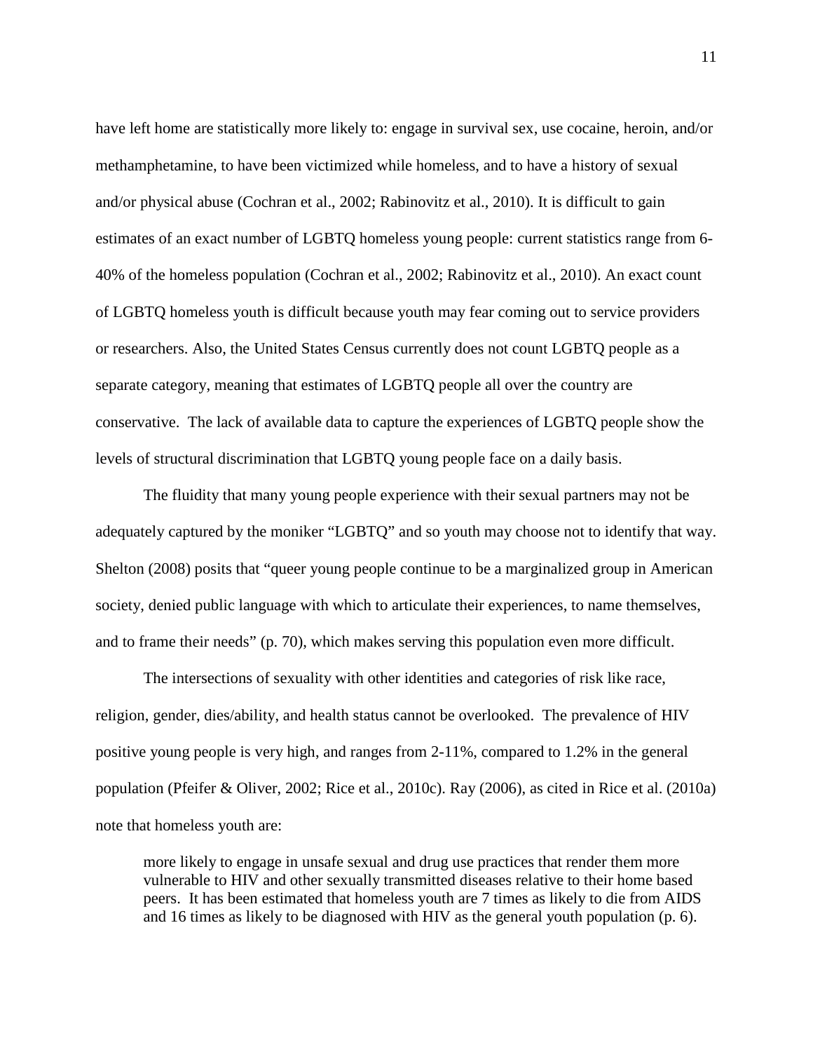have left home are statistically more likely to: engage in survival sex, use cocaine, heroin, and/or methamphetamine, to have been victimized while homeless, and to have a history of sexual and/or physical abuse (Cochran et al., 2002; Rabinovitz et al., 2010). It is difficult to gain estimates of an exact number of LGBTQ homeless young people: current statistics range from 6-40% of the homeless population (Cochran et al., 2002; Rabinovitz et al., 2010). An exact count of LGBTQ homeless youth is difficult because youth may fear coming out to service providers or researchers. Also, the United States Census currently does not count LGBTQ people as a separate category, meaning that estimates of LGBTQ people all over the country are conservative. The lack of available data to capture the experiences of LGBTQ people show the levels of structural discrimination that LGBTQ young people face on a daily basis.

The fluidity that many young people experience with their sexual partners may not be adequately captured by the moniker "LGBTQ" and so youth may choose not to identify that way. Shelton (2008) posits that "queer young people continue to be a marginalized group in American society, denied public language with which to articulate their experiences, to name themselves, and to frame their needs" (p. 70), which makes serving this population even more difficult.

The intersections of sexuality with other identities and categories of risk like race, religion, gender, dies/ability, and health status cannot be overlooked. The prevalence of HIV positive young people is very high, and ranges from 2-11%, compared to 1.2% in the general population (Pfeifer & Oliver, 2002; Rice et al., 2010c). Ray (2006), as cited in Rice et al. (2010a) note that homeless youth are:

> more likely to engage in unsafe sexual and drug use practices that render them more vulnerable to HIV and other sexually transmitted diseases relative to their home based peers. It has been estimated that homeless youth are 7 times as likely to die from AIDS and 16 times as likely to be diagnosed with HIV as the general youth population (p. 6).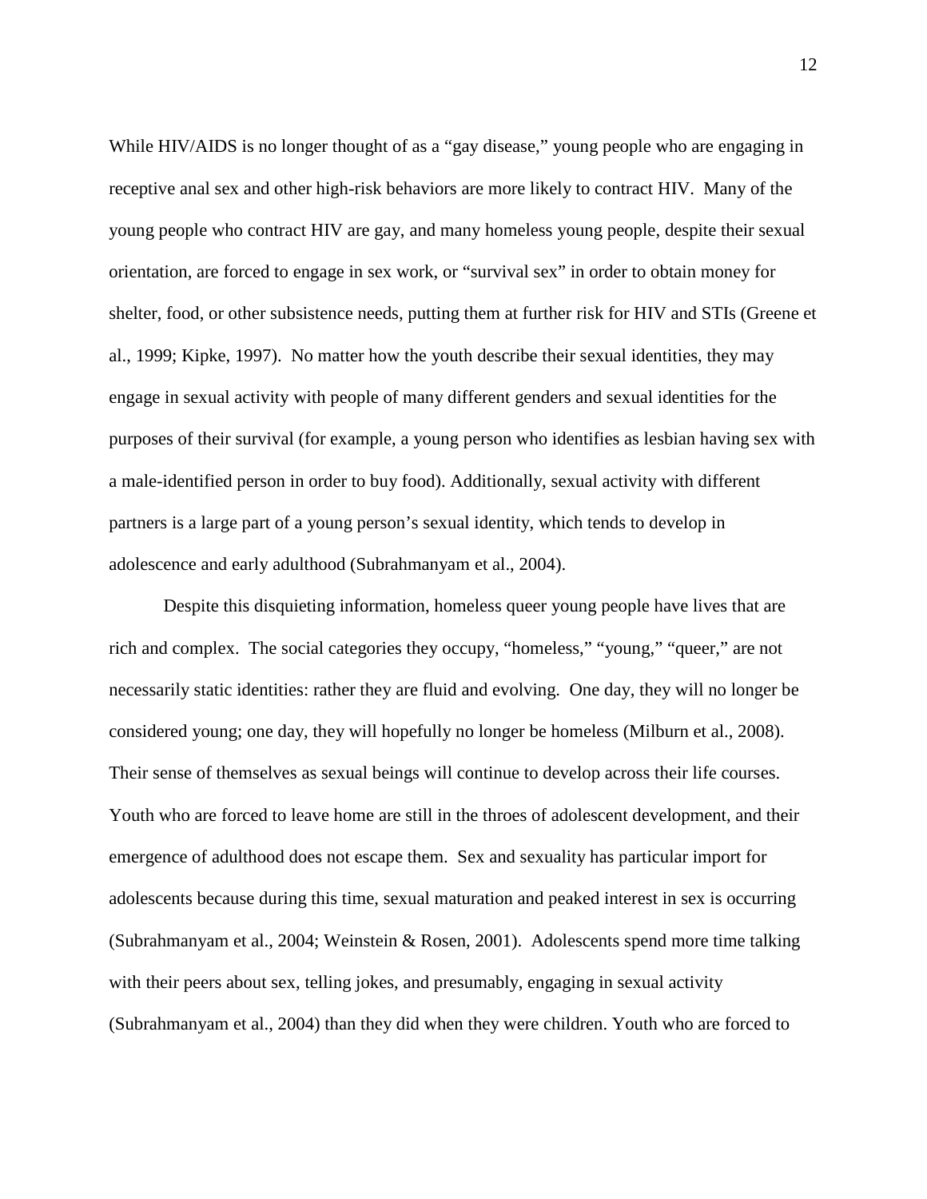While HIV/AIDS is no longer thought of as a "gay disease," young people who are engaging in receptive anal sex and other high-risk behaviors are more likely to contract HIV. Many of the young people who contract HIV are gay, and many homeless young people, despite their sexual orientation, are forced to engage in sex work, or "survival sex" in order to obtain money for shelter, food, or other subsistence needs, putting them at further risk for HIV and STIs (Greene et al., 1999; Kipke, 1997). No matter how the youth describe their sexual identities, they may engage in sexual activity with people of many different genders and sexual identities for the purposes of their survival (for example, a young person who identifies as lesbian having sex with a male-identified person in order to buy food). Additionally, sexual activity with different partners is a large part of a young person's sexual identity, which tends to develop in adolescence and early adulthood (Subrahmanyam et al., 2004).

Despite this disquieting information, homeless queer young people have lives that are rich and complex. The social categories they occupy, "homeless," "young," "queer," are not necessarily static identities: rather they are fluid and evolving. One day, they will no longer be considered young; one day, they will hopefully no longer be homeless (Milburn et al., 2008). Their sense of themselves as sexual beings will continue to develop across their life courses. Youth who are forced to leave home are still in the throes of adolescent development, and their emergence of adulthood does not escape them. Sex and sexuality has particular import for adolescents because during this time, sexual maturation and peaked interest in sex is occurring (Subrahmanyam et al., 2004; Weinstein & Rosen, 2001). Adolescents spend more time talking with their peers about sex, telling jokes, and presumably, engaging in sexual activity (Subrahmanyam et al., 2004) than they did when they were children. Youth who are forced to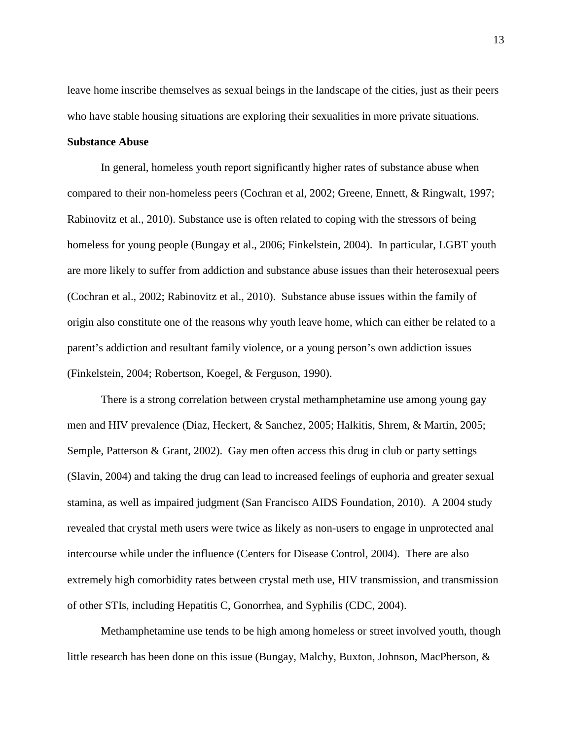leave home inscribe themselves as sexual beings in the landscape of the cities, just as their peers who have stable housing situations are exploring their sexualities in more private situations.

**Substance Abuse**

In general, homeless youth report significantly higher rates of substance abuse when compared to their non-homeless peers (Cochran et al, 2002; Greene, Ennett, & Ringwalt, 1997; Rabinovitz et al., 2010). Substance use is often related to coping with the stressors of being homeless for young people (Bungay et al., 2006; Finkelstein, 2004). In particular, LGBT youth are more likely to suffer from addiction and substance abuse issues than their heterosexual peers (Cochran et al., 2002; Rabinovitz et al., 2010). Substance abuse issues within the family of origin also constitute one of the reasons why youth leave home, which can either be related to a parent's addiction and resultant family violence, or a young person's own addiction issues (Finkelstein, 2004; Robertson, Koegel, & Ferguson, 1990).

There is a strong correlation between crystal methamphetamine use among young gay men and HIV prevalence (Diaz, Heckert, & Sanchez, 2005; Halkitis, Shrem, & Martin, 2005; Semple, Patterson & Grant, 2002). Gay men often access this drug in club or party settings (Slavin, 2004) and taking the drug can lead to increased feelings of euphoria and greater sexual stamina, as well as impaired judgment (San Francisco AIDS Foundation, 2010). A 2004 study revealed that crystal meth users were twice as likely as non-users to engage in unprotected anal intercourse while under the influence (Centers for Disease Control, 2004). There are also extremely high comorbidity rates between crystal meth use, HIV transmission, and transmission of other STIs, including Hepatitis C, Gonorrhea, and Syphilis (CDC, 2004).

Methamphetamine use tends to be high among homeless or street involved youth, though little research has been done on this issue (Bungay, Malchy, Buxton, Johnson, MacPherson, &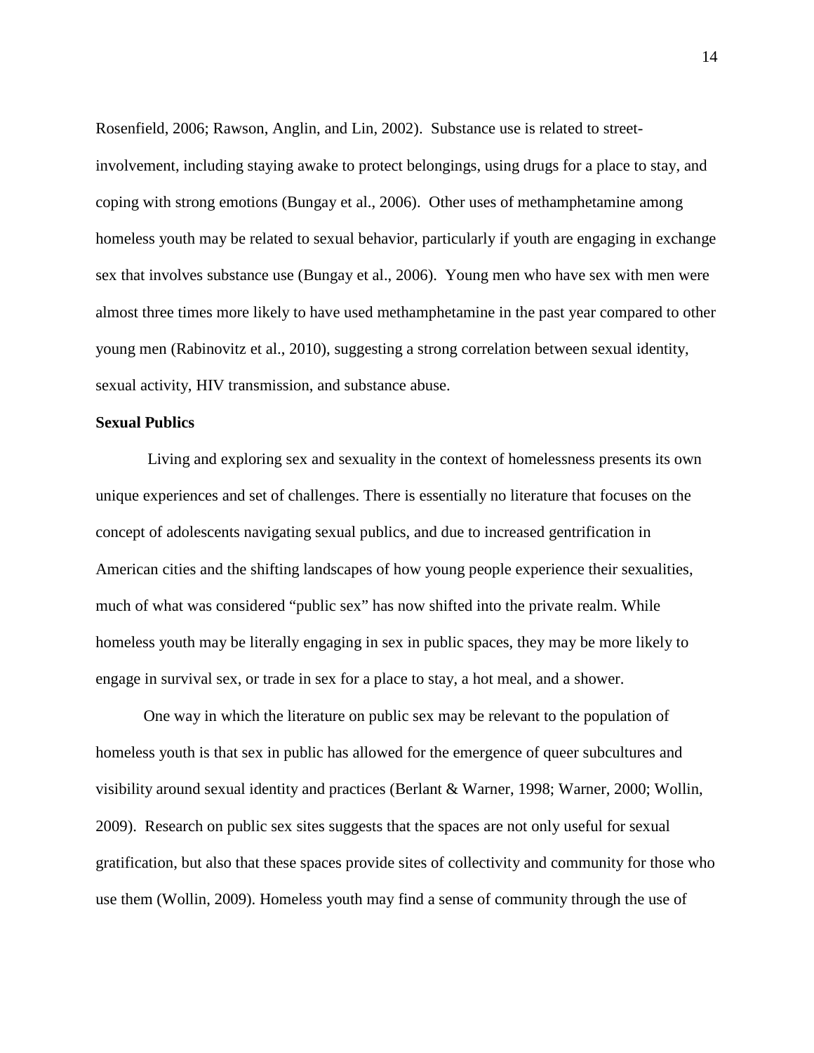Rosenfield, 2006; Rawson, Anglin, and Lin, 2002). Substance use is related to street-involvement, including staying awake to protect belongings, using drugs for a place to stay, and coping with strong emotions (Bungay et al., 2006). Other uses of methamphetamine among homeless youth may be related to sexual behavior, particularly if youth are engaging in exchange sex that involves substance use (Bungay et al., 2006). Young men who have sex with men were almost three times more likely to have used methamphetamine in the past year compared to other young men (Rabinovitz et al., 2010), suggesting a strong correlation between sexual identity, sexual activity, HIV transmission, and substance abuse.

**Sexual Publics**

Living and exploring sex and sexuality in the context of homelessness presents its own unique experiences and set of challenges. There is essentially no literature that focuses on the concept of adolescents navigating sexual publics, and due to increased gentrification in American cities and the shifting landscapes of how young people experience their sexualities, much of what was considered "public sex" has now shifted into the private realm. While homeless youth may be literally engaging in sex in public spaces, they may be more likely to engage in survival sex, or trade in sex for a place to stay, a hot meal, and a shower.

One way in which the literature on public sex may be relevant to the population of homeless youth is that sex in public has allowed for the emergence of queer subcultures and visibility around sexual identity and practices (Berlant & Warner, 1998; Warner, 2000; Wollin, 2009). Research on public sex sites suggests that the spaces are not only useful for sexual gratification, but also that these spaces provide sites of collectivity and community for those who use them (Wollin, 2009). Homeless youth may find a sense of community through the use of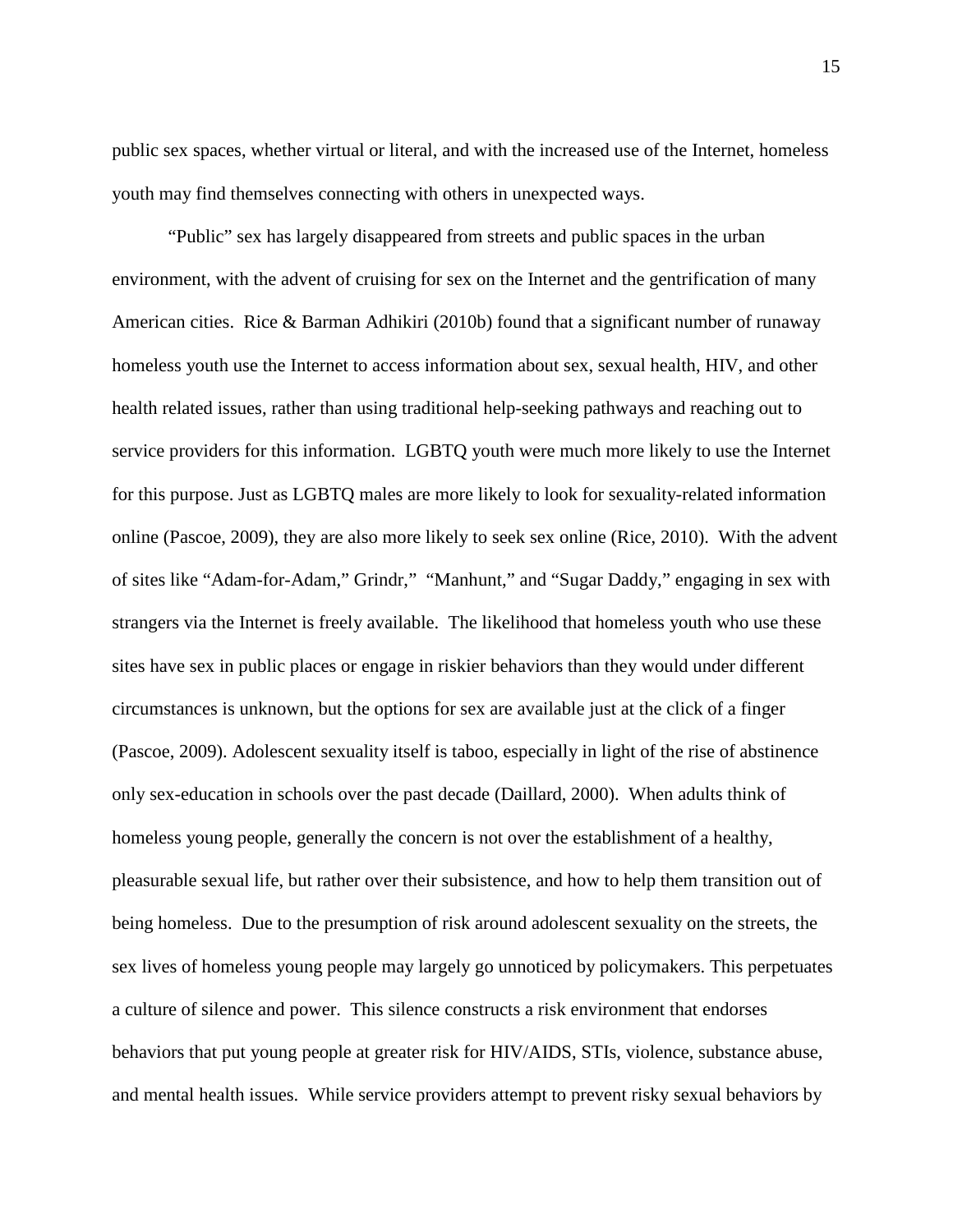public sex spaces, whether virtual or literal, and with the increased use of the Internet, homeless youth may find themselves connecting with others in unexpected ways.

"Public" sex has largely disappeared from streets and public spaces in the urban environment, with the advent of cruising for sex on the Internet and the gentrification of many American cities. Rice & Barman Adhikiri (2010b) found that a significant number of runaway homeless youth use the Internet to access information about sex, sexual health, HIV, and other health related issues, rather than using traditional help-seeking pathways and reaching out to service providers for this information. LGBTQ youth were much more likely to use the Internet for this purpose. Just as LGBTQ males are more likely to look for sexuality-related information online (Pascoe, 2009), they are also more likely to seek sex online (Rice, 2010). With the advent of sites like "Adam-for-Adam," Grindr," "Manhunt," and "Sugar Daddy," engaging in sex with strangers via the Internet is freely available. The likelihood that homeless youth who use these sites have sex in public places or engage in riskier behaviors than they would under different circumstances is unknown, but the options for sex are available just at the click of a finger (Pascoe, 2009). Adolescent sexuality itself is taboo, especially in light of the rise of abstinence only sex-education in schools over the past decade (Daillard, 2000). When adults think of homeless young people, generally the concern is not over the establishment of a healthy, pleasurable sexual life, but rather over their subsistence, and how to help them transition out of being homeless. Due to the presumption of risk around adolescent sexuality on the streets, the sex lives of homeless young people may largely go unnoticed by policymakers. This perpetuates a culture of silence and power. This silence constructs a risk environment that endorses behaviors that put young people at greater risk for HIV/AIDS, STIs, violence, substance abuse, and mental health issues. While service providers attempt to prevent risky sexual behaviors by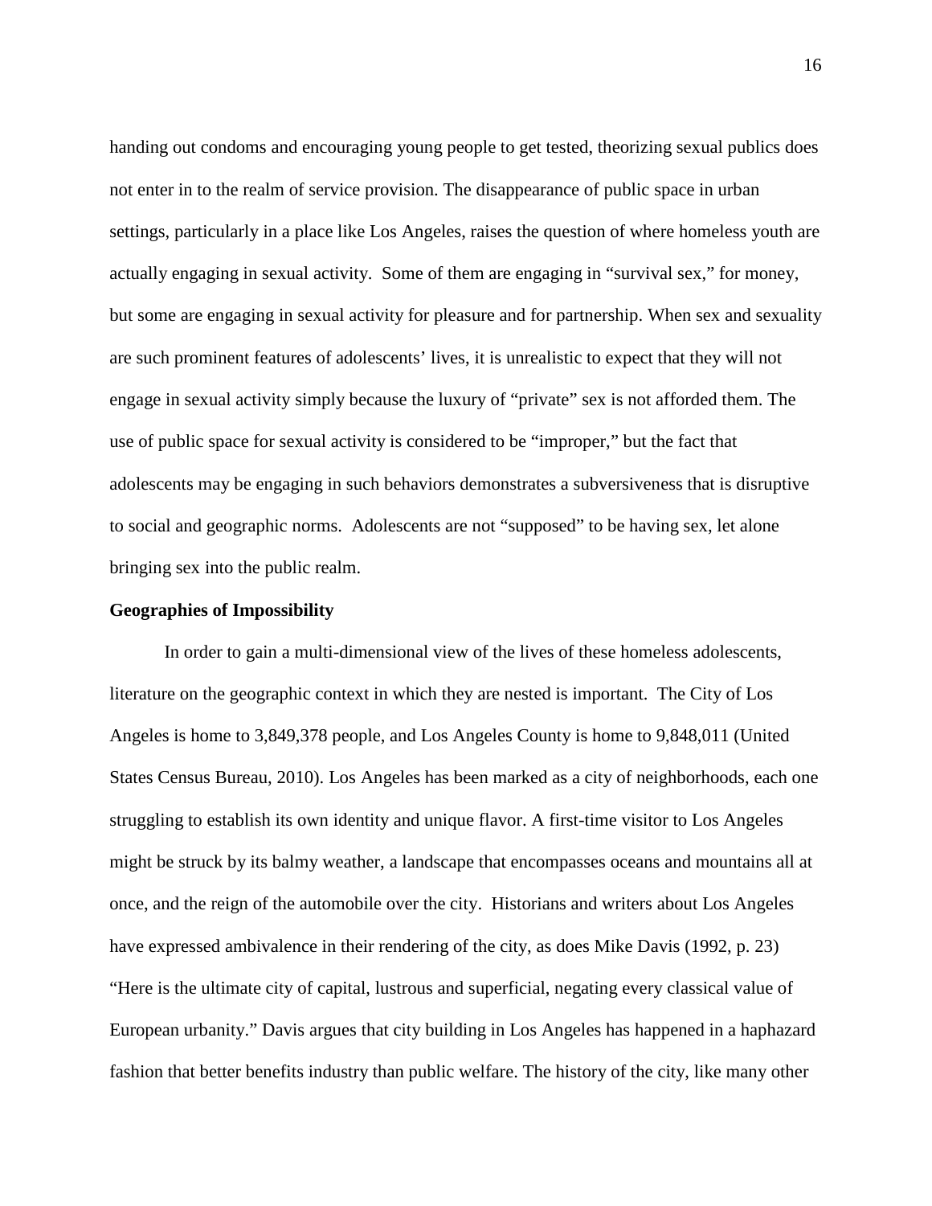handing out condoms and encouraging young people to get tested, theorizing sexual publics does not enter in to the realm of service provision. The disappearance of public space in urban settings, particularly in a place like Los Angeles, raises the question of where homeless youth are actually engaging in sexual activity.  Some of them are engaging in "survival sex," for money, but some are engaging in sexual activity for pleasure and for partnership. When sex and sexuality are such prominent features of adolescents' lives, it is unrealistic to expect that they will not engage in sexual activity simply because the luxury of "private" sex is not afforded them. The use of public space for sexual activity is considered to be "improper," but the fact that adolescents may be engaging in such behaviors demonstrates a subversiveness that is disruptive to social and geographic norms.  Adolescents are not "supposed" to be having sex, let alone bringing sex into the public realm.

**Geographies of Impossibility**

In order to gain a multi-dimensional view of the lives of these homeless adolescents, literature on the geographic context in which they are nested is important.  The City of Los Angeles is home to 3,849,378 people, and Los Angeles County is home to 9,848,011 (United States Census Bureau, 2010). Los Angeles has been marked as a city of neighborhoods, each one struggling to establish its own identity and unique flavor. A first-time visitor to Los Angeles might be struck by its balmy weather, a landscape that encompasses oceans and mountains all at once, and the reign of the automobile over the city.  Historians and writers about Los Angeles have expressed ambivalence in their rendering of the city, as does Mike Davis (1992, p. 23) "Here is the ultimate city of capital, lustrous and superficial, negating every classical value of European urbanity." Davis argues that city building in Los Angeles has happened in a haphazard fashion that better benefits industry than public welfare. The history of the city, like many other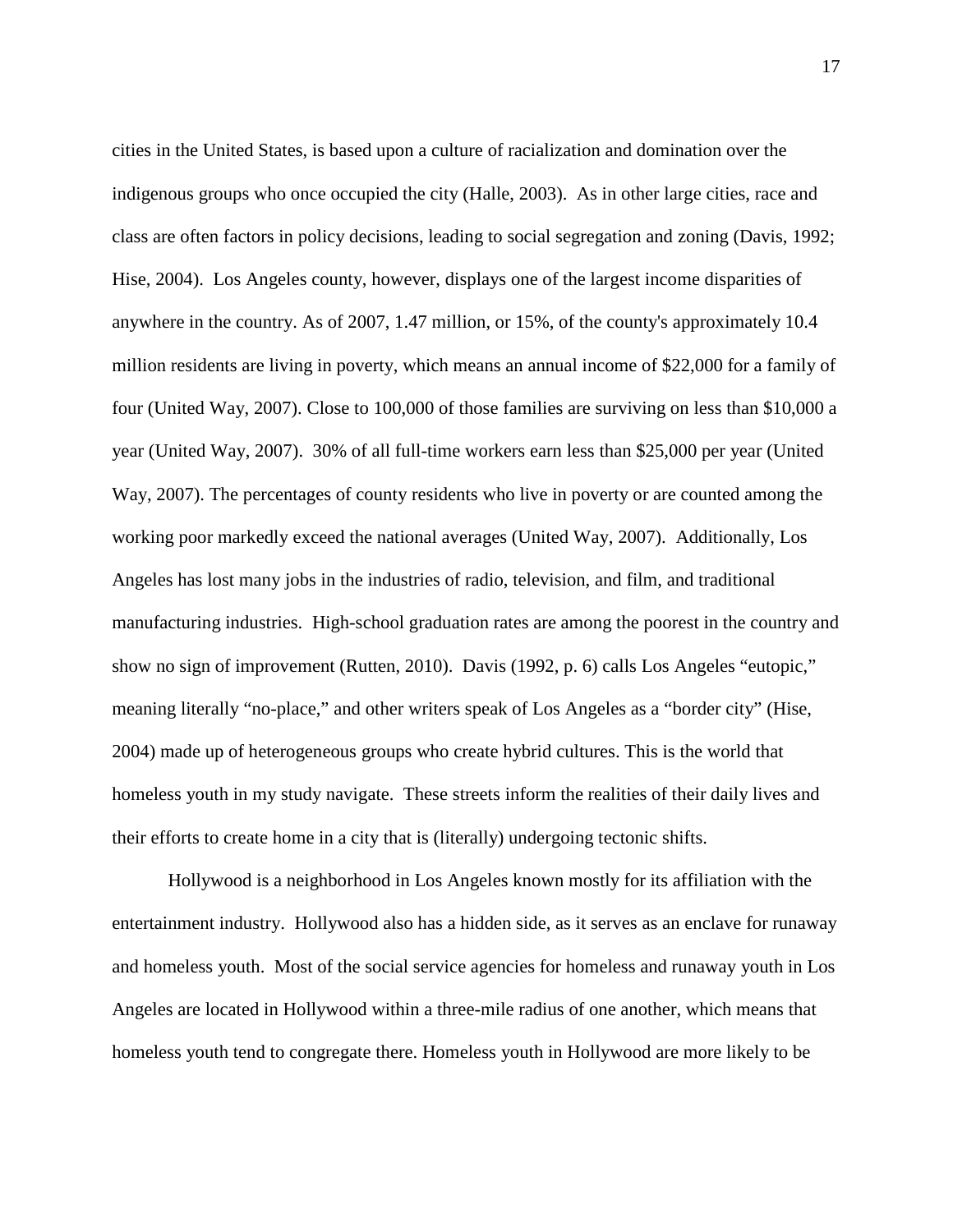cities in the United States, is based upon a culture of racialization and domination over the indigenous groups who once occupied the city (Halle, 2003). As in other large cities, race and class are often factors in policy decisions, leading to social segregation and zoning (Davis, 1992; Hise, 2004). Los Angeles county, however, displays one of the largest income disparities of anywhere in the country. As of 2007, 1.47 million, or 15%, of the county's approximately 10.4 million residents are living in poverty, which means an annual income of $22,000 for a family of four (United Way, 2007). Close to 100,000 of those families are surviving on less than $10,000 a year (United Way, 2007). 30% of all full-time workers earn less than $25,000 per year (United Way, 2007). The percentages of county residents who live in poverty or are counted among the working poor markedly exceed the national averages (United Way, 2007). Additionally, Los Angeles has lost many jobs in the industries of radio, television, and film, and traditional manufacturing industries. High-school graduation rates are among the poorest in the country and show no sign of improvement (Rutten, 2010). Davis (1992, p. 6) calls Los Angeles "eutopic," meaning literally "no-place," and other writers speak of Los Angeles as a "border city" (Hise, 2004) made up of heterogeneous groups who create hybrid cultures. This is the world that homeless youth in my study navigate. These streets inform the realities of their daily lives and their efforts to create home in a city that is (literally) undergoing tectonic shifts.

Hollywood is a neighborhood in Los Angeles known mostly for its affiliation with the entertainment industry. Hollywood also has a hidden side, as it serves as an enclave for runaway and homeless youth. Most of the social service agencies for homeless and runaway youth in Los Angeles are located in Hollywood within a three-mile radius of one another, which means that homeless youth tend to congregate there. Homeless youth in Hollywood are more likely to be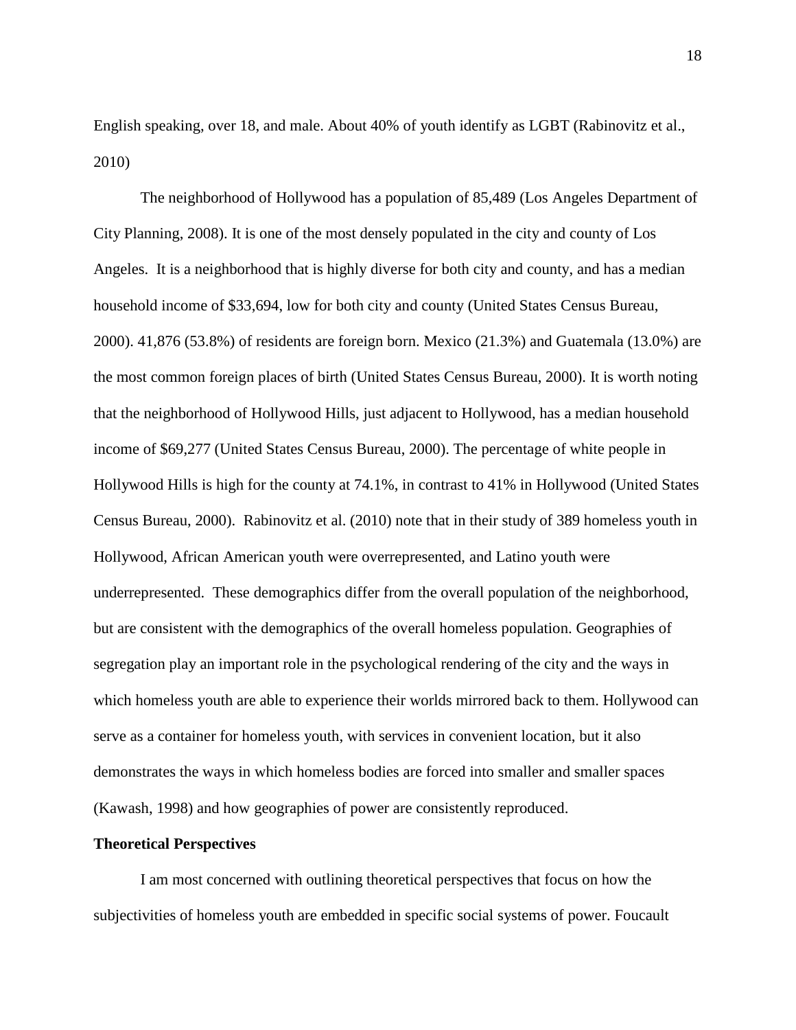English speaking, over 18, and male. About 40% of youth identify as LGBT (Rabinovitz et al., 2010)

The neighborhood of Hollywood has a population of 85,489 (Los Angeles Department of City Planning, 2008). It is one of the most densely populated in the city and county of Los Angeles. It is a neighborhood that is highly diverse for both city and county, and has a median household income of $33,694, low for both city and county (United States Census Bureau, 2000). 41,876 (53.8%) of residents are foreign born. Mexico (21.3%) and Guatemala (13.0%) are the most common foreign places of birth (United States Census Bureau, 2000). It is worth noting that the neighborhood of Hollywood Hills, just adjacent to Hollywood, has a median household income of $69,277 (United States Census Bureau, 2000). The percentage of white people in Hollywood Hills is high for the county at 74.1%, in contrast to 41% in Hollywood (United States Census Bureau, 2000). Rabinovitz et al. (2010) note that in their study of 389 homeless youth in Hollywood, African American youth were overrepresented, and Latino youth were underrepresented. These demographics differ from the overall population of the neighborhood, but are consistent with the demographics of the overall homeless population. Geographies of segregation play an important role in the psychological rendering of the city and the ways in which homeless youth are able to experience their worlds mirrored back to them. Hollywood can serve as a container for homeless youth, with services in convenient location, but it also demonstrates the ways in which homeless bodies are forced into smaller and smaller spaces (Kawash, 1998) and how geographies of power are consistently reproduced.

**Theoretical Perspectives**

I am most concerned with outlining theoretical perspectives that focus on how the subjectivities of homeless youth are embedded in specific social systems of power. Foucault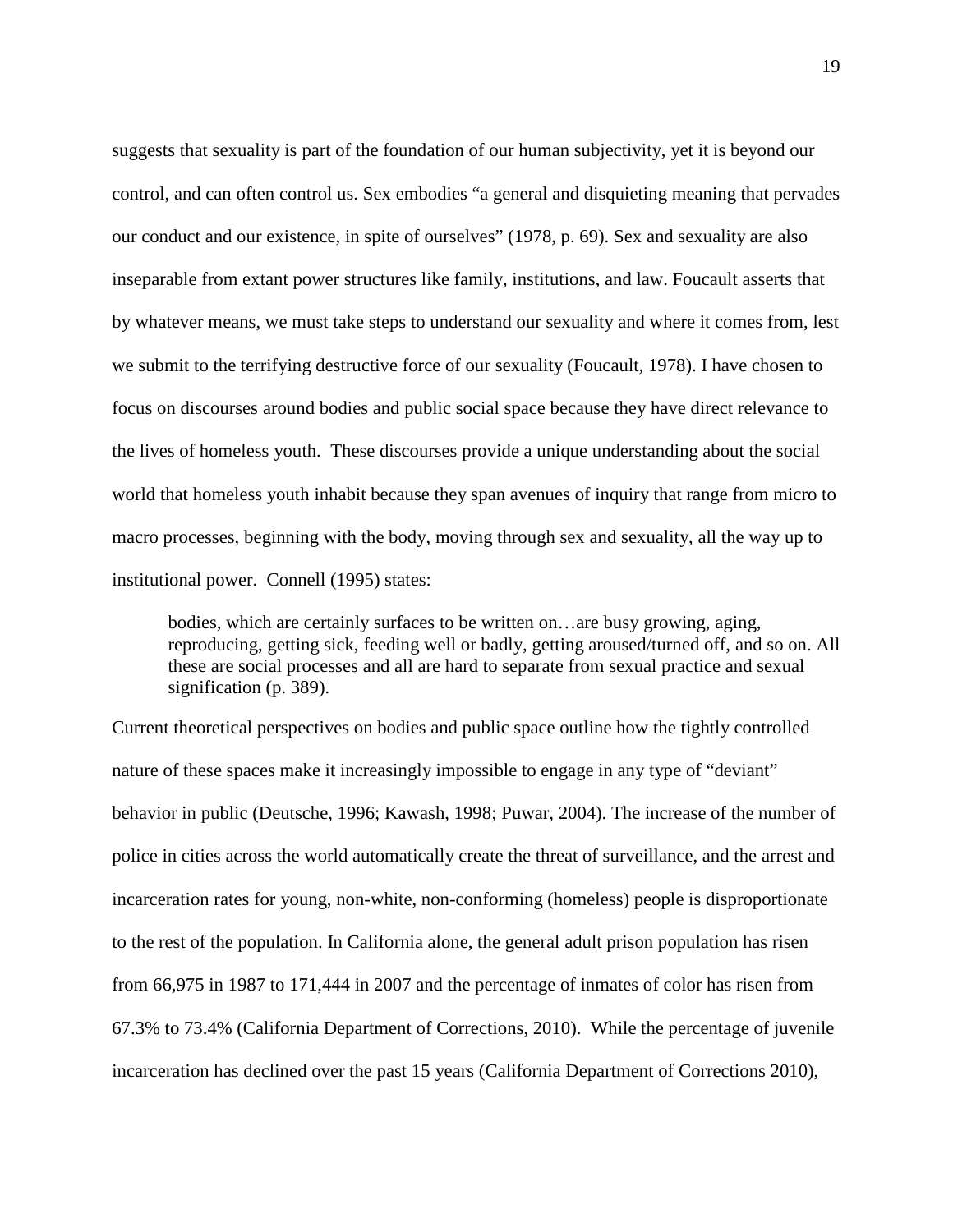suggests that sexuality is part of the foundation of our human subjectivity, yet it is beyond our control, and can often control us. Sex embodies "a general and disquieting meaning that pervades our conduct and our existence, in spite of ourselves" (1978, p. 69). Sex and sexuality are also inseparable from extant power structures like family, institutions, and law. Foucault asserts that by whatever means, we must take steps to understand our sexuality and where it comes from, lest we submit to the terrifying destructive force of our sexuality (Foucault, 1978). I have chosen to focus on discourses around bodies and public social space because they have direct relevance to the lives of homeless youth. These discourses provide a unique understanding about the social world that homeless youth inhabit because they span avenues of inquiry that range from micro to macro processes, beginning with the body, moving through sex and sexuality, all the way up to institutional power. Connell (1995) states:

> bodies, which are certainly surfaces to be written on…are busy growing, aging, reproducing, getting sick, feeding well or badly, getting aroused/turned off, and so on. All these are social processes and all are hard to separate from sexual practice and sexual signification (p. 389).

Current theoretical perspectives on bodies and public space outline how the tightly controlled nature of these spaces make it increasingly impossible to engage in any type of "deviant" behavior in public (Deutsche, 1996; Kawash, 1998; Puwar, 2004). The increase of the number of police in cities across the world automatically create the threat of surveillance, and the arrest and incarceration rates for young, non-white, non-conforming (homeless) people is disproportionate to the rest of the population. In California alone, the general adult prison population has risen from 66,975 in 1987 to 171,444 in 2007 and the percentage of inmates of color has risen from 67.3% to 73.4% (California Department of Corrections, 2010). While the percentage of juvenile incarceration has declined over the past 15 years (California Department of Corrections 2010),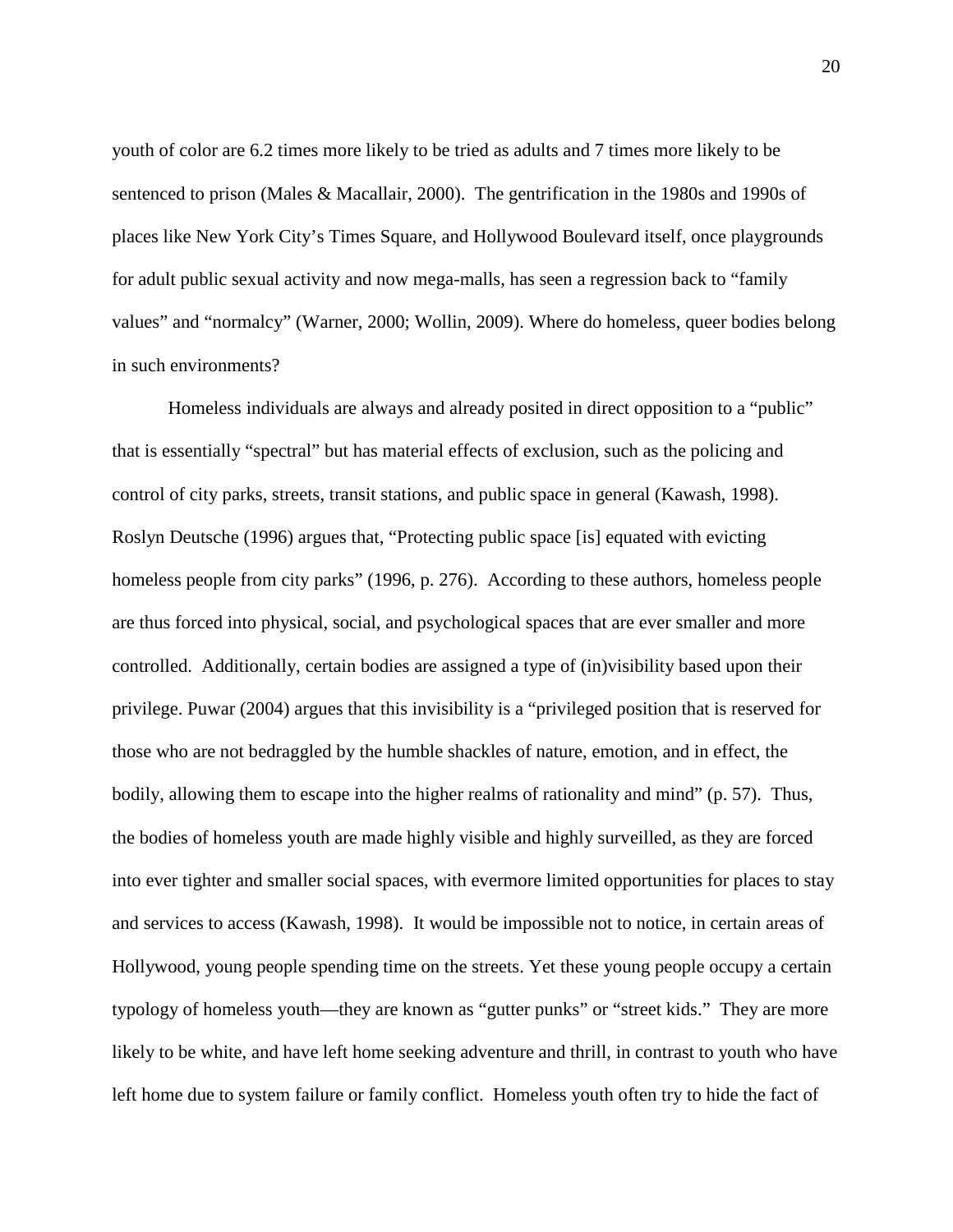youth of color are 6.2 times more likely to be tried as adults and 7 times more likely to be sentenced to prison (Males & Macallair, 2000). The gentrification in the 1980s and 1990s of places like New York City's Times Square, and Hollywood Boulevard itself, once playgrounds for adult public sexual activity and now mega-malls, has seen a regression back to "family values" and "normalcy" (Warner, 2000; Wollin, 2009). Where do homeless, queer bodies belong in such environments?

Homeless individuals are always and already posited in direct opposition to a "public" that is essentially "spectral" but has material effects of exclusion, such as the policing and control of city parks, streets, transit stations, and public space in general (Kawash, 1998). Roslyn Deutsche (1996) argues that, "Protecting public space [is] equated with evicting homeless people from city parks" (1996, p. 276). According to these authors, homeless people are thus forced into physical, social, and psychological spaces that are ever smaller and more controlled. Additionally, certain bodies are assigned a type of (in)visibility based upon their privilege. Puwar (2004) argues that this invisibility is a "privileged position that is reserved for those who are not bedraggled by the humble shackles of nature, emotion, and in effect, the bodily, allowing them to escape into the higher realms of rationality and mind" (p. 57). Thus, the bodies of homeless youth are made highly visible and highly surveilled, as they are forced into ever tighter and smaller social spaces, with evermore limited opportunities for places to stay and services to access (Kawash, 1998). It would be impossible not to notice, in certain areas of Hollywood, young people spending time on the streets. Yet these young people occupy a certain typology of homeless youth—they are known as "gutter punks" or "street kids." They are more likely to be white, and have left home seeking adventure and thrill, in contrast to youth who have left home due to system failure or family conflict. Homeless youth often try to hide the fact of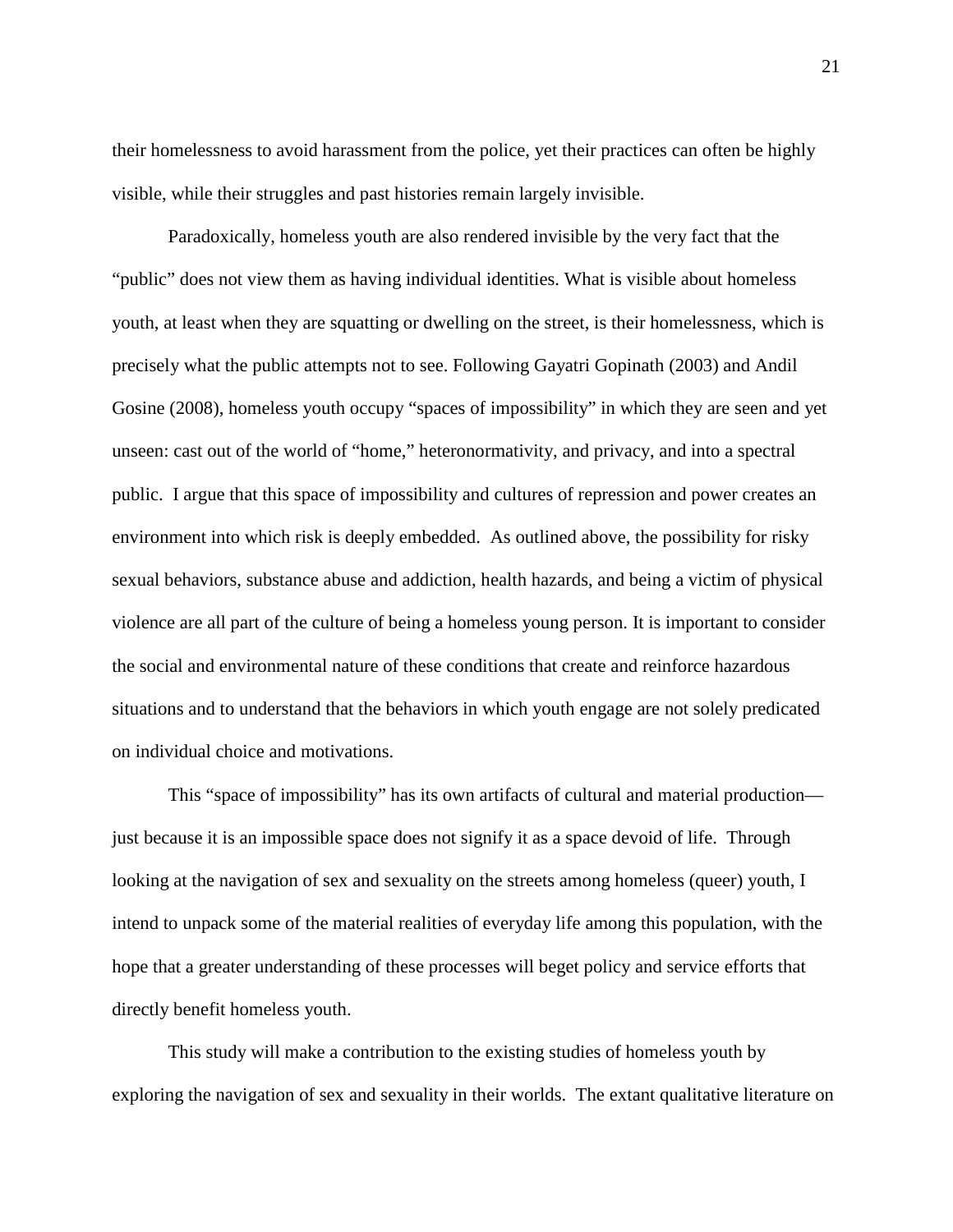their homelessness to avoid harassment from the police, yet their practices can often be highly visible, while their struggles and past histories remain largely invisible.

Paradoxically, homeless youth are also rendered invisible by the very fact that the "public" does not view them as having individual identities. What is visible about homeless youth, at least when they are squatting or dwelling on the street, is their homelessness, which is precisely what the public attempts not to see. Following Gayatri Gopinath (2003) and Andil Gosine (2008), homeless youth occupy "spaces of impossibility" in which they are seen and yet unseen: cast out of the world of "home," heteronormativity, and privacy, and into a spectral public. I argue that this space of impossibility and cultures of repression and power creates an environment into which risk is deeply embedded. As outlined above, the possibility for risky sexual behaviors, substance abuse and addiction, health hazards, and being a victim of physical violence are all part of the culture of being a homeless young person. It is important to consider the social and environmental nature of these conditions that create and reinforce hazardous situations and to understand that the behaviors in which youth engage are not solely predicated on individual choice and motivations.

This "space of impossibility" has its own artifacts of cultural and material production—just because it is an impossible space does not signify it as a space devoid of life. Through looking at the navigation of sex and sexuality on the streets among homeless (queer) youth, I intend to unpack some of the material realities of everyday life among this population, with the hope that a greater understanding of these processes will beget policy and service efforts that directly benefit homeless youth.

This study will make a contribution to the existing studies of homeless youth by exploring the navigation of sex and sexuality in their worlds. The extant qualitative literature on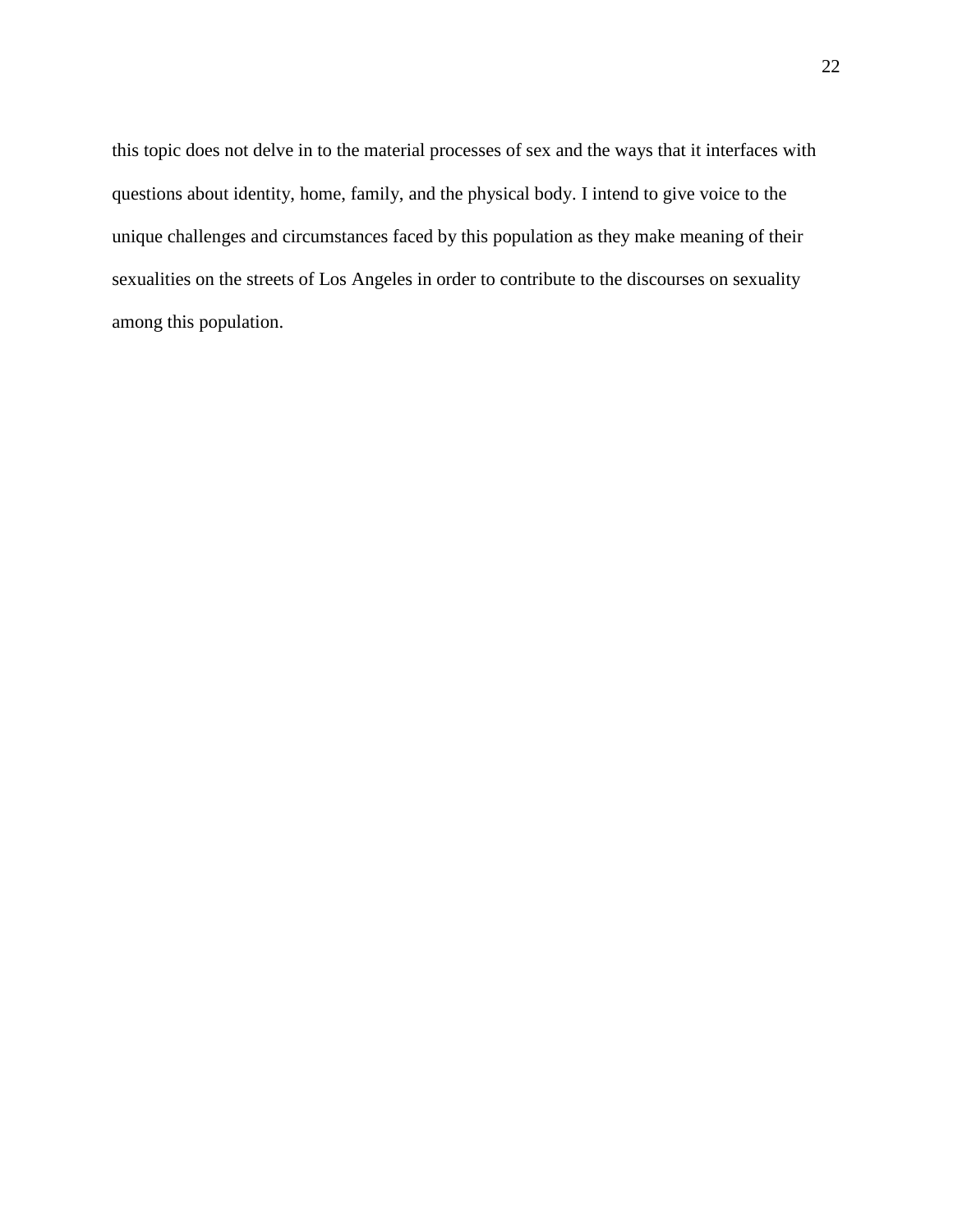this topic does not delve in to the material processes of sex and the ways that it interfaces with questions about identity, home, family, and the physical body. I intend to give voice to the unique challenges and circumstances faced by this population as they make meaning of their sexualities on the streets of Los Angeles in order to contribute to the discourses on sexuality among this population.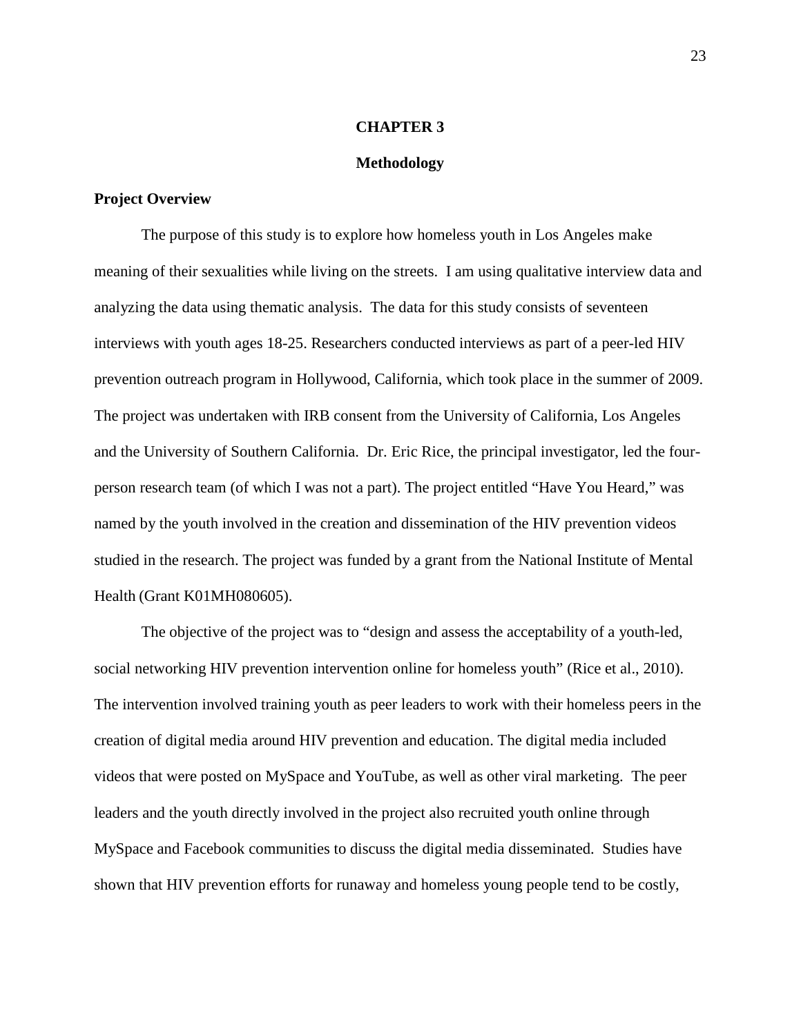# CHAPTER 3

## Methodology

### Project Overview

The purpose of this study is to explore how homeless youth in Los Angeles make meaning of their sexualities while living on the streets. I am using qualitative interview data and analyzing the data using thematic analysis. The data for this study consists of seventeen interviews with youth ages 18-25. Researchers conducted interviews as part of a peer-led HIV prevention outreach program in Hollywood, California, which took place in the summer of 2009. The project was undertaken with IRB consent from the University of California, Los Angeles and the University of Southern California. Dr. Eric Rice, the principal investigator, led the four-person research team (of which I was not a part). The project entitled "Have You Heard," was named by the youth involved in the creation and dissemination of the HIV prevention videos studied in the research. The project was funded by a grant from the National Institute of Mental Health (Grant K01MH080605).

The objective of the project was to "design and assess the acceptability of a youth-led, social networking HIV prevention intervention online for homeless youth" (Rice et al., 2010). The intervention involved training youth as peer leaders to work with their homeless peers in the creation of digital media around HIV prevention and education. The digital media included videos that were posted on MySpace and YouTube, as well as other viral marketing. The peer leaders and the youth directly involved in the project also recruited youth online through MySpace and Facebook communities to discuss the digital media disseminated. Studies have shown that HIV prevention efforts for runaway and homeless young people tend to be costly,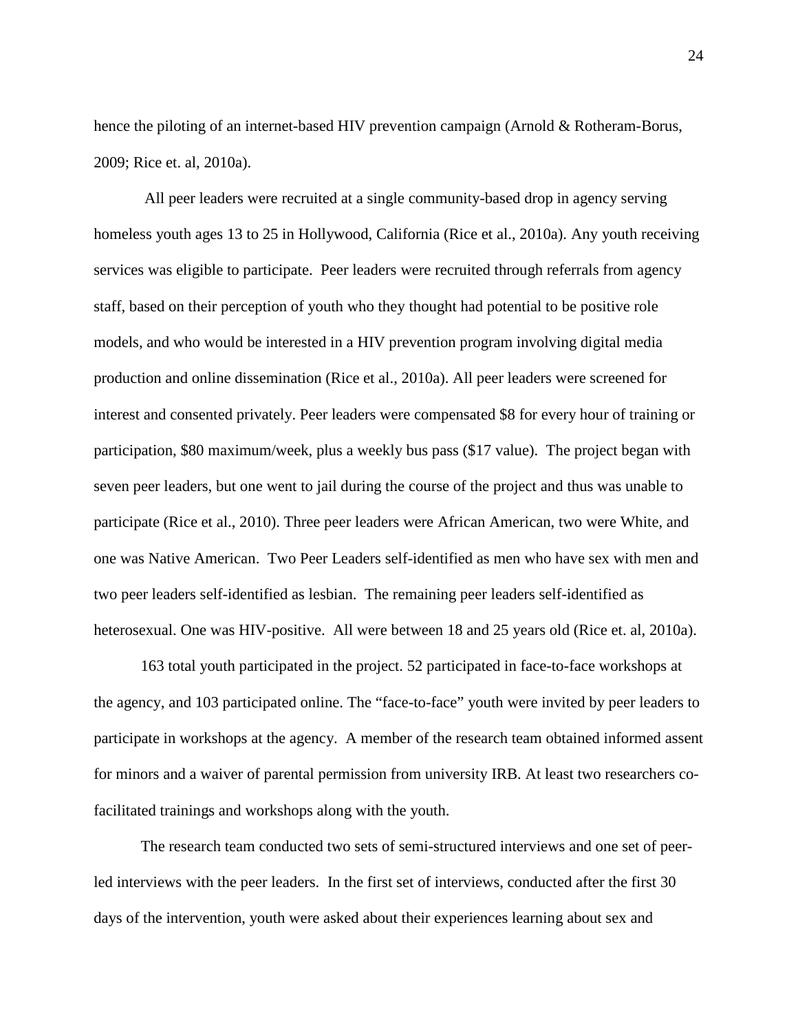hence the piloting of an internet-based HIV prevention campaign (Arnold & Rotheram-Borus, 2009; Rice et. al, 2010a).

All peer leaders were recruited at a single community-based drop in agency serving homeless youth ages 13 to 25 in Hollywood, California (Rice et al., 2010a). Any youth receiving services was eligible to participate. Peer leaders were recruited through referrals from agency staff, based on their perception of youth who they thought had potential to be positive role models, and who would be interested in a HIV prevention program involving digital media production and online dissemination (Rice et al., 2010a). All peer leaders were screened for interest and consented privately. Peer leaders were compensated $8 for every hour of training or participation, $80 maximum/week, plus a weekly bus pass ($17 value). The project began with seven peer leaders, but one went to jail during the course of the project and thus was unable to participate (Rice et al., 2010). Three peer leaders were African American, two were White, and one was Native American. Two Peer Leaders self-identified as men who have sex with men and two peer leaders self-identified as lesbian. The remaining peer leaders self-identified as heterosexual. One was HIV-positive. All were between 18 and 25 years old (Rice et. al, 2010a).

163 total youth participated in the project. 52 participated in face-to-face workshops at the agency, and 103 participated online. The "face-to-face" youth were invited by peer leaders to participate in workshops at the agency. A member of the research team obtained informed assent for minors and a waiver of parental permission from university IRB. At least two researchers co-facilitated trainings and workshops along with the youth.

The research team conducted two sets of semi-structured interviews and one set of peer-led interviews with the peer leaders. In the first set of interviews, conducted after the first 30 days of the intervention, youth were asked about their experiences learning about sex and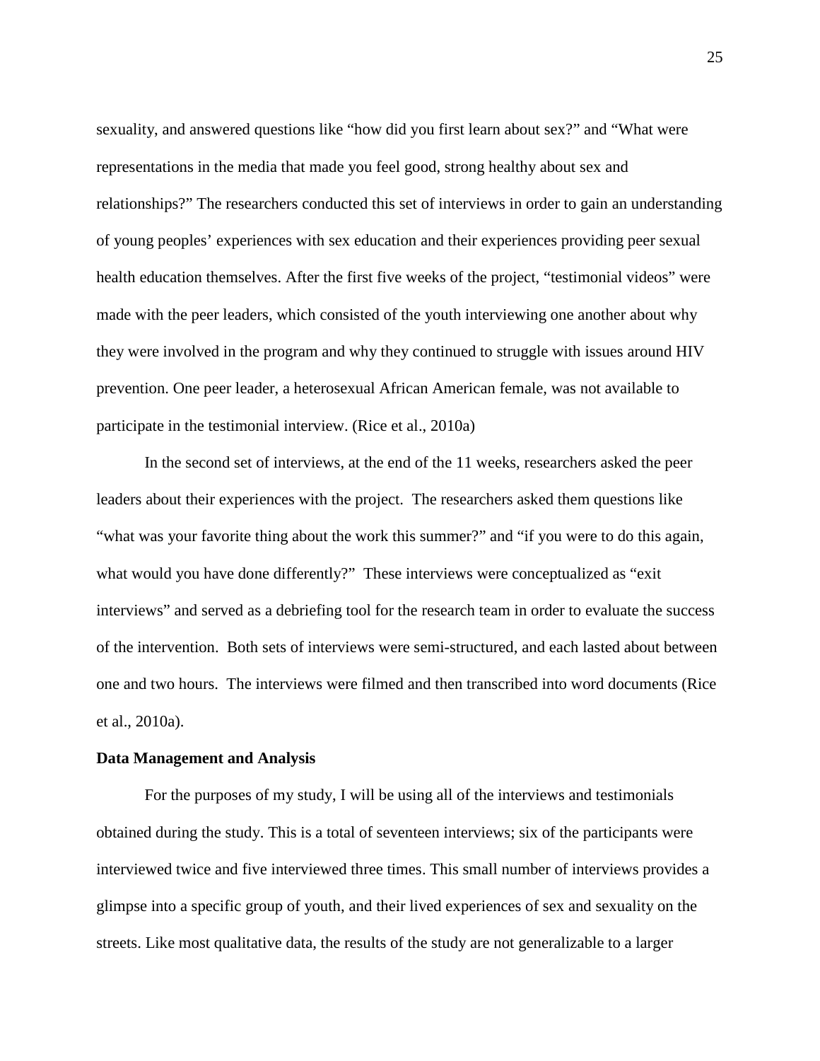sexuality, and answered questions like "how did you first learn about sex?" and "What were representations in the media that made you feel good, strong healthy about sex and relationships?" The researchers conducted this set of interviews in order to gain an understanding of young peoples' experiences with sex education and their experiences providing peer sexual health education themselves. After the first five weeks of the project, "testimonial videos" were made with the peer leaders, which consisted of the youth interviewing one another about why they were involved in the program and why they continued to struggle with issues around HIV prevention. One peer leader, a heterosexual African American female, was not available to participate in the testimonial interview. (Rice et al., 2010a)

In the second set of interviews, at the end of the 11 weeks, researchers asked the peer leaders about their experiences with the project. The researchers asked them questions like "what was your favorite thing about the work this summer?" and "if you were to do this again, what would you have done differently?" These interviews were conceptualized as "exit interviews" and served as a debriefing tool for the research team in order to evaluate the success of the intervention. Both sets of interviews were semi-structured, and each lasted about between one and two hours. The interviews were filmed and then transcribed into word documents (Rice et al., 2010a).

**Data Management and Analysis**

For the purposes of my study, I will be using all of the interviews and testimonials obtained during the study. This is a total of seventeen interviews; six of the participants were interviewed twice and five interviewed three times. This small number of interviews provides a glimpse into a specific group of youth, and their lived experiences of sex and sexuality on the streets. Like most qualitative data, the results of the study are not generalizable to a larger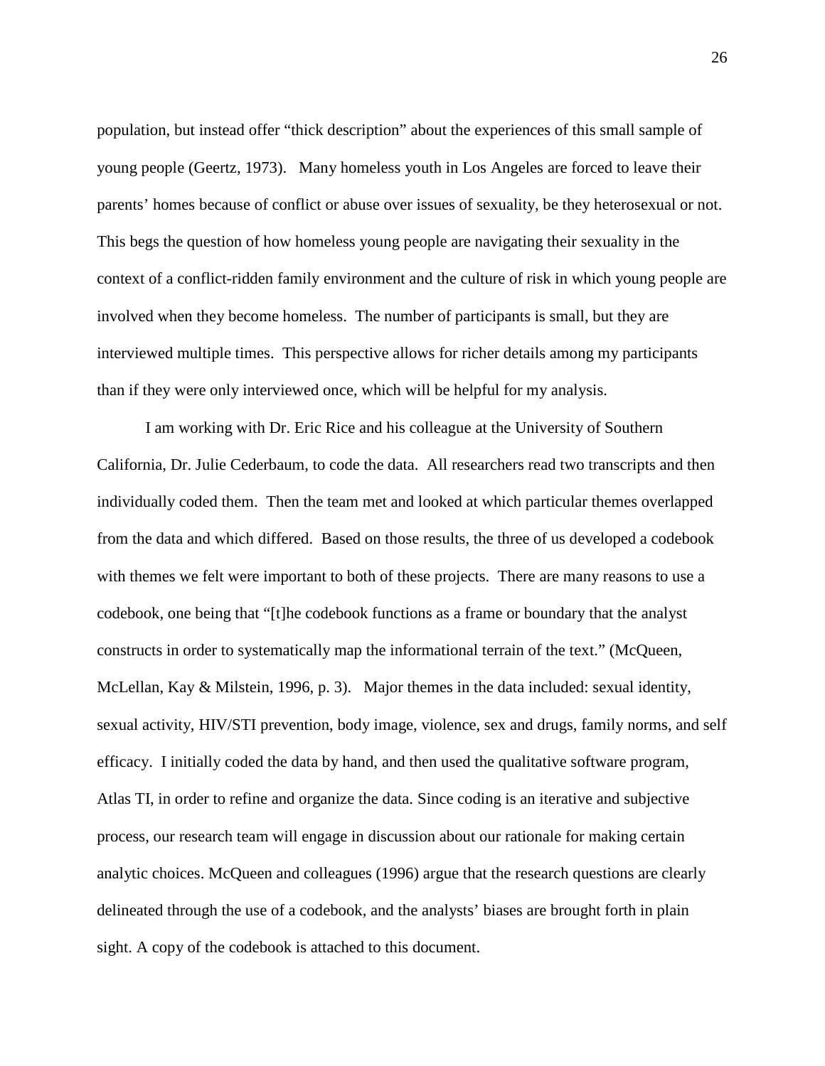population, but instead offer “thick description” about the experiences of this small sample of young people (Geertz, 1973). Many homeless youth in Los Angeles are forced to leave their parents’ homes because of conflict or abuse over issues of sexuality, be they heterosexual or not. This begs the question of how homeless young people are navigating their sexuality in the context of a conflict-ridden family environment and the culture of risk in which young people are involved when they become homeless. The number of participants is small, but they are interviewed multiple times. This perspective allows for richer details among my participants than if they were only interviewed once, which will be helpful for my analysis.

I am working with Dr. Eric Rice and his colleague at the University of Southern California, Dr. Julie Cederbaum, to code the data. All researchers read two transcripts and then individually coded them. Then the team met and looked at which particular themes overlapped from the data and which differed. Based on those results, the three of us developed a codebook with themes we felt were important to both of these projects. There are many reasons to use a codebook, one being that “[t]he codebook functions as a frame or boundary that the analyst constructs in order to systematically map the informational terrain of the text.” (McQueen, McLellan, Kay & Milstein, 1996, p. 3). Major themes in the data included: sexual identity, sexual activity, HIV/STI prevention, body image, violence, sex and drugs, family norms, and self efficacy. I initially coded the data by hand, and then used the qualitative software program, Atlas TI, in order to refine and organize the data. Since coding is an iterative and subjective process, our research team will engage in discussion about our rationale for making certain analytic choices. McQueen and colleagues (1996) argue that the research questions are clearly delineated through the use of a codebook, and the analysts’ biases are brought forth in plain sight. A copy of the codebook is attached to this document.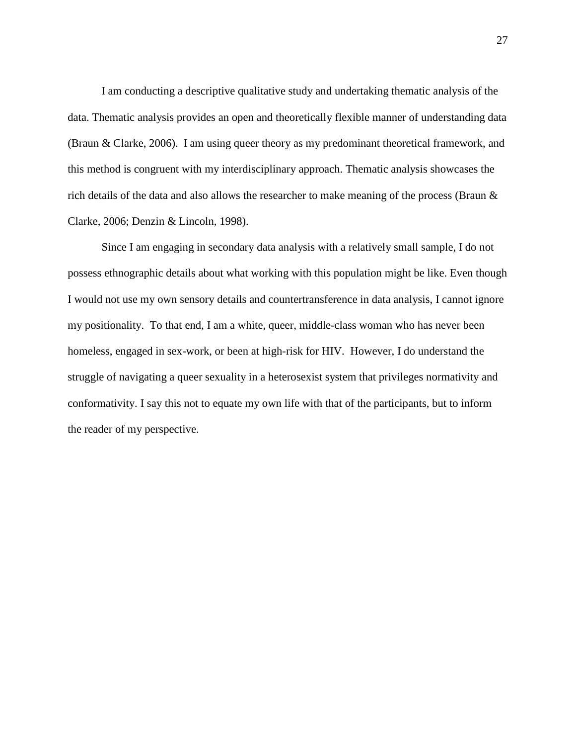I am conducting a descriptive qualitative study and undertaking thematic analysis of the data. Thematic analysis provides an open and theoretically flexible manner of understanding data (Braun & Clarke, 2006). I am using queer theory as my predominant theoretical framework, and this method is congruent with my interdisciplinary approach. Thematic analysis showcases the rich details of the data and also allows the researcher to make meaning of the process (Braun & Clarke, 2006; Denzin & Lincoln, 1998).

Since I am engaging in secondary data analysis with a relatively small sample, I do not possess ethnographic details about what working with this population might be like. Even though I would not use my own sensory details and countertransference in data analysis, I cannot ignore my positionality. To that end, I am a white, queer, middle-class woman who has never been homeless, engaged in sex-work, or been at high-risk for HIV. However, I do understand the struggle of navigating a queer sexuality in a heterosexist system that privileges normativity and conformativity. I say this not to equate my own life with that of the participants, but to inform the reader of my perspective.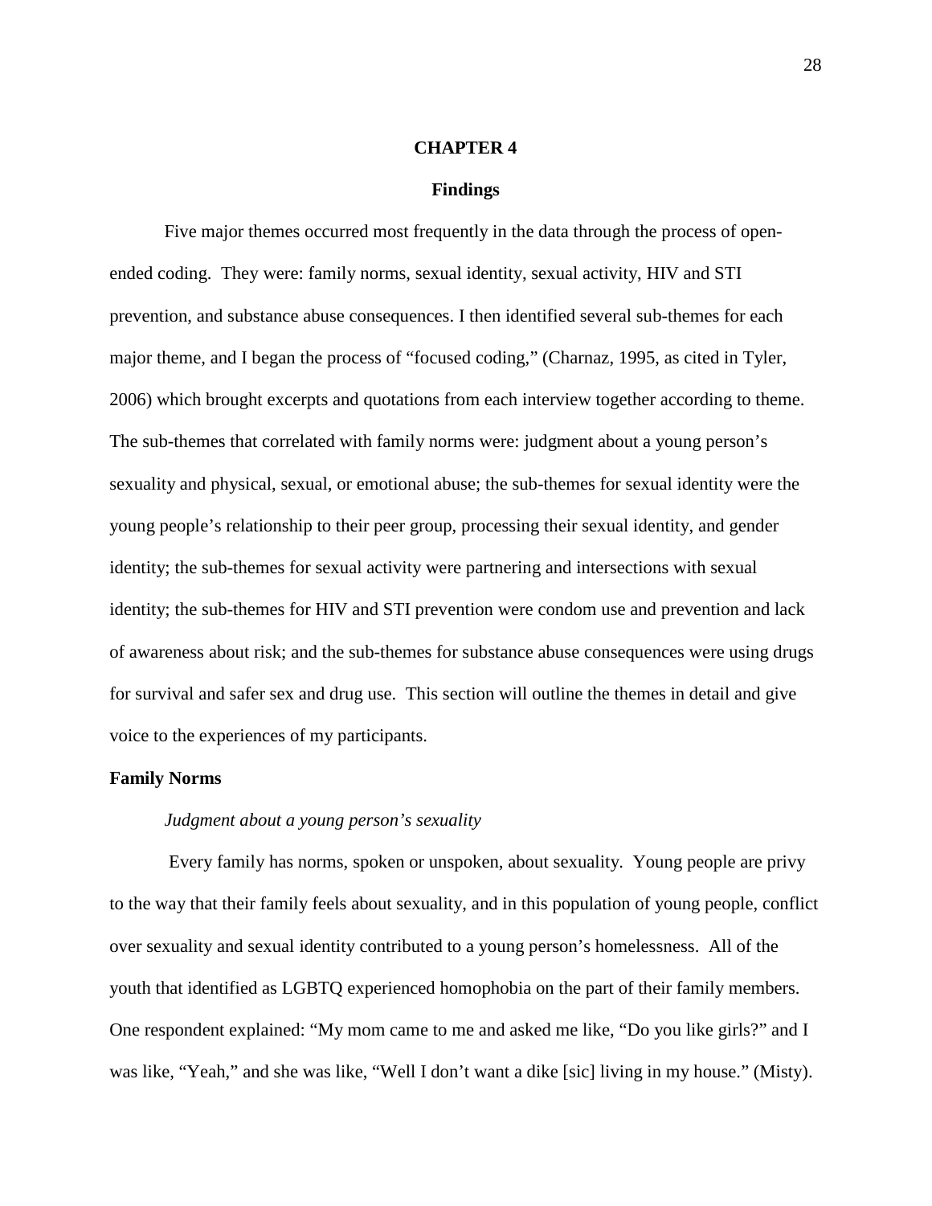# CHAPTER 4

## Findings

Five major themes occurred most frequently in the data through the process of open-ended coding. They were: family norms, sexual identity, sexual activity, HIV and STI prevention, and substance abuse consequences. I then identified several sub-themes for each major theme, and I began the process of "focused coding," (Charnaz, 1995, as cited in Tyler, 2006) which brought excerpts and quotations from each interview together according to theme. The sub-themes that correlated with family norms were: judgment about a young person's sexuality and physical, sexual, or emotional abuse; the sub-themes for sexual identity were the young people's relationship to their peer group, processing their sexual identity, and gender identity; the sub-themes for sexual activity were partnering and intersections with sexual identity; the sub-themes for HIV and STI prevention were condom use and prevention and lack of awareness about risk; and the sub-themes for substance abuse consequences were using drugs for survival and safer sex and drug use. This section will outline the themes in detail and give voice to the experiences of my participants.

### Family Norms

#### *Judgment about a young person's sexuality*

Every family has norms, spoken or unspoken, about sexuality. Young people are privy to the way that their family feels about sexuality, and in this population of young people, conflict over sexuality and sexual identity contributed to a young person's homelessness. All of the youth that identified as LGBTQ experienced homophobia on the part of their family members. One respondent explained: "My mom came to me and asked me like, "Do you like girls?" and I was like, "Yeah," and she was like, "Well I don't want a dike [sic] living in my house." (Misty).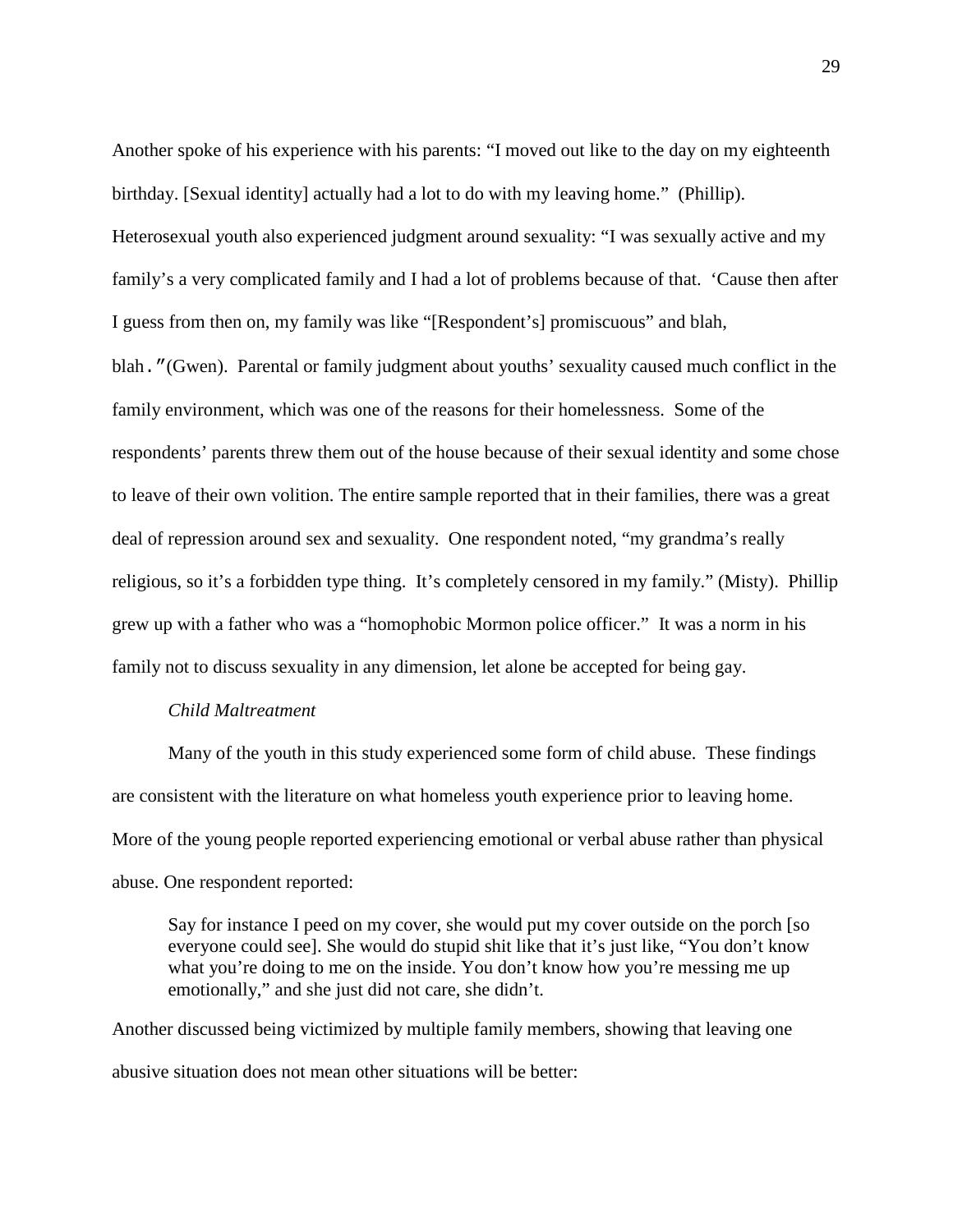Another spoke of his experience with his parents: "I moved out like to the day on my eighteenth birthday. [Sexual identity] actually had a lot to do with my leaving home." (Phillip). Heterosexual youth also experienced judgment around sexuality: "I was sexually active and my family's a very complicated family and I had a lot of problems because of that. 'Cause then after I guess from then on, my family was like "[Respondent's] promiscuous" and blah, blah." (Gwen). Parental or family judgment about youths' sexuality caused much conflict in the family environment, which was one of the reasons for their homelessness. Some of the respondents' parents threw them out of the house because of their sexual identity and some chose to leave of their own volition. The entire sample reported that in their families, there was a great deal of repression around sex and sexuality. One respondent noted, "my grandma's really religious, so it's a forbidden type thing. It's completely censored in my family." (Misty). Phillip grew up with a father who was a "homophobic Mormon police officer." It was a norm in his family not to discuss sexuality in any dimension, let alone be accepted for being gay.

*Child Maltreatment*

Many of the youth in this study experienced some form of child abuse. These findings are consistent with the literature on what homeless youth experience prior to leaving home. More of the young people reported experiencing emotional or verbal abuse rather than physical abuse. One respondent reported:

> Say for instance I peed on my cover, she would put my cover outside on the porch [so everyone could see]. She would do stupid shit like that it's just like, "You don't know what you're doing to me on the inside. You don't know how you're messing me up emotionally," and she just did not care, she didn't.

Another discussed being victimized by multiple family members, showing that leaving one abusive situation does not mean other situations will be better: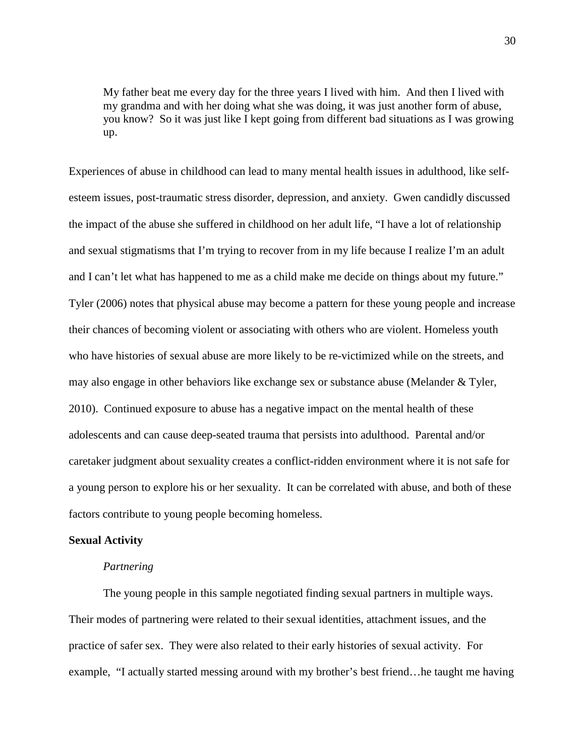> My father beat me every day for the three years I lived with him. And then I lived with my grandma and with her doing what she was doing, it was just another form of abuse, you know? So it was just like I kept going from different bad situations as I was growing up.

Experiences of abuse in childhood can lead to many mental health issues in adulthood, like self-esteem issues, post-traumatic stress disorder, depression, and anxiety. Gwen candidly discussed the impact of the abuse she suffered in childhood on her adult life, “I have a lot of relationship and sexual stigmatisms that I’m trying to recover from in my life because I realize I’m an adult and I can’t let what has happened to me as a child make me decide on things about my future.” Tyler (2006) notes that physical abuse may become a pattern for these young people and increase their chances of becoming violent or associating with others who are violent. Homeless youth who have histories of sexual abuse are more likely to be re-victimized while on the streets, and may also engage in other behaviors like exchange sex or substance abuse (Melander & Tyler, 2010). Continued exposure to abuse has a negative impact on the mental health of these adolescents and can cause deep-seated trauma that persists into adulthood. Parental and/or caretaker judgment about sexuality creates a conflict-ridden environment where it is not safe for a young person to explore his or her sexuality. It can be correlated with abuse, and both of these factors contribute to young people becoming homeless.

## Sexual Activity

### *Partnering*

The young people in this sample negotiated finding sexual partners in multiple ways. Their modes of partnering were related to their sexual identities, attachment issues, and the practice of safer sex. They were also related to their early histories of sexual activity. For example, “I actually started messing around with my brother’s best friend…he taught me having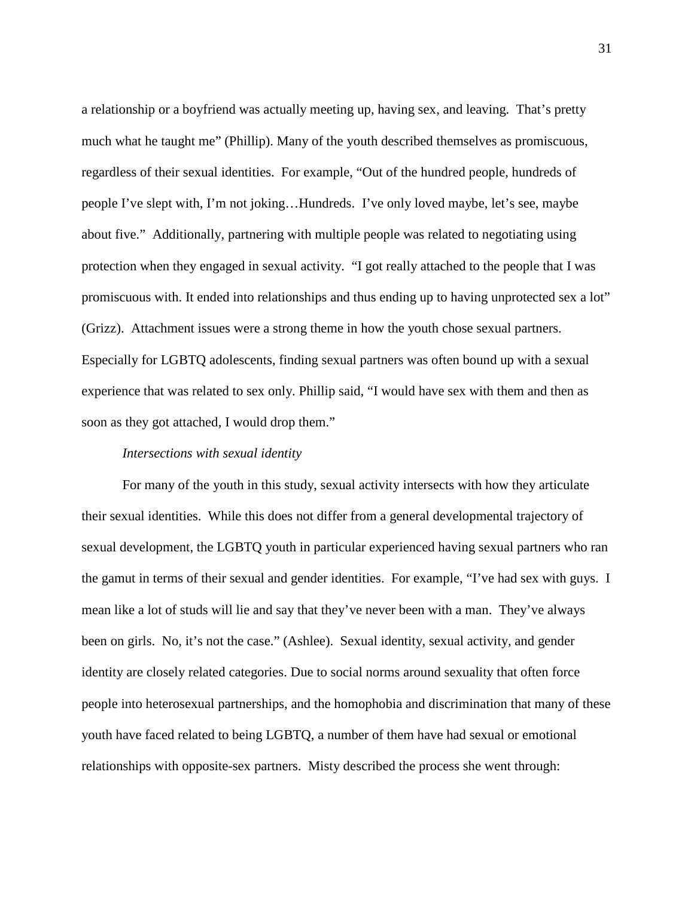a relationship or a boyfriend was actually meeting up, having sex, and leaving. That's pretty much what he taught me" (Phillip). Many of the youth described themselves as promiscuous, regardless of their sexual identities. For example, "Out of the hundred people, hundreds of people I've slept with, I'm not joking…Hundreds. I've only loved maybe, let's see, maybe about five." Additionally, partnering with multiple people was related to negotiating using protection when they engaged in sexual activity. "I got really attached to the people that I was promiscuous with. It ended into relationships and thus ending up to having unprotected sex a lot" (Grizz). Attachment issues were a strong theme in how the youth chose sexual partners. Especially for LGBTQ adolescents, finding sexual partners was often bound up with a sexual experience that was related to sex only. Phillip said, "I would have sex with them and then as soon as they got attached, I would drop them."

*Intersections with sexual identity*

For many of the youth in this study, sexual activity intersects with how they articulate their sexual identities. While this does not differ from a general developmental trajectory of sexual development, the LGBTQ youth in particular experienced having sexual partners who ran the gamut in terms of their sexual and gender identities. For example, "I've had sex with guys. I mean like a lot of studs will lie and say that they've never been with a man. They've always been on girls. No, it's not the case." (Ashlee). Sexual identity, sexual activity, and gender identity are closely related categories. Due to social norms around sexuality that often force people into heterosexual partnerships, and the homophobia and discrimination that many of these youth have faced related to being LGBTQ, a number of them have had sexual or emotional relationships with opposite-sex partners. Misty described the process she went through: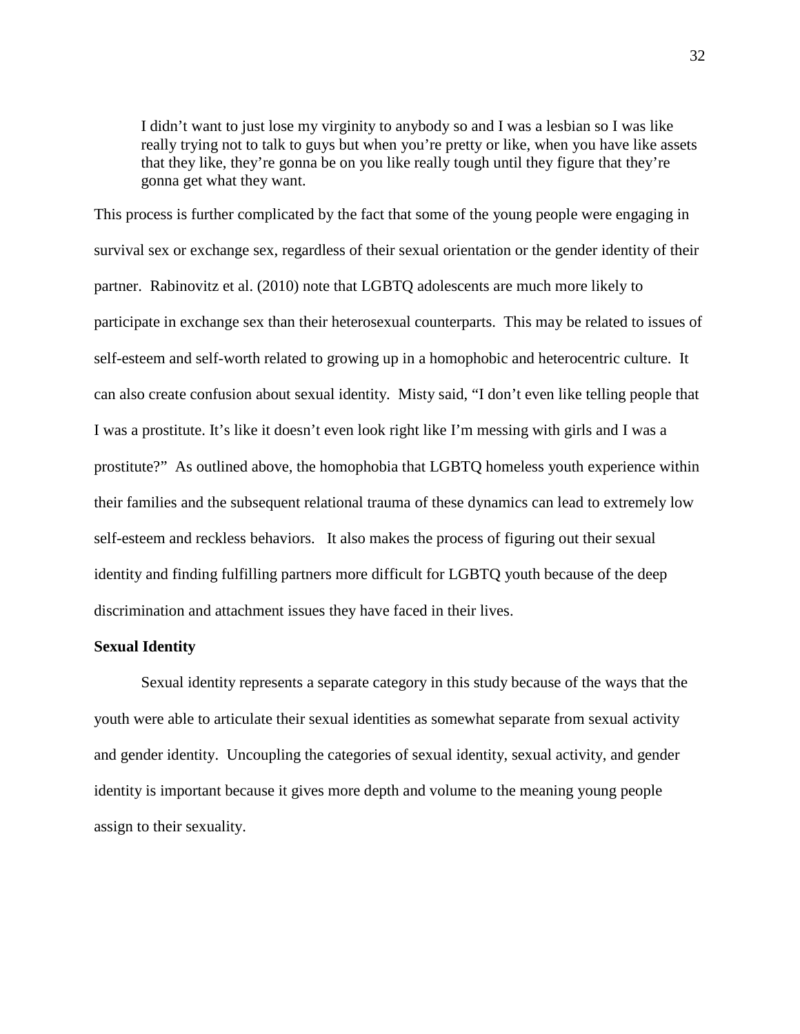> I didn't want to just lose my virginity to anybody so and I was a lesbian so I was like really trying not to talk to guys but when you're pretty or like, when you have like assets that they like, they're gonna be on you like really tough until they figure that they're gonna get what they want.

This process is further complicated by the fact that some of the young people were engaging in survival sex or exchange sex, regardless of their sexual orientation or the gender identity of their partner. Rabinovitz et al. (2010) note that LGBTQ adolescents are much more likely to participate in exchange sex than their heterosexual counterparts. This may be related to issues of self-esteem and self-worth related to growing up in a homophobic and heterocentric culture. It can also create confusion about sexual identity. Misty said, "I don't even like telling people that I was a prostitute. It's like it doesn't even look right like I'm messing with girls and I was a prostitute?" As outlined above, the homophobia that LGBTQ homeless youth experience within their families and the subsequent relational trauma of these dynamics can lead to extremely low self-esteem and reckless behaviors. It also makes the process of figuring out their sexual identity and finding fulfilling partners more difficult for LGBTQ youth because of the deep discrimination and attachment issues they have faced in their lives.

**Sexual Identity**

Sexual identity represents a separate category in this study because of the ways that the youth were able to articulate their sexual identities as somewhat separate from sexual activity and gender identity. Uncoupling the categories of sexual identity, sexual activity, and gender identity is important because it gives more depth and volume to the meaning young people assign to their sexuality.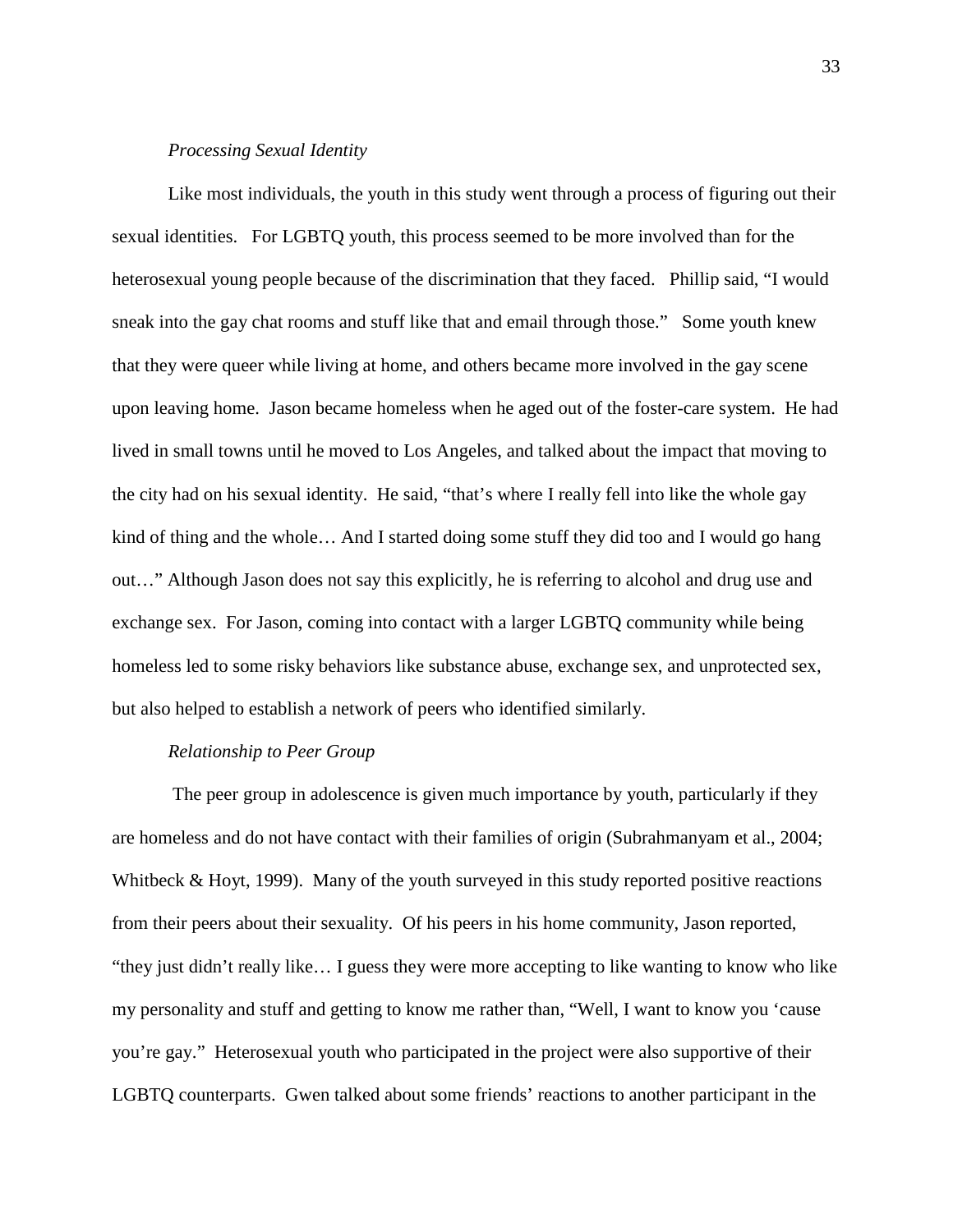*Processing Sexual Identity*

Like most individuals, the youth in this study went through a process of figuring out their sexual identities. For LGBTQ youth, this process seemed to be more involved than for the heterosexual young people because of the discrimination that they faced. Phillip said, "I would sneak into the gay chat rooms and stuff like that and email through those." Some youth knew that they were queer while living at home, and others became more involved in the gay scene upon leaving home. Jason became homeless when he aged out of the foster-care system. He had lived in small towns until he moved to Los Angeles, and talked about the impact that moving to the city had on his sexual identity. He said, "that's where I really fell into like the whole gay kind of thing and the whole… And I started doing some stuff they did too and I would go hang out…" Although Jason does not say this explicitly, he is referring to alcohol and drug use and exchange sex. For Jason, coming into contact with a larger LGBTQ community while being homeless led to some risky behaviors like substance abuse, exchange sex, and unprotected sex, but also helped to establish a network of peers who identified similarly.

*Relationship to Peer Group*

The peer group in adolescence is given much importance by youth, particularly if they are homeless and do not have contact with their families of origin (Subrahmanyam et al., 2004; Whitbeck & Hoyt, 1999). Many of the youth surveyed in this study reported positive reactions from their peers about their sexuality. Of his peers in his home community, Jason reported, "they just didn't really like… I guess they were more accepting to like wanting to know who like my personality and stuff and getting to know me rather than, "Well, I want to know you 'cause you're gay." Heterosexual youth who participated in the project were also supportive of their LGBTQ counterparts. Gwen talked about some friends' reactions to another participant in the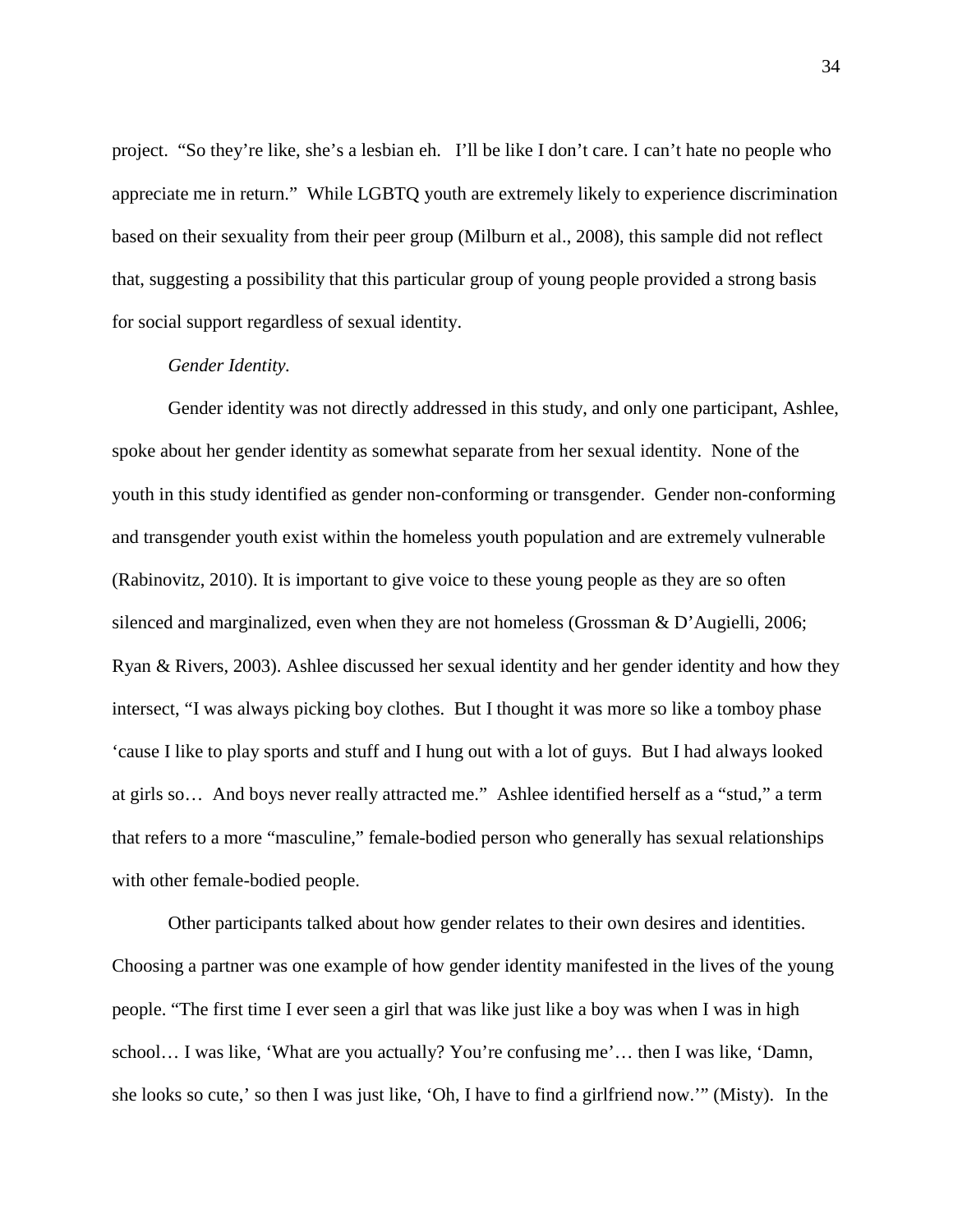project. "So they're like, she's a lesbian eh. I'll be like I don't care. I can't hate no people who appreciate me in return." While LGBTQ youth are extremely likely to experience discrimination based on their sexuality from their peer group (Milburn et al., 2008), this sample did not reflect that, suggesting a possibility that this particular group of young people provided a strong basis for social support regardless of sexual identity.

*Gender Identity.*

Gender identity was not directly addressed in this study, and only one participant, Ashlee, spoke about her gender identity as somewhat separate from her sexual identity. None of the youth in this study identified as gender non-conforming or transgender. Gender non-conforming and transgender youth exist within the homeless youth population and are extremely vulnerable (Rabinovitz, 2010). It is important to give voice to these young people as they are so often silenced and marginalized, even when they are not homeless (Grossman & D'Augielli, 2006; Ryan & Rivers, 2003). Ashlee discussed her sexual identity and her gender identity and how they intersect, "I was always picking boy clothes. But I thought it was more so like a tomboy phase 'cause I like to play sports and stuff and I hung out with a lot of guys. But I had always looked at girls so… And boys never really attracted me." Ashlee identified herself as a "stud," a term that refers to a more "masculine," female-bodied person who generally has sexual relationships with other female-bodied people.

Other participants talked about how gender relates to their own desires and identities. Choosing a partner was one example of how gender identity manifested in the lives of the young people. "The first time I ever seen a girl that was like just like a boy was when I was in high school… I was like, 'What are you actually? You're confusing me'… then I was like, 'Damn, she looks so cute,' so then I was just like, 'Oh, I have to find a girlfriend now.'" (Misty). In the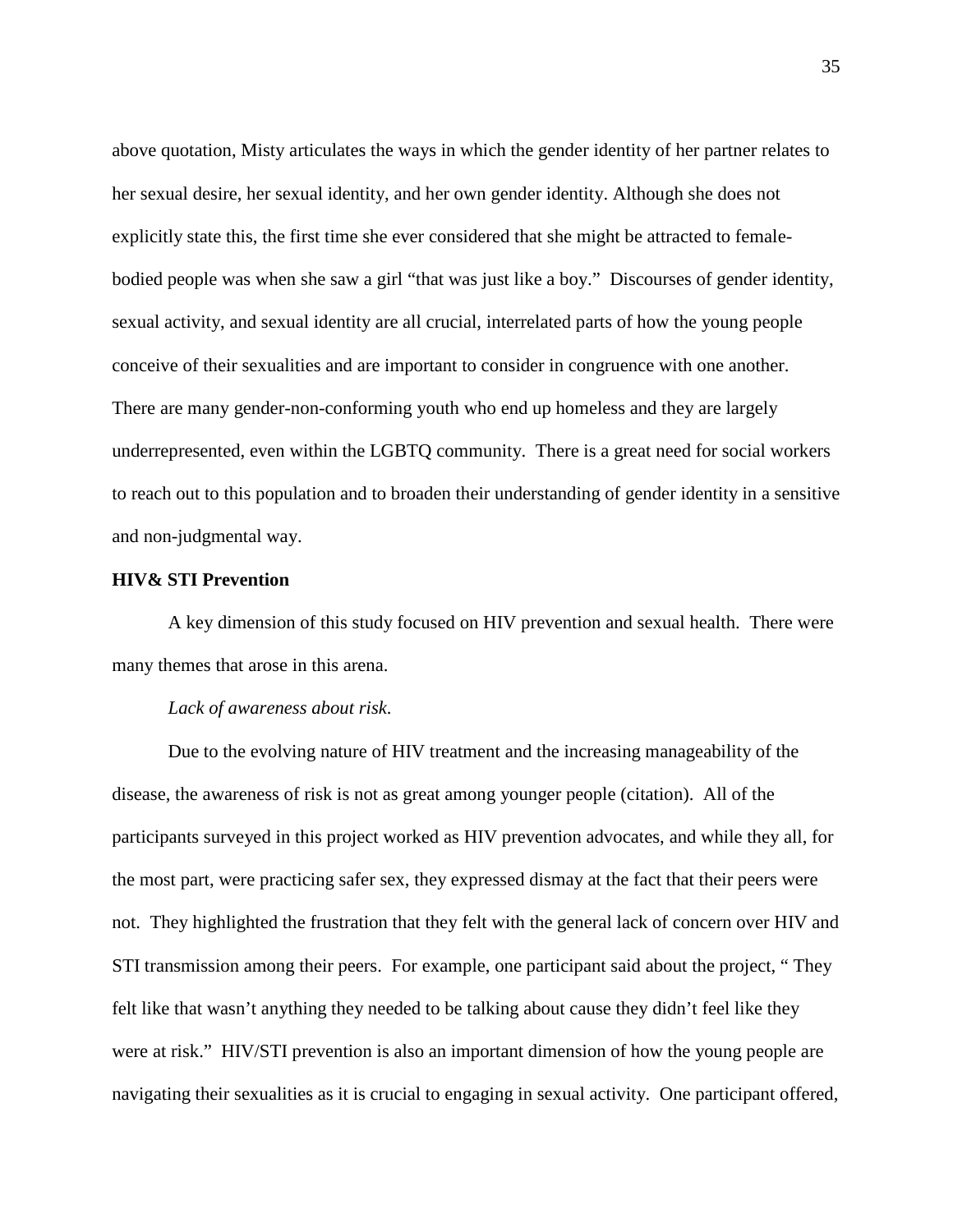above quotation, Misty articulates the ways in which the gender identity of her partner relates to her sexual desire, her sexual identity, and her own gender identity. Although she does not explicitly state this, the first time she ever considered that she might be attracted to female-bodied people was when she saw a girl "that was just like a boy." Discourses of gender identity, sexual activity, and sexual identity are all crucial, interrelated parts of how the young people conceive of their sexualities and are important to consider in congruence with one another. There are many gender-non-conforming youth who end up homeless and they are largely underrepresented, even within the LGBTQ community. There is a great need for social workers to reach out to this population and to broaden their understanding of gender identity in a sensitive and non-judgmental way.

## HIV& STI Prevention

A key dimension of this study focused on HIV prevention and sexual health. There were many themes that arose in this arena.

*Lack of awareness about risk.*

Due to the evolving nature of HIV treatment and the increasing manageability of the disease, the awareness of risk is not as great among younger people (citation). All of the participants surveyed in this project worked as HIV prevention advocates, and while they all, for the most part, were practicing safer sex, they expressed dismay at the fact that their peers were not. They highlighted the frustration that they felt with the general lack of concern over HIV and STI transmission among their peers. For example, one participant said about the project, " They felt like that wasn't anything they needed to be talking about cause they didn't feel like they were at risk." HIV/STI prevention is also an important dimension of how the young people are navigating their sexualities as it is crucial to engaging in sexual activity. One participant offered,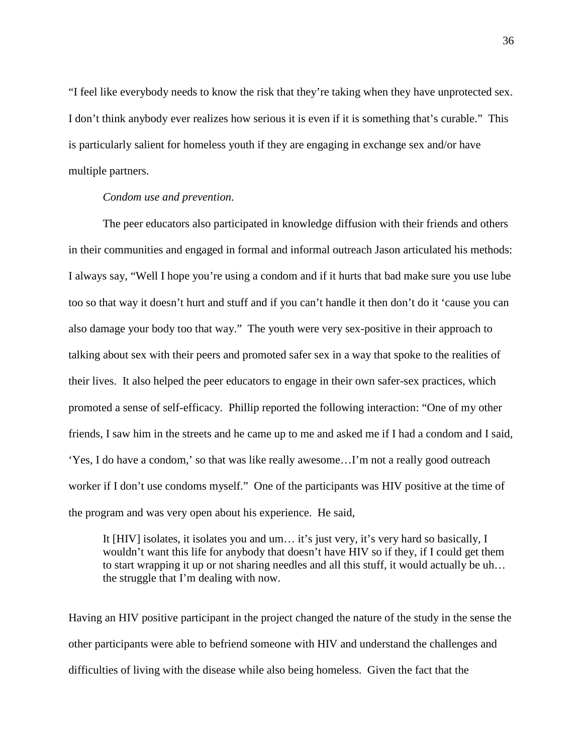"I feel like everybody needs to know the risk that they're taking when they have unprotected sex. I don't think anybody ever realizes how serious it is even if it is something that's curable." This is particularly salient for homeless youth if they are engaging in exchange sex and/or have multiple partners.

*Condom use and prevention.*

The peer educators also participated in knowledge diffusion with their friends and others in their communities and engaged in formal and informal outreach Jason articulated his methods: I always say, "Well I hope you're using a condom and if it hurts that bad make sure you use lube too so that way it doesn't hurt and stuff and if you can't handle it then don't do it 'cause you can also damage your body too that way." The youth were very sex-positive in their approach to talking about sex with their peers and promoted safer sex in a way that spoke to the realities of their lives. It also helped the peer educators to engage in their own safer-sex practices, which promoted a sense of self-efficacy. Phillip reported the following interaction: "One of my other friends, I saw him in the streets and he came up to me and asked me if I had a condom and I said, 'Yes, I do have a condom,' so that was like really awesome…I'm not a really good outreach worker if I don't use condoms myself." One of the participants was HIV positive at the time of the program and was very open about his experience. He said,

> It [HIV] isolates, it isolates you and um… it's just very, it's very hard so basically, I wouldn't want this life for anybody that doesn't have HIV so if they, if I could get them to start wrapping it up or not sharing needles and all this stuff, it would actually be uh… the struggle that I'm dealing with now.

Having an HIV positive participant in the project changed the nature of the study in the sense the other participants were able to befriend someone with HIV and understand the challenges and difficulties of living with the disease while also being homeless. Given the fact that the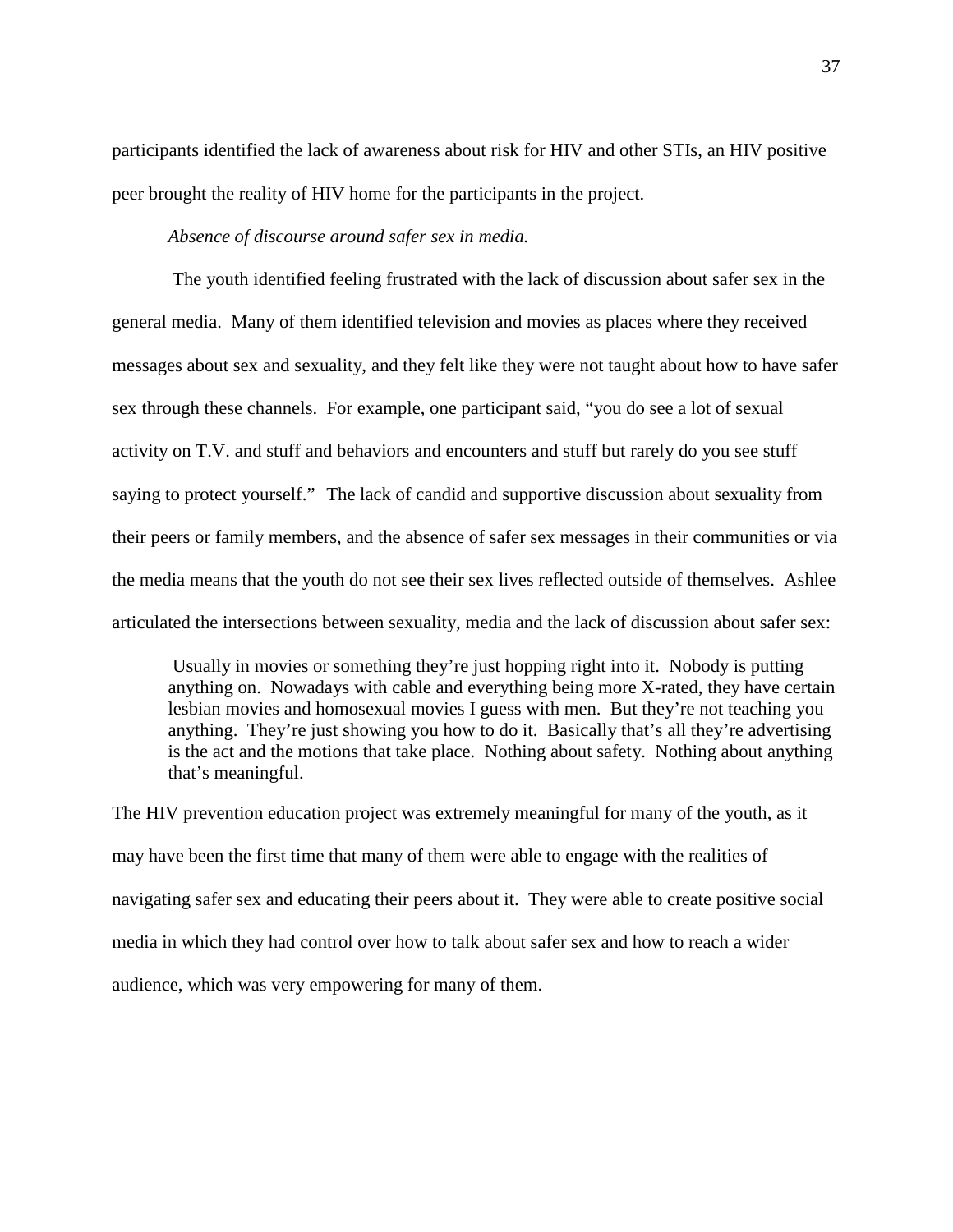participants identified the lack of awareness about risk for HIV and other STIs, an HIV positive peer brought the reality of HIV home for the participants in the project.

*Absence of discourse around safer sex in media.*

The youth identified feeling frustrated with the lack of discussion about safer sex in the general media. Many of them identified television and movies as places where they received messages about sex and sexuality, and they felt like they were not taught about how to have safer sex through these channels. For example, one participant said, "you do see a lot of sexual activity on T.V. and stuff and behaviors and encounters and stuff but rarely do you see stuff saying to protect yourself." The lack of candid and supportive discussion about sexuality from their peers or family members, and the absence of safer sex messages in their communities or via the media means that the youth do not see their sex lives reflected outside of themselves. Ashlee articulated the intersections between sexuality, media and the lack of discussion about safer sex:

> Usually in movies or something they're just hopping right into it. Nobody is putting anything on. Nowadays with cable and everything being more X-rated, they have certain lesbian movies and homosexual movies I guess with men. But they're not teaching you anything. They're just showing you how to do it. Basically that's all they're advertising is the act and the motions that take place. Nothing about safety. Nothing about anything that's meaningful.

The HIV prevention education project was extremely meaningful for many of the youth, as it may have been the first time that many of them were able to engage with the realities of navigating safer sex and educating their peers about it. They were able to create positive social media in which they had control over how to talk about safer sex and how to reach a wider audience, which was very empowering for many of them.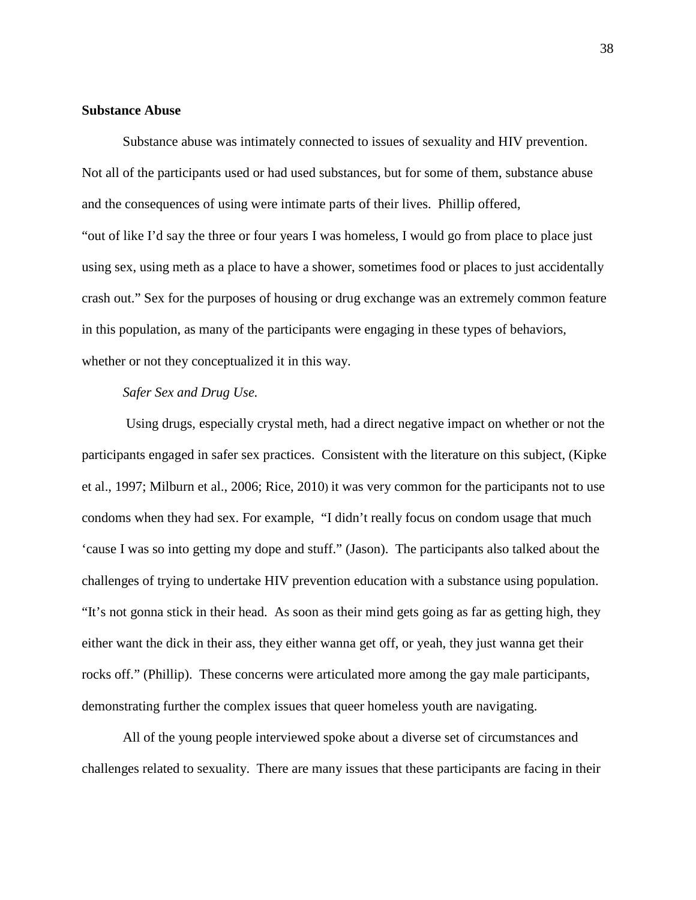## Substance Abuse

Substance abuse was intimately connected to issues of sexuality and HIV prevention. Not all of the participants used or had used substances, but for some of them, substance abuse and the consequences of using were intimate parts of their lives. Phillip offered, "out of like I'd say the three or four years I was homeless, I would go from place to place just using sex, using meth as a place to have a shower, sometimes food or places to just accidentally crash out." Sex for the purposes of housing or drug exchange was an extremely common feature in this population, as many of the participants were engaging in these types of behaviors, whether or not they conceptualized it in this way.

### *Safer Sex and Drug Use.*

Using drugs, especially crystal meth, had a direct negative impact on whether or not the participants engaged in safer sex practices. Consistent with the literature on this subject, (Kipke et al., 1997; Milburn et al., 2006; Rice, 2010) it was very common for the participants not to use condoms when they had sex. For example, "I didn't really focus on condom usage that much 'cause I was so into getting my dope and stuff." (Jason). The participants also talked about the challenges of trying to undertake HIV prevention education with a substance using population. "It's not gonna stick in their head. As soon as their mind gets going as far as getting high, they either want the dick in their ass, they either wanna get off, or yeah, they just wanna get their rocks off." (Phillip). These concerns were articulated more among the gay male participants, demonstrating further the complex issues that queer homeless youth are navigating.

All of the young people interviewed spoke about a diverse set of circumstances and challenges related to sexuality. There are many issues that these participants are facing in their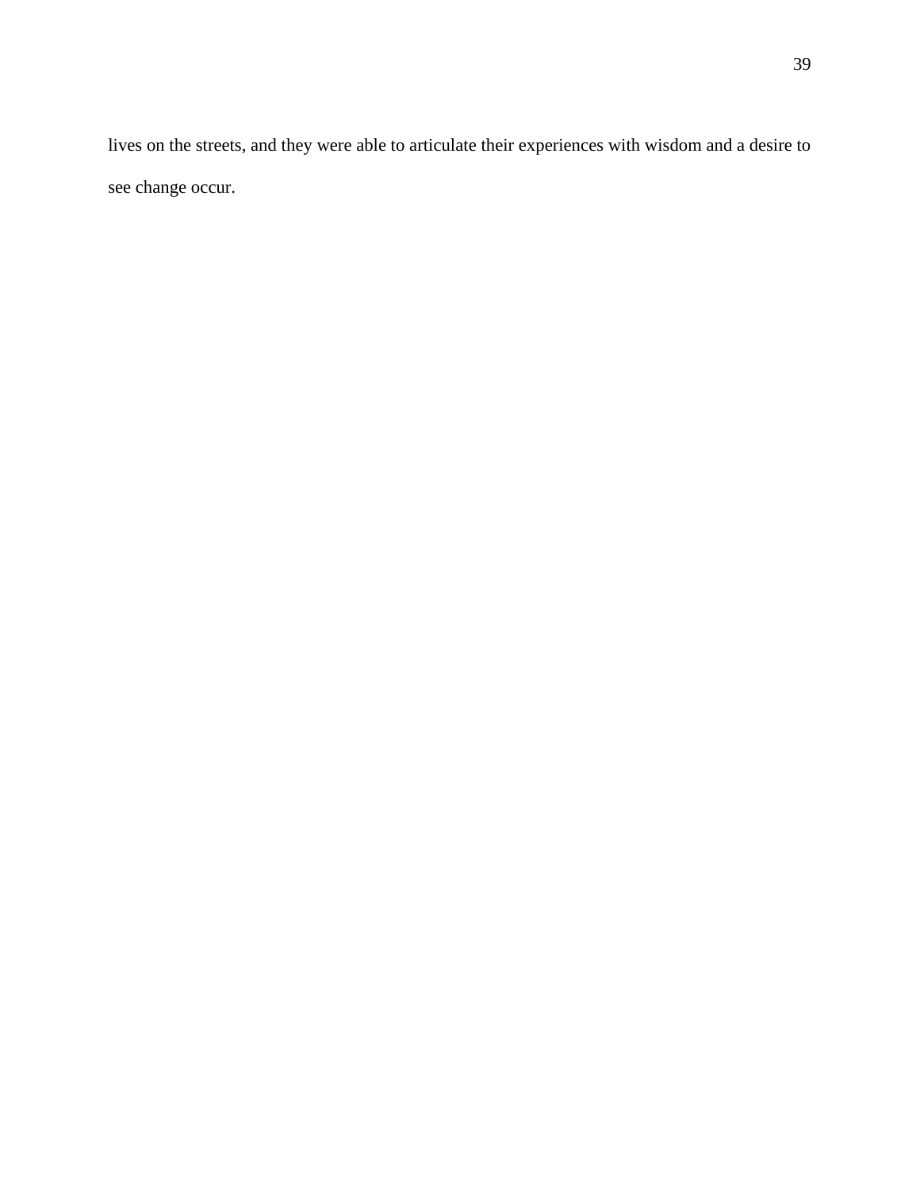lives on the streets, and they were able to articulate their experiences with wisdom and a desire to see change occur.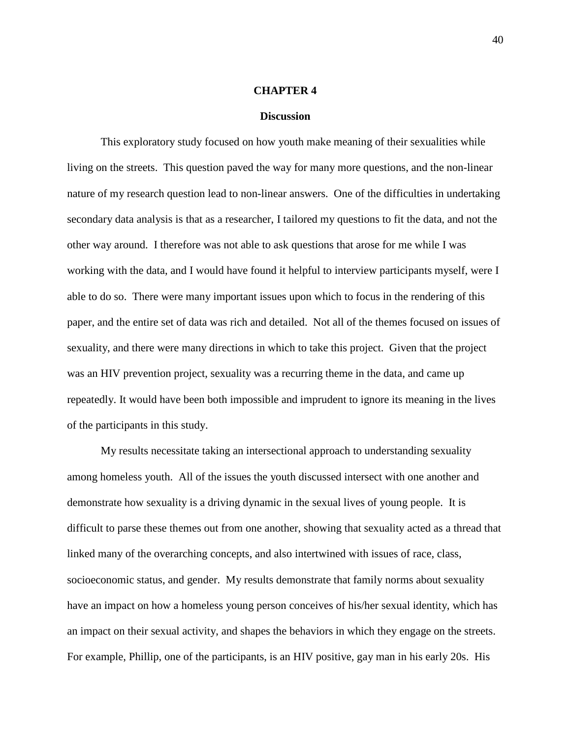# CHAPTER 4

## Discussion

This exploratory study focused on how youth make meaning of their sexualities while living on the streets. This question paved the way for many more questions, and the non-linear nature of my research question lead to non-linear answers. One of the difficulties in undertaking secondary data analysis is that as a researcher, I tailored my questions to fit the data, and not the other way around. I therefore was not able to ask questions that arose for me while I was working with the data, and I would have found it helpful to interview participants myself, were I able to do so. There were many important issues upon which to focus in the rendering of this paper, and the entire set of data was rich and detailed. Not all of the themes focused on issues of sexuality, and there were many directions in which to take this project. Given that the project was an HIV prevention project, sexuality was a recurring theme in the data, and came up repeatedly. It would have been both impossible and imprudent to ignore its meaning in the lives of the participants in this study.

My results necessitate taking an intersectional approach to understanding sexuality among homeless youth. All of the issues the youth discussed intersect with one another and demonstrate how sexuality is a driving dynamic in the sexual lives of young people. It is difficult to parse these themes out from one another, showing that sexuality acted as a thread that linked many of the overarching concepts, and also intertwined with issues of race, class, socioeconomic status, and gender. My results demonstrate that family norms about sexuality have an impact on how a homeless young person conceives of his/her sexual identity, which has an impact on their sexual activity, and shapes the behaviors in which they engage on the streets. For example, Phillip, one of the participants, is an HIV positive, gay man in his early 20s. His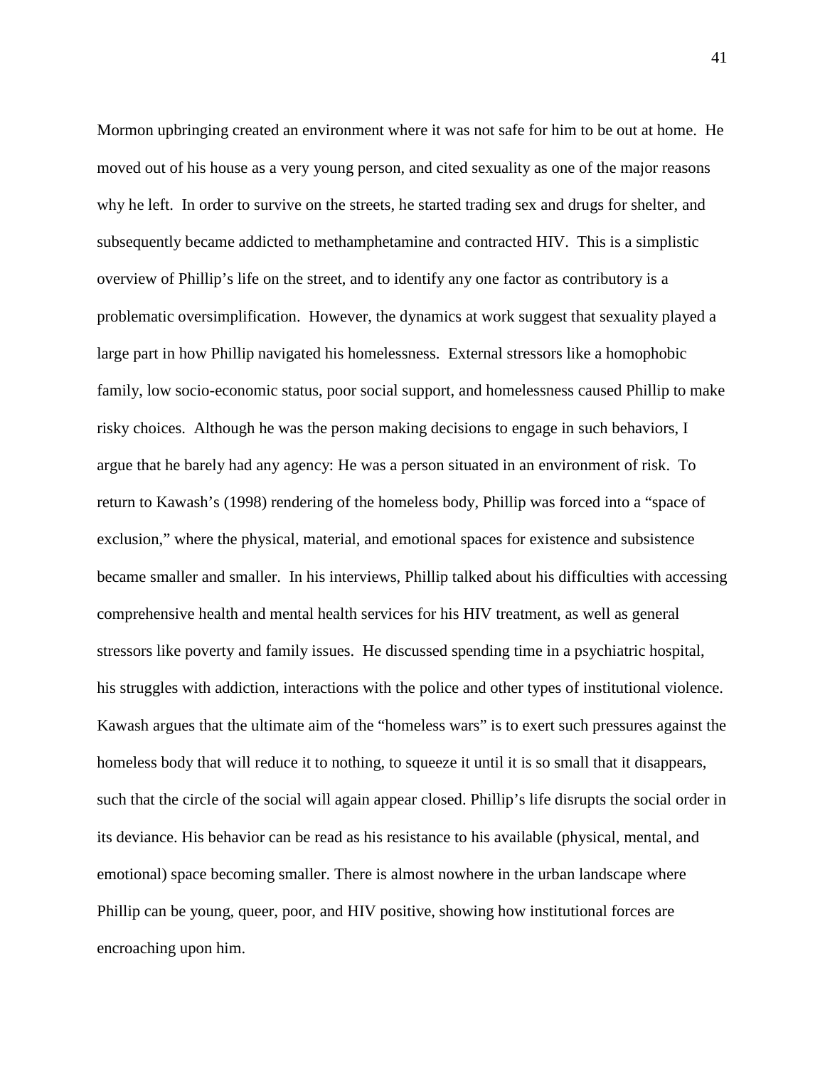Mormon upbringing created an environment where it was not safe for him to be out at home. He moved out of his house as a very young person, and cited sexuality as one of the major reasons why he left. In order to survive on the streets, he started trading sex and drugs for shelter, and subsequently became addicted to methamphetamine and contracted HIV. This is a simplistic overview of Phillip's life on the street, and to identify any one factor as contributory is a problematic oversimplification. However, the dynamics at work suggest that sexuality played a large part in how Phillip navigated his homelessness. External stressors like a homophobic family, low socio-economic status, poor social support, and homelessness caused Phillip to make risky choices. Although he was the person making decisions to engage in such behaviors, I argue that he barely had any agency: He was a person situated in an environment of risk. To return to Kawash's (1998) rendering of the homeless body, Phillip was forced into a "space of exclusion," where the physical, material, and emotional spaces for existence and subsistence became smaller and smaller. In his interviews, Phillip talked about his difficulties with accessing comprehensive health and mental health services for his HIV treatment, as well as general stressors like poverty and family issues. He discussed spending time in a psychiatric hospital, his struggles with addiction, interactions with the police and other types of institutional violence. Kawash argues that the ultimate aim of the "homeless wars" is to exert such pressures against the homeless body that will reduce it to nothing, to squeeze it until it is so small that it disappears, such that the circle of the social will again appear closed. Phillip's life disrupts the social order in its deviance. His behavior can be read as his resistance to his available (physical, mental, and emotional) space becoming smaller. There is almost nowhere in the urban landscape where Phillip can be young, queer, poor, and HIV positive, showing how institutional forces are encroaching upon him.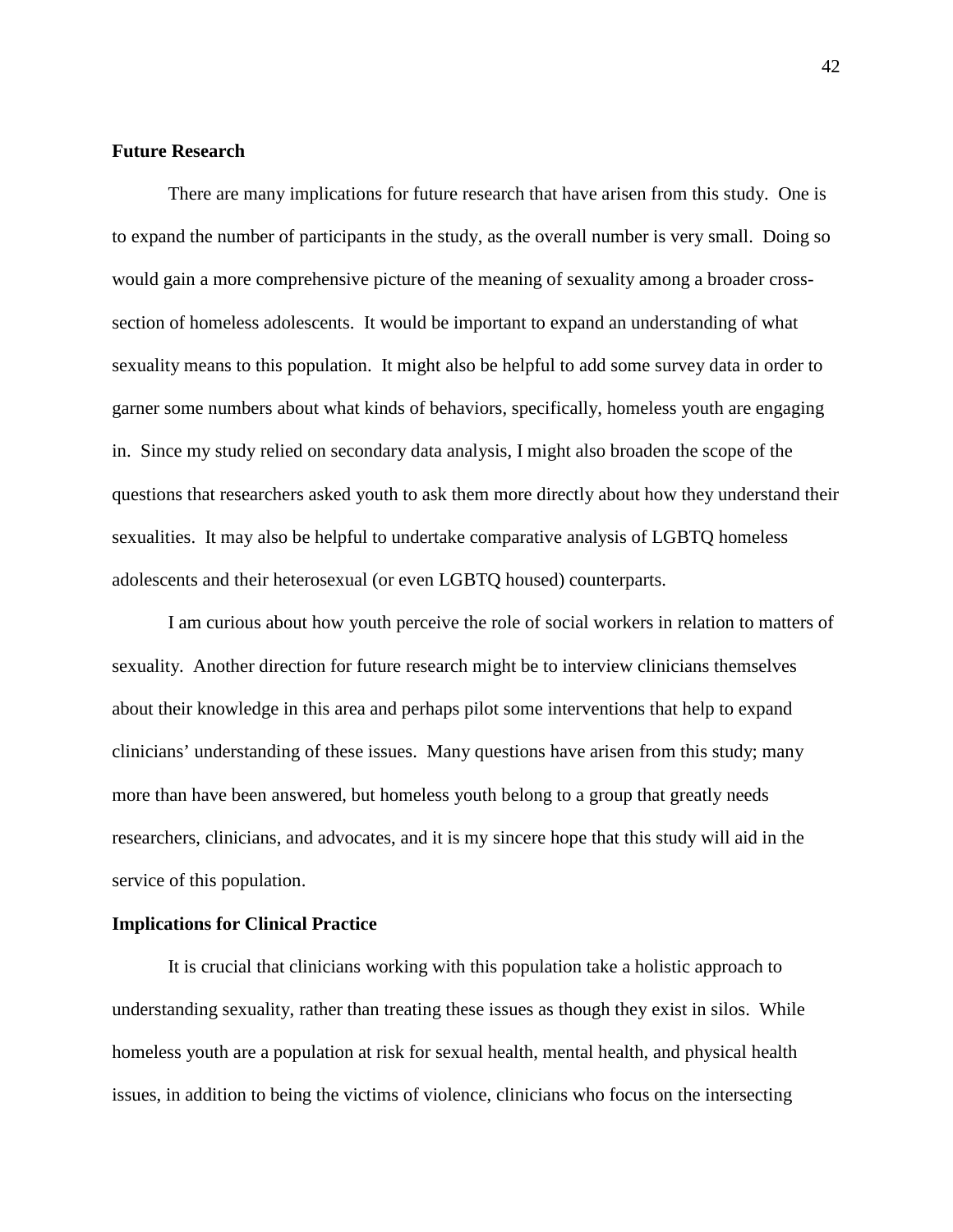## Future Research

There are many implications for future research that have arisen from this study. One is to expand the number of participants in the study, as the overall number is very small. Doing so would gain a more comprehensive picture of the meaning of sexuality among a broader cross-section of homeless adolescents. It would be important to expand an understanding of what sexuality means to this population. It might also be helpful to add some survey data in order to garner some numbers about what kinds of behaviors, specifically, homeless youth are engaging in. Since my study relied on secondary data analysis, I might also broaden the scope of the questions that researchers asked youth to ask them more directly about how they understand their sexualities. It may also be helpful to undertake comparative analysis of LGBTQ homeless adolescents and their heterosexual (or even LGBTQ housed) counterparts.

I am curious about how youth perceive the role of social workers in relation to matters of sexuality. Another direction for future research might be to interview clinicians themselves about their knowledge in this area and perhaps pilot some interventions that help to expand clinicians' understanding of these issues. Many questions have arisen from this study; many more than have been answered, but homeless youth belong to a group that greatly needs researchers, clinicians, and advocates, and it is my sincere hope that this study will aid in the service of this population.

## Implications for Clinical Practice

It is crucial that clinicians working with this population take a holistic approach to understanding sexuality, rather than treating these issues as though they exist in silos. While homeless youth are a population at risk for sexual health, mental health, and physical health issues, in addition to being the victims of violence, clinicians who focus on the intersecting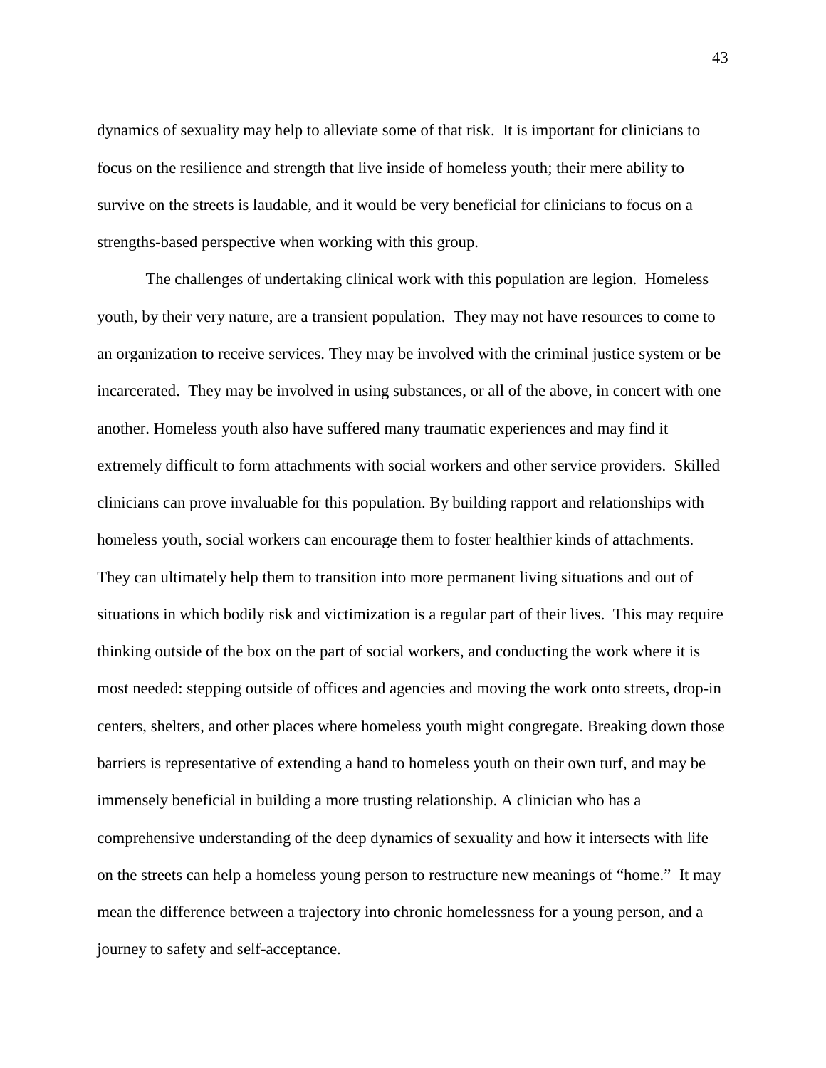dynamics of sexuality may help to alleviate some of that risk. It is important for clinicians to focus on the resilience and strength that live inside of homeless youth; their mere ability to survive on the streets is laudable, and it would be very beneficial for clinicians to focus on a strengths-based perspective when working with this group.

The challenges of undertaking clinical work with this population are legion. Homeless youth, by their very nature, are a transient population. They may not have resources to come to an organization to receive services. They may be involved with the criminal justice system or be incarcerated. They may be involved in using substances, or all of the above, in concert with one another. Homeless youth also have suffered many traumatic experiences and may find it extremely difficult to form attachments with social workers and other service providers. Skilled clinicians can prove invaluable for this population. By building rapport and relationships with homeless youth, social workers can encourage them to foster healthier kinds of attachments. They can ultimately help them to transition into more permanent living situations and out of situations in which bodily risk and victimization is a regular part of their lives. This may require thinking outside of the box on the part of social workers, and conducting the work where it is most needed: stepping outside of offices and agencies and moving the work onto streets, drop-in centers, shelters, and other places where homeless youth might congregate. Breaking down those barriers is representative of extending a hand to homeless youth on their own turf, and may be immensely beneficial in building a more trusting relationship. A clinician who has a comprehensive understanding of the deep dynamics of sexuality and how it intersects with life on the streets can help a homeless young person to restructure new meanings of "home." It may mean the difference between a trajectory into chronic homelessness for a young person, and a journey to safety and self-acceptance.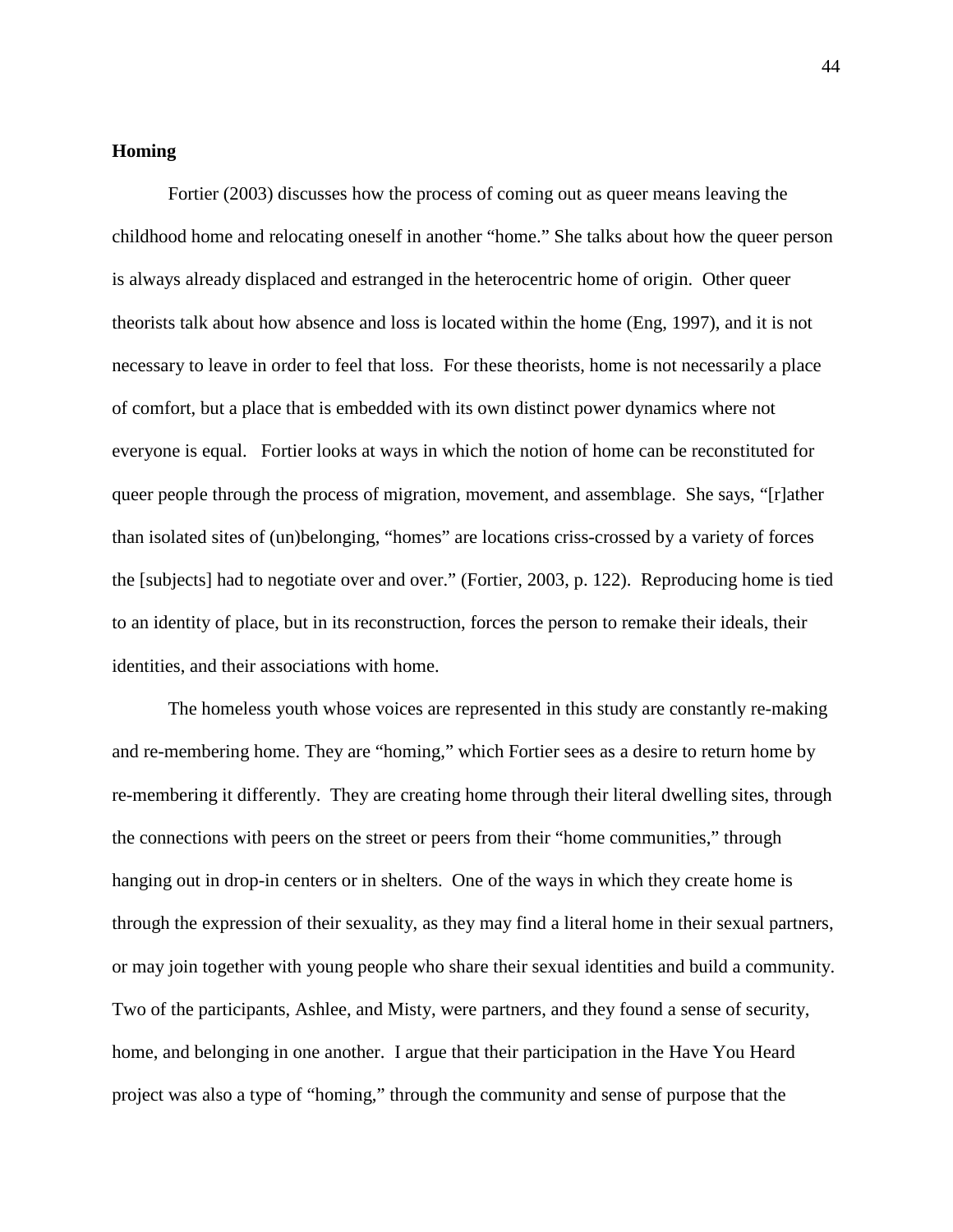**Homing**

Fortier (2003) discusses how the process of coming out as queer means leaving the childhood home and relocating oneself in another "home." She talks about how the queer person is always already displaced and estranged in the heterocentric home of origin. Other queer theorists talk about how absence and loss is located within the home (Eng, 1997), and it is not necessary to leave in order to feel that loss. For these theorists, home is not necessarily a place of comfort, but a place that is embedded with its own distinct power dynamics where not everyone is equal. Fortier looks at ways in which the notion of home can be reconstituted for queer people through the process of migration, movement, and assemblage. She says, "[r]ather than isolated sites of (un)belonging, "homes" are locations criss-crossed by a variety of forces the [subjects] had to negotiate over and over." (Fortier, 2003, p. 122). Reproducing home is tied to an identity of place, but in its reconstruction, forces the person to remake their ideals, their identities, and their associations with home.

The homeless youth whose voices are represented in this study are constantly re-making and re-membering home. They are "homing," which Fortier sees as a desire to return home by re-membering it differently. They are creating home through their literal dwelling sites, through the connections with peers on the street or peers from their "home communities," through hanging out in drop-in centers or in shelters. One of the ways in which they create home is through the expression of their sexuality, as they may find a literal home in their sexual partners, or may join together with young people who share their sexual identities and build a community. Two of the participants, Ashlee, and Misty, were partners, and they found a sense of security, home, and belonging in one another. I argue that their participation in the Have You Heard project was also a type of "homing," through the community and sense of purpose that the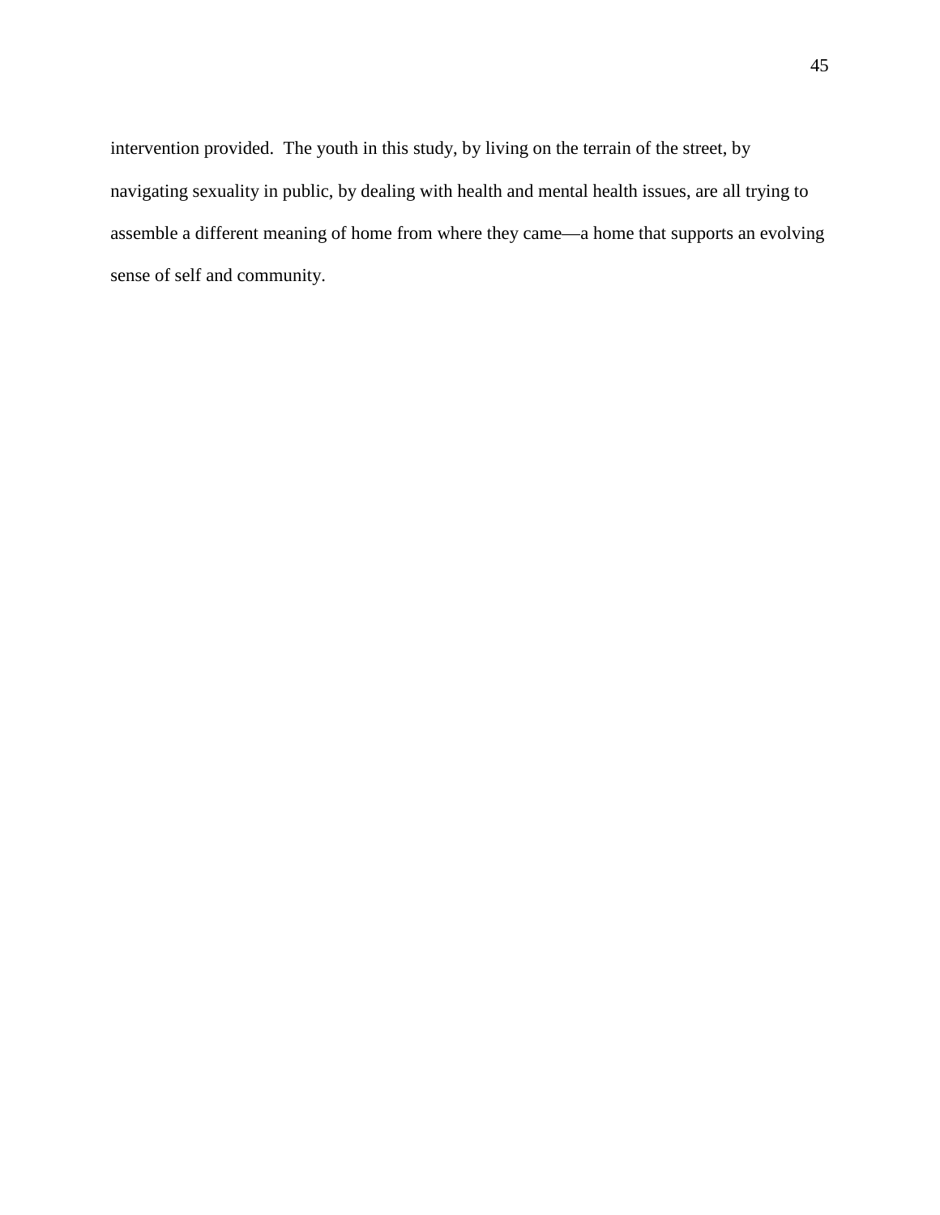intervention provided. The youth in this study, by living on the terrain of the street, by navigating sexuality in public, by dealing with health and mental health issues, are all trying to assemble a different meaning of home from where they came—a home that supports an evolving sense of self and community.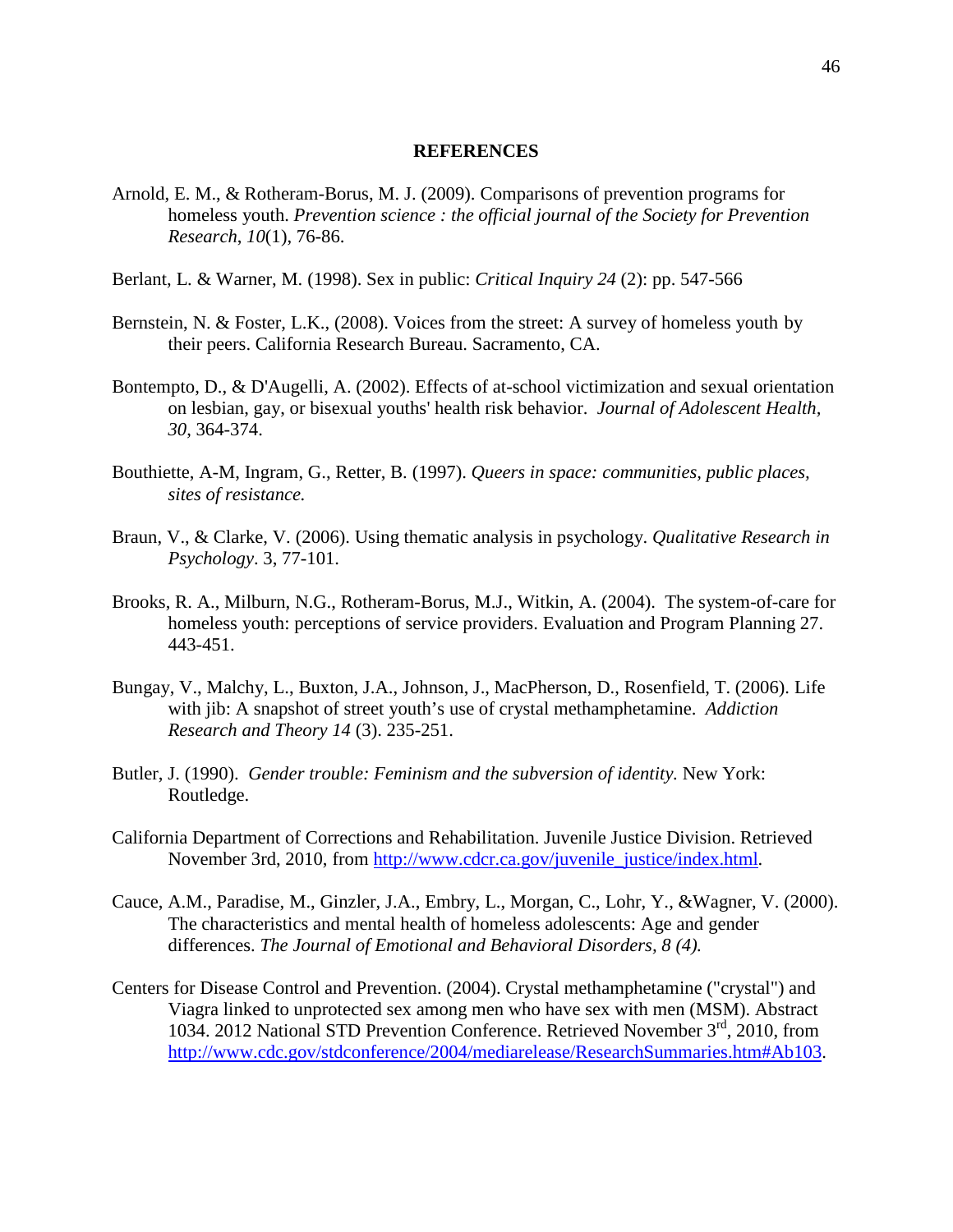# REFERENCES

Arnold, E. M., & Rotheram-Borus, M. J. (2009). Comparisons of prevention programs for homeless youth. *Prevention science : the official journal of the Society for Prevention Research*, *10*(1), 76-86.

Berlant, L. & Warner, M. (1998). Sex in public: *Critical Inquiry 24* (2): pp. 547-566

Bernstein, N. & Foster, L.K., (2008). Voices from the street: A survey of homeless youth by their peers. California Research Bureau. Sacramento, CA.

Bontempto, D., & D'Augelli, A. (2002). Effects of at-school victimization and sexual orientation on lesbian, gay, or bisexual youths' health risk behavior. *Journal of Adolescent Health, 30*, 364-374.

Bouthiette, A-M, Ingram, G., Retter, B. (1997). *Queers in space: communities, public places, sites of resistance.*

Braun, V., & Clarke, V. (2006). Using thematic analysis in psychology. *Qualitative Research in Psychology*. 3, 77-101.

Brooks, R. A., Milburn, N.G., Rotheram-Borus, M.J., Witkin, A. (2004). The system-of-care for homeless youth: perceptions of service providers. Evaluation and Program Planning 27. 443-451.

Bungay, V., Malchy, L., Buxton, J.A., Johnson, J., MacPherson, D., Rosenfield, T. (2006). Life with jib: A snapshot of street youth's use of crystal methamphetamine. *Addiction Research and Theory 14* (3). 235-251.

Butler, J. (1990). *Gender trouble: Feminism and the subversion of identity.* New York: Routledge.

California Department of Corrections and Rehabilitation. Juvenile Justice Division. Retrieved November 3rd, 2010, from http://www.cdcr.ca.gov/juvenile_justice/index.html.

Cauce, A.M., Paradise, M., Ginzler, J.A., Embry, L., Morgan, C., Lohr, Y., &Wagner, V. (2000). The characteristics and mental health of homeless adolescents: Age and gender differences. *The Journal of Emotional and Behavioral Disorders, 8 (4).*

Centers for Disease Control and Prevention. (2004). Crystal methamphetamine ("crystal") and Viagra linked to unprotected sex among men who have sex with men (MSM). Abstract 1034. 2012 National STD Prevention Conference. Retrieved November 3rd, 2010, from http://www.cdc.gov/stdconference/2004/mediarelease/ResearchSummaries.htm#Ab103.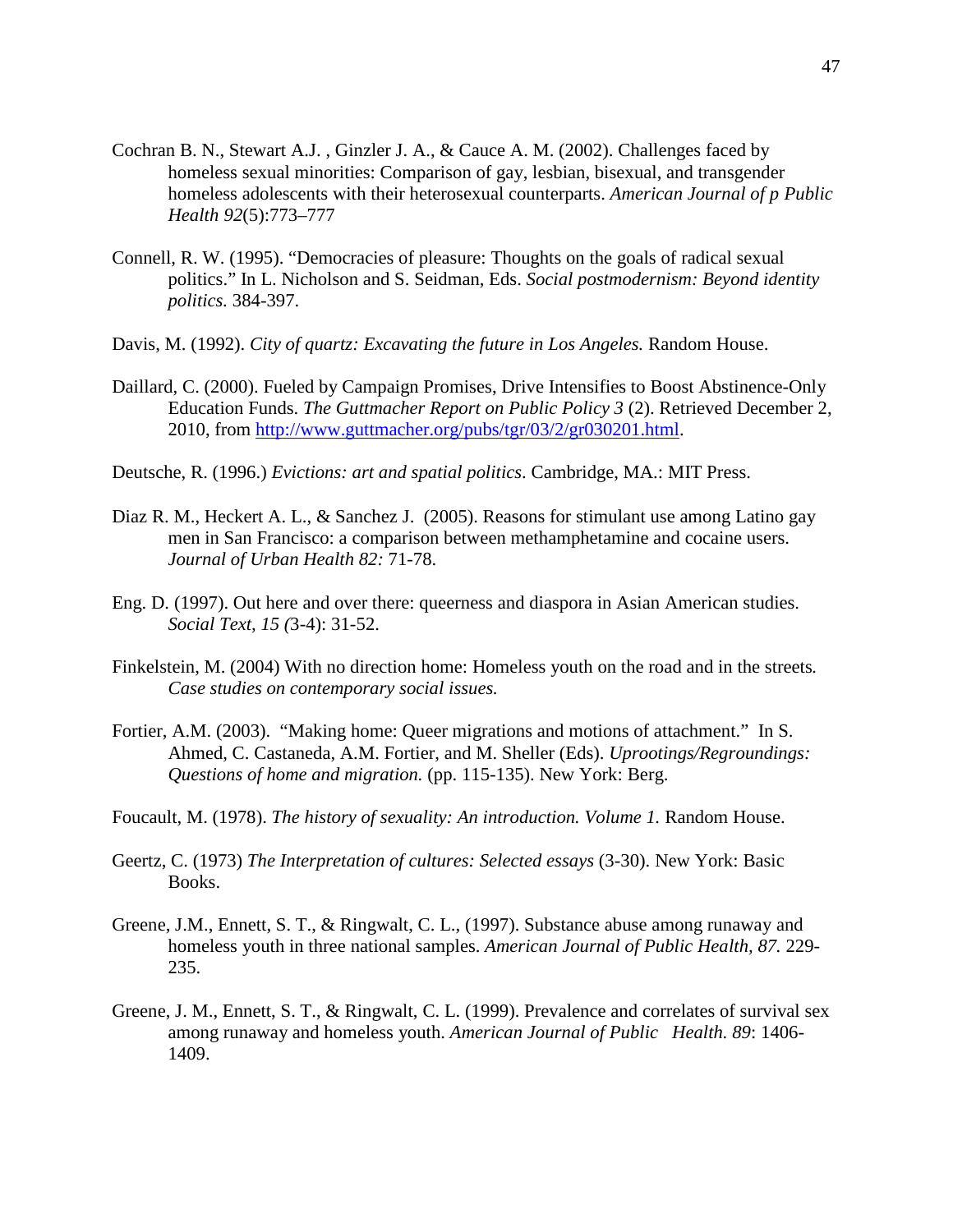Cochran B. N., Stewart A.J. , Ginzler J. A., & Cauce A. M. (2002). Challenges faced by homeless sexual minorities: Comparison of gay, lesbian, bisexual, and transgender homeless adolescents with their heterosexual counterparts. *American Journal of p Public Health 92*(5):773–777

Connell, R. W. (1995). "Democracies of pleasure: Thoughts on the goals of radical sexual politics." In L. Nicholson and S. Seidman, Eds. *Social postmodernism: Beyond identity politics.* 384-397.

Davis, M. (1992). *City of quartz: Excavating the future in Los Angeles.* Random House.

Daillard, C. (2000). Fueled by Campaign Promises, Drive Intensifies to Boost Abstinence-Only Education Funds. *The Guttmacher Report on Public Policy 3* (2). Retrieved December 2, 2010, from http://www.guttmacher.org/pubs/tgr/03/2/gr030201.html.

Deutsche, R. (1996.) *Evictions: art and spatial politics.* Cambridge, MA.: MIT Press.

Diaz R. M., Heckert A. L., & Sanchez J. (2005). Reasons for stimulant use among Latino gay men in San Francisco: a comparison between methamphetamine and cocaine users. *Journal of Urban Health 82:* 71-78.

Eng. D. (1997). Out here and over there: queerness and diaspora in Asian American studies. *Social Text, 15 (*3-4): 31-52.

Finkelstein, M. (2004) With no direction home: Homeless youth on the road and in the streets. *Case studies on contemporary social issues.*

Fortier, A.M. (2003). "Making home: Queer migrations and motions of attachment." In S. Ahmed, C. Castaneda, A.M. Fortier, and M. Sheller (Eds). *Uprootings/Regroundings: Questions of home and migration.* (pp. 115-135). New York: Berg.

Foucault, M. (1978). *The history of sexuality: An introduction. Volume 1.* Random House.

Geertz, C. (1973) *The Interpretation of cultures: Selected essays* (3-30). New York: Basic Books.

Greene, J.M., Ennett, S. T., & Ringwalt, C. L., (1997). Substance abuse among runaway and homeless youth in three national samples. *American Journal of Public Health, 87.* 229-235.

Greene, J. M., Ennett, S. T., & Ringwalt, C. L. (1999). Prevalence and correlates of survival sex among runaway and homeless youth. *American Journal of Public Health. 89*: 1406-1409.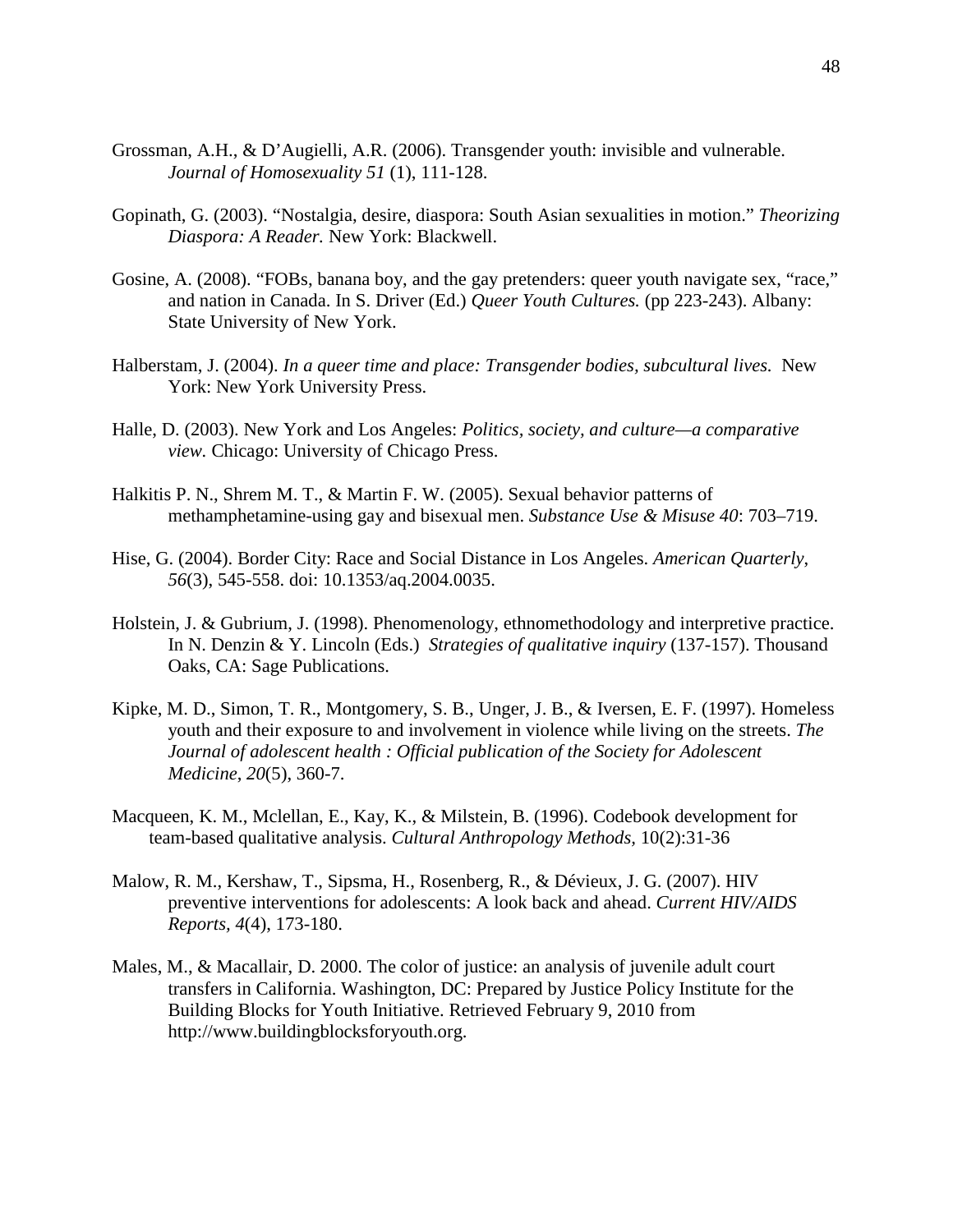Grossman, A.H., & D'Augielli, A.R. (2006). Transgender youth: invisible and vulnerable. *Journal of Homosexuality 51* (1), 111-128.

Gopinath, G. (2003). "Nostalgia, desire, diaspora: South Asian sexualities in motion." *Theorizing Diaspora: A Reader.* New York: Blackwell.

Gosine, A. (2008). "FOBs, banana boy, and the gay pretenders: queer youth navigate sex, "race," and nation in Canada. In S. Driver (Ed.) *Queer Youth Cultures.* (pp 223-243). Albany: State University of New York.

Halberstam, J. (2004). *In a queer time and place: Transgender bodies, subcultural lives.* New York: New York University Press.

Halle, D. (2003). New York and Los Angeles: *Politics, society, and culture—a comparative view.* Chicago: University of Chicago Press.

Halkitis P. N., Shrem M. T., & Martin F. W. (2005). Sexual behavior patterns of methamphetamine-using gay and bisexual men. *Substance Use & Misuse 40*: 703–719.

Hise, G. (2004). Border City: Race and Social Distance in Los Angeles. *American Quarterly*, *56*(3), 545-558. doi: 10.1353/aq.2004.0035.

Holstein, J. & Gubrium, J. (1998). Phenomenology, ethnomethodology and interpretive practice. In N. Denzin & Y. Lincoln (Eds.) *Strategies of qualitative inquiry* (137-157). Thousand Oaks, CA: Sage Publications.

Kipke, M. D., Simon, T. R., Montgomery, S. B., Unger, J. B., & Iversen, E. F. (1997). Homeless youth and their exposure to and involvement in violence while living on the streets. *The Journal of adolescent health : Official publication of the Society for Adolescent Medicine*, *20*(5), 360-7.

Macqueen, K. M., Mclellan, E., Kay, K., & Milstein, B. (1996). Codebook development for team-based qualitative analysis. *Cultural Anthropology Methods,* 10(2):31-36

Malow, R. M., Kershaw, T., Sipsma, H., Rosenberg, R., & Dévieux, J. G. (2007). HIV preventive interventions for adolescents: A look back and ahead. *Current HIV/AIDS Reports*, *4*(4), 173-180.

Males, M., & Macallair, D. 2000. The color of justice: an analysis of juvenile adult court transfers in California. Washington, DC: Prepared by Justice Policy Institute for the Building Blocks for Youth Initiative. Retrieved February 9, 2010 from http://www.buildingblocksforyouth.org.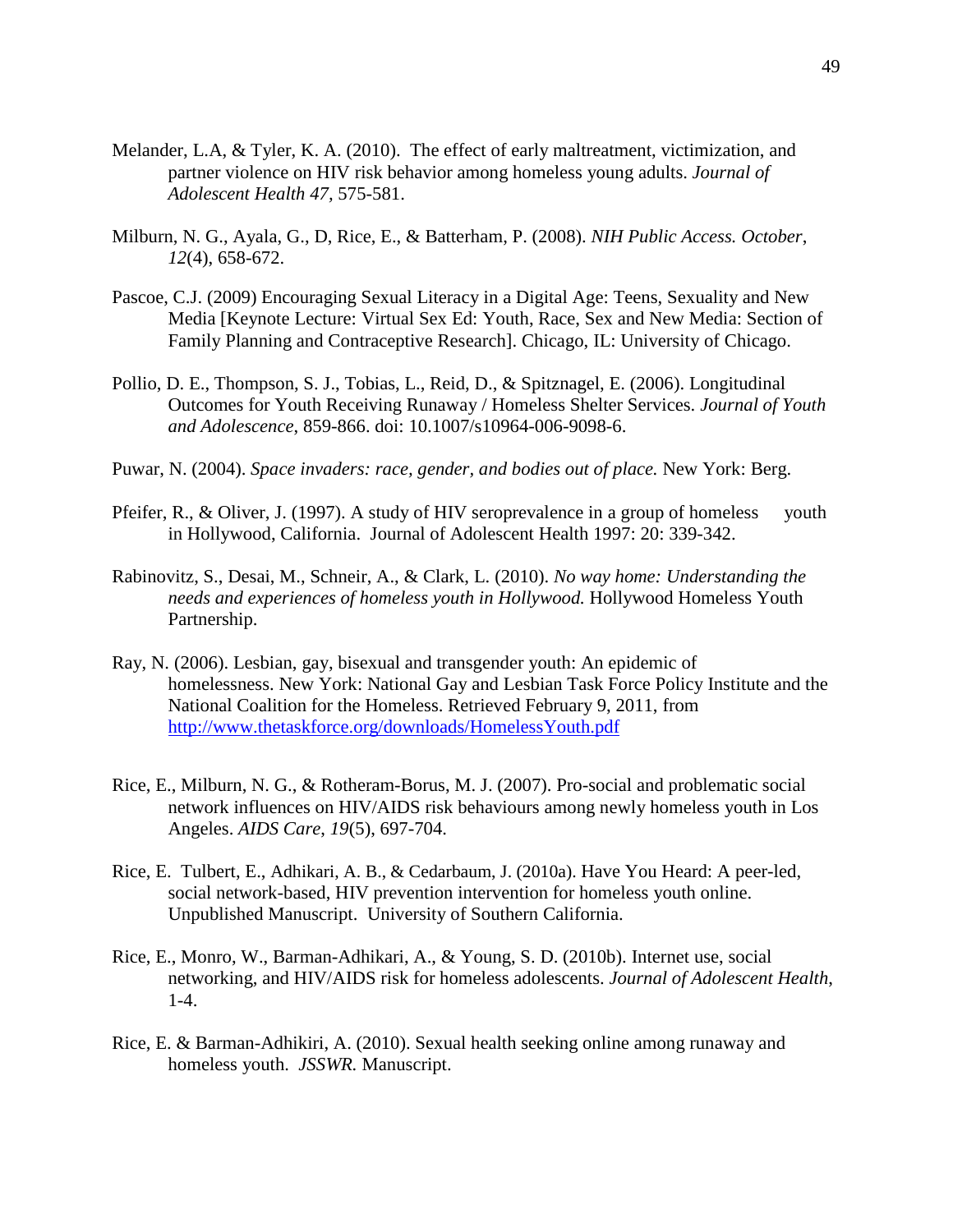Melander, L.A, & Tyler, K. A. (2010). The effect of early maltreatment, victimization, and partner violence on HIV risk behavior among homeless young adults. *Journal of Adolescent Health 47,* 575-581.

Milburn, N. G., Ayala, G., D, Rice, E., & Batterham, P. (2008). *NIH Public Access. October*, *12*(4), 658-672.

Pascoe, C.J. (2009) Encouraging Sexual Literacy in a Digital Age: Teens, Sexuality and New Media [Keynote Lecture: Virtual Sex Ed: Youth, Race, Sex and New Media: Section of Family Planning and Contraceptive Research]. Chicago, IL: University of Chicago.

Pollio, D. E., Thompson, S. J., Tobias, L., Reid, D., & Spitznagel, E. (2006). Longitudinal Outcomes for Youth Receiving Runaway / Homeless Shelter Services. *Journal of Youth and Adolescence*, 859-866. doi: 10.1007/s10964-006-9098-6.

Puwar, N. (2004). *Space invaders: race, gender, and bodies out of place.* New York: Berg.

Pfeifer, R., & Oliver, J. (1997). A study of HIV seroprevalence in a group of homeless youth in Hollywood, California. Journal of Adolescent Health 1997: 20: 339-342.

Rabinovitz, S., Desai, M., Schneir, A., & Clark, L. (2010). *No way home: Understanding the needs and experiences of homeless youth in Hollywood.* Hollywood Homeless Youth Partnership.

Ray, N. (2006). Lesbian, gay, bisexual and transgender youth: An epidemic of homelessness. New York: National Gay and Lesbian Task Force Policy Institute and the National Coalition for the Homeless. Retrieved February 9, 2011, from http://www.thetaskforce.org/downloads/HomelessYouth.pdf

Rice, E., Milburn, N. G., & Rotheram-Borus, M. J. (2007). Pro-social and problematic social network influences on HIV/AIDS risk behaviours among newly homeless youth in Los Angeles. *AIDS Care*, *19*(5), 697-704.

Rice, E. Tulbert, E., Adhikari, A. B., & Cedarbaum, J. (2010a). Have You Heard: A peer-led, social network-based, HIV prevention intervention for homeless youth online. Unpublished Manuscript. University of Southern California.

Rice, E., Monro, W., Barman-Adhikari, A., & Young, S. D. (2010b). Internet use, social networking, and HIV/AIDS risk for homeless adolescents. *Journal of Adolescent Health*, 1-4.

Rice, E. & Barman-Adhikiri, A. (2010). Sexual health seeking online among runaway and homeless youth. *JSSWR.* Manuscript.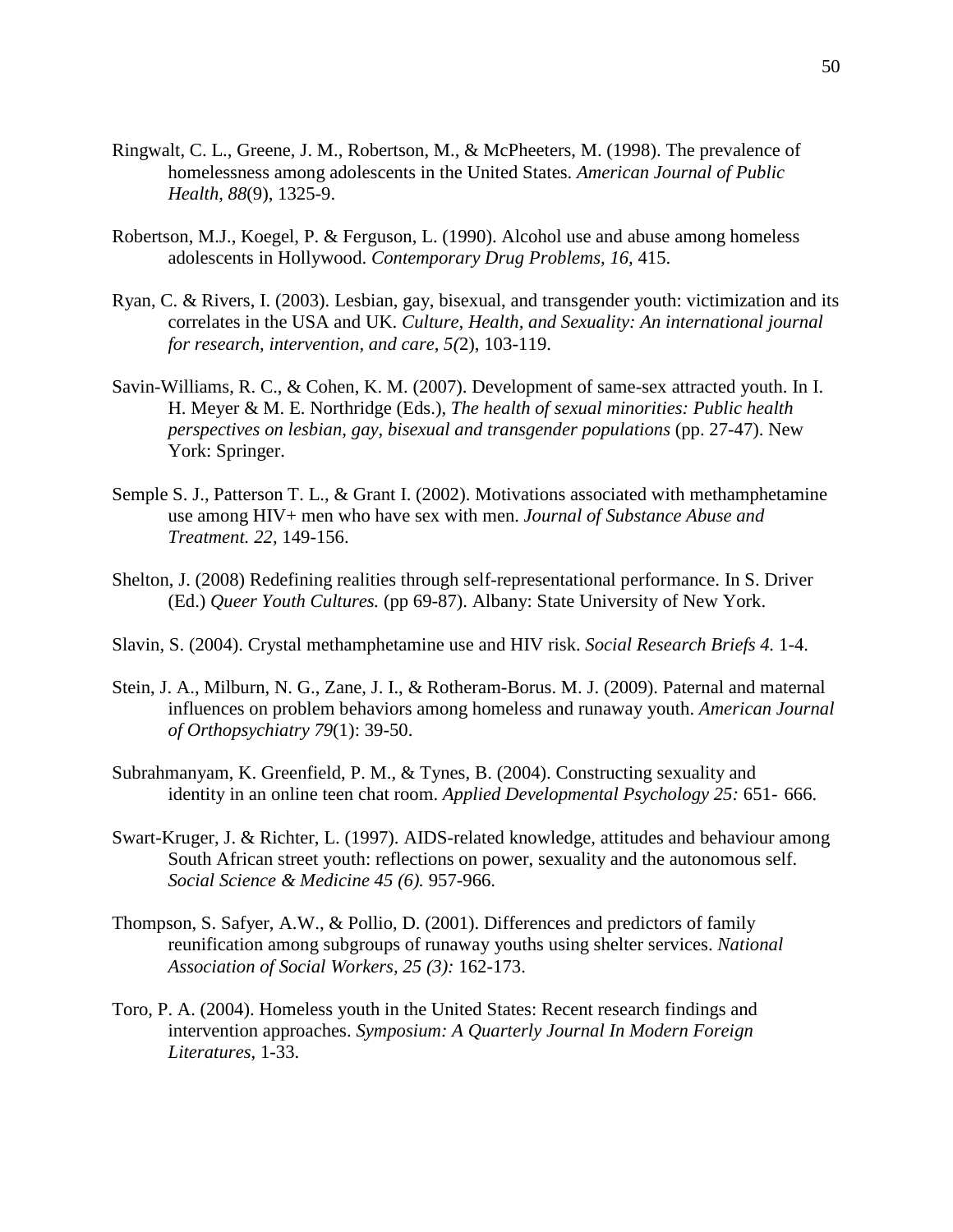Ringwalt, C. L., Greene, J. M., Robertson, M., & McPheeters, M. (1998). The prevalence of homelessness among adolescents in the United States. *American Journal of Public Health*, *88*(9), 1325-9.

Robertson, M.J., Koegel, P. & Ferguson, L. (1990). Alcohol use and abuse among homeless adolescents in Hollywood. *Contemporary Drug Problems, 16*, 415.

Ryan, C. & Rivers, I. (2003). Lesbian, gay, bisexual, and transgender youth: victimization and its correlates in the USA and UK. *Culture, Health, and Sexuality: An international journal for research, intervention, and care*, *5(*2), 103-119.

Savin-Williams, R. C., & Cohen, K. M. (2007). Development of same-sex attracted youth. In I. H. Meyer & M. E. Northridge (Eds.), *The health of sexual minorities: Public health perspectives on lesbian, gay, bisexual and transgender populations* (pp. 27-47). New York: Springer.

Semple S. J., Patterson T. L., & Grant I. (2002). Motivations associated with methamphetamine use among HIV+ men who have sex with men. *Journal of Substance Abuse and Treatment. 22,* 149-156.

Shelton, J. (2008) Redefining realities through self-representational performance. In S. Driver (Ed.) *Queer Youth Cultures.* (pp 69-87). Albany: State University of New York.

Slavin, S. (2004). Crystal methamphetamine use and HIV risk. *Social Research Briefs 4.* 1-4.

Stein, J. A., Milburn, N. G., Zane, J. I., & Rotheram-Borus. M. J. (2009). Paternal and maternal influences on problem behaviors among homeless and runaway youth. *American Journal of Orthopsychiatry 79*(1): 39-50.

Subrahmanyam, K. Greenfield, P. M., & Tynes, B. (2004). Constructing sexuality and identity in an online teen chat room. *Applied Developmental Psychology 25:* 651- 666.

Swart-Kruger, J. & Richter, L. (1997). AIDS-related knowledge, attitudes and behaviour among South African street youth: reflections on power, sexuality and the autonomous self. *Social Science & Medicine 45 (6).* 957-966.

Thompson, S. Safyer, A.W., & Pollio, D. (2001). Differences and predictors of family reunification among subgroups of runaway youths using shelter services. *National Association of Social Workers, 25 (3):* 162-173.

Toro, P. A. (2004). Homeless youth in the United States: Recent research findings and intervention approaches. *Symposium: A Quarterly Journal In Modern Foreign Literatures*, 1-33.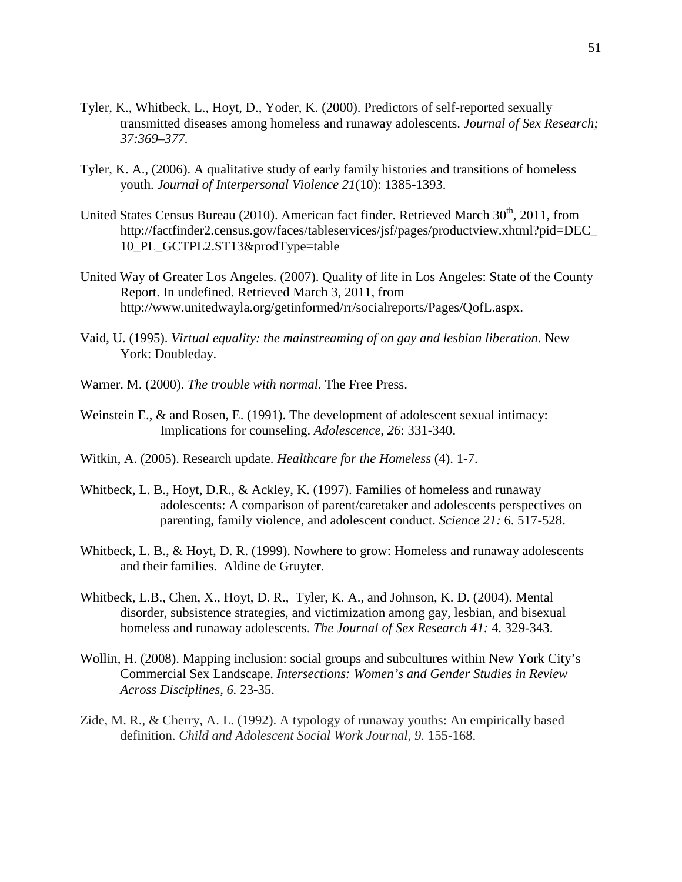Tyler, K., Whitbeck, L., Hoyt, D., Yoder, K. (2000). Predictors of self-reported sexually transmitted diseases among homeless and runaway adolescents. *Journal of Sex Research; 37:369–377.*

Tyler, K. A., (2006). A qualitative study of early family histories and transitions of homeless youth. *Journal of Interpersonal Violence 21*(10): 1385-1393.

United States Census Bureau (2010). American fact finder. Retrieved March 30th, 2011, from http://factfinder2.census.gov/faces/tableservices/jsf/pages/productview.xhtml?pid=DEC_10_PL_GCTPL2.ST13&prodType=table

United Way of Greater Los Angeles. (2007). Quality of life in Los Angeles: State of the County Report. In undefined. Retrieved March 3, 2011, from http://www.unitedwayla.org/getinformed/rr/socialreports/Pages/QofL.aspx.

Vaid, U. (1995). *Virtual equality: the mainstreaming of on gay and lesbian liberation.* New York: Doubleday.

Warner. M. (2000). *The trouble with normal.* The Free Press.

Weinstein E., & and Rosen, E. (1991). The development of adolescent sexual intimacy: Implications for counseling. *Adolescence, 26*: 331-340.

Witkin, A. (2005). Research update. *Healthcare for the Homeless* (4). 1-7.

Whitbeck, L. B., Hoyt, D.R., & Ackley, K. (1997). Families of homeless and runaway adolescents: A comparison of parent/caretaker and adolescents perspectives on parenting, family violence, and adolescent conduct. *Science 21:* 6. 517-528.

Whitbeck, L. B., & Hoyt, D. R. (1999). Nowhere to grow: Homeless and runaway adolescents and their families. Aldine de Gruyter.

Whitbeck, L.B., Chen, X., Hoyt, D. R., Tyler, K. A., and Johnson, K. D. (2004). Mental disorder, subsistence strategies, and victimization among gay, lesbian, and bisexual homeless and runaway adolescents. *The Journal of Sex Research 41:* 4. 329-343.

Wollin, H. (2008). Mapping inclusion: social groups and subcultures within New York City's Commercial Sex Landscape. *Intersections: Women's and Gender Studies in Review Across Disciplines, 6.* 23-35.

Zide, M. R., & Cherry, A. L. (1992). A typology of runaway youths: An empirically based definition. *Child and Adolescent Social Work Journal, 9.* 155-168.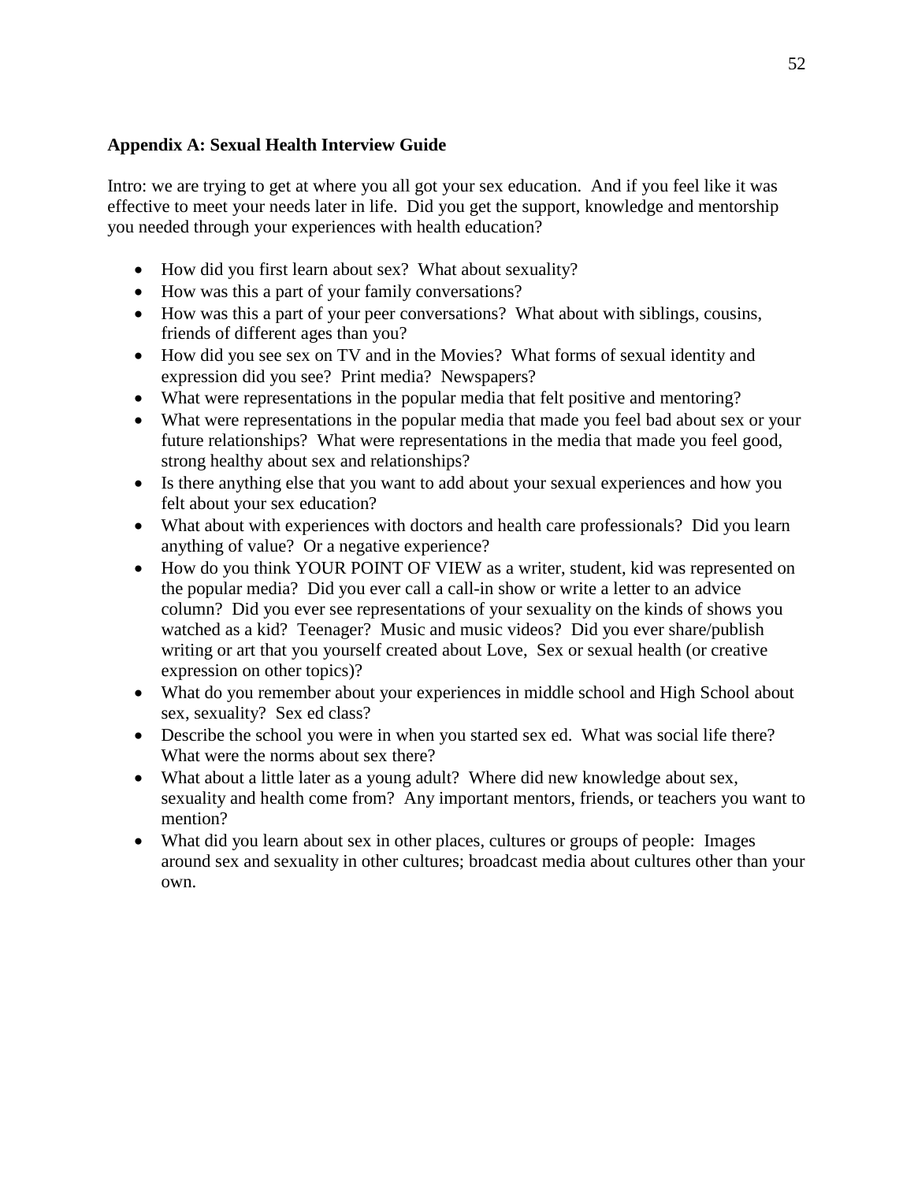## Appendix A: Sexual Health Interview Guide

Intro: we are trying to get at where you all got your sex education. And if you feel like it was effective to meet your needs later in life. Did you get the support, knowledge and mentorship you needed through your experiences with health education?

- How did you first learn about sex? What about sexuality?
- How was this a part of your family conversations?
- How was this a part of your peer conversations? What about with siblings, cousins, friends of different ages than you?
- How did you see sex on TV and in the Movies? What forms of sexual identity and expression did you see? Print media? Newspapers?
- What were representations in the popular media that felt positive and mentoring?
- What were representations in the popular media that made you feel bad about sex or your future relationships? What were representations in the media that made you feel good, strong healthy about sex and relationships?
- Is there anything else that you want to add about your sexual experiences and how you felt about your sex education?
- What about with experiences with doctors and health care professionals? Did you learn anything of value? Or a negative experience?
- How do you think YOUR POINT OF VIEW as a writer, student, kid was represented on the popular media? Did you ever call a call-in show or write a letter to an advice column? Did you ever see representations of your sexuality on the kinds of shows you watched as a kid? Teenager? Music and music videos? Did you ever share/publish writing or art that you yourself created about Love, Sex or sexual health (or creative expression on other topics)?
- What do you remember about your experiences in middle school and High School about sex, sexuality? Sex ed class?
- Describe the school you were in when you started sex ed. What was social life there? What were the norms about sex there?
- What about a little later as a young adult? Where did new knowledge about sex, sexuality and health come from? Any important mentors, friends, or teachers you want to mention?
- What did you learn about sex in other places, cultures or groups of people: Images around sex and sexuality in other cultures; broadcast media about cultures other than your own.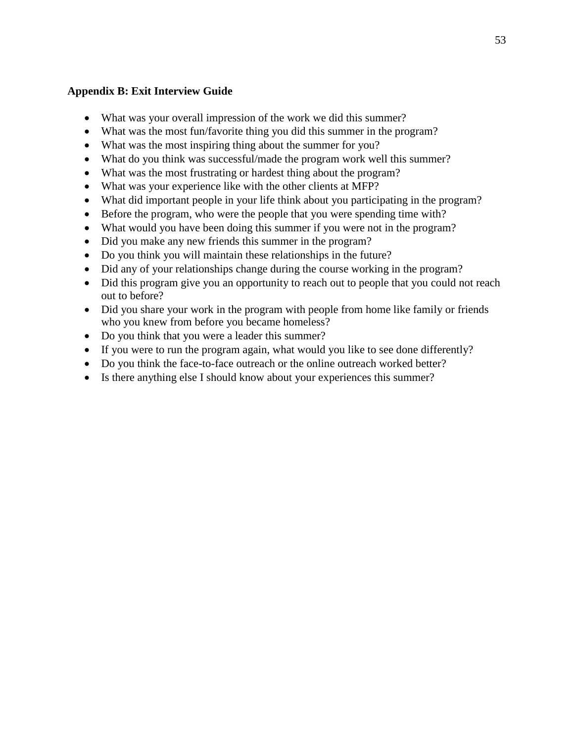## Appendix B: Exit Interview Guide

- What was your overall impression of the work we did this summer?
- What was the most fun/favorite thing you did this summer in the program?
- What was the most inspiring thing about the summer for you?
- What do you think was successful/made the program work well this summer?
- What was the most frustrating or hardest thing about the program?
- What was your experience like with the other clients at MFP?
- What did important people in your life think about you participating in the program?
- Before the program, who were the people that you were spending time with?
- What would you have been doing this summer if you were not in the program?
- Did you make any new friends this summer in the program?
- Do you think you will maintain these relationships in the future?
- Did any of your relationships change during the course working in the program?
- Did this program give you an opportunity to reach out to people that you could not reach out to before?
- Did you share your work in the program with people from home like family or friends who you knew from before you became homeless?
- Do you think that you were a leader this summer?
- If you were to run the program again, what would you like to see done differently?
- Do you think the face-to-face outreach or the online outreach worked better?
- Is there anything else I should know about your experiences this summer?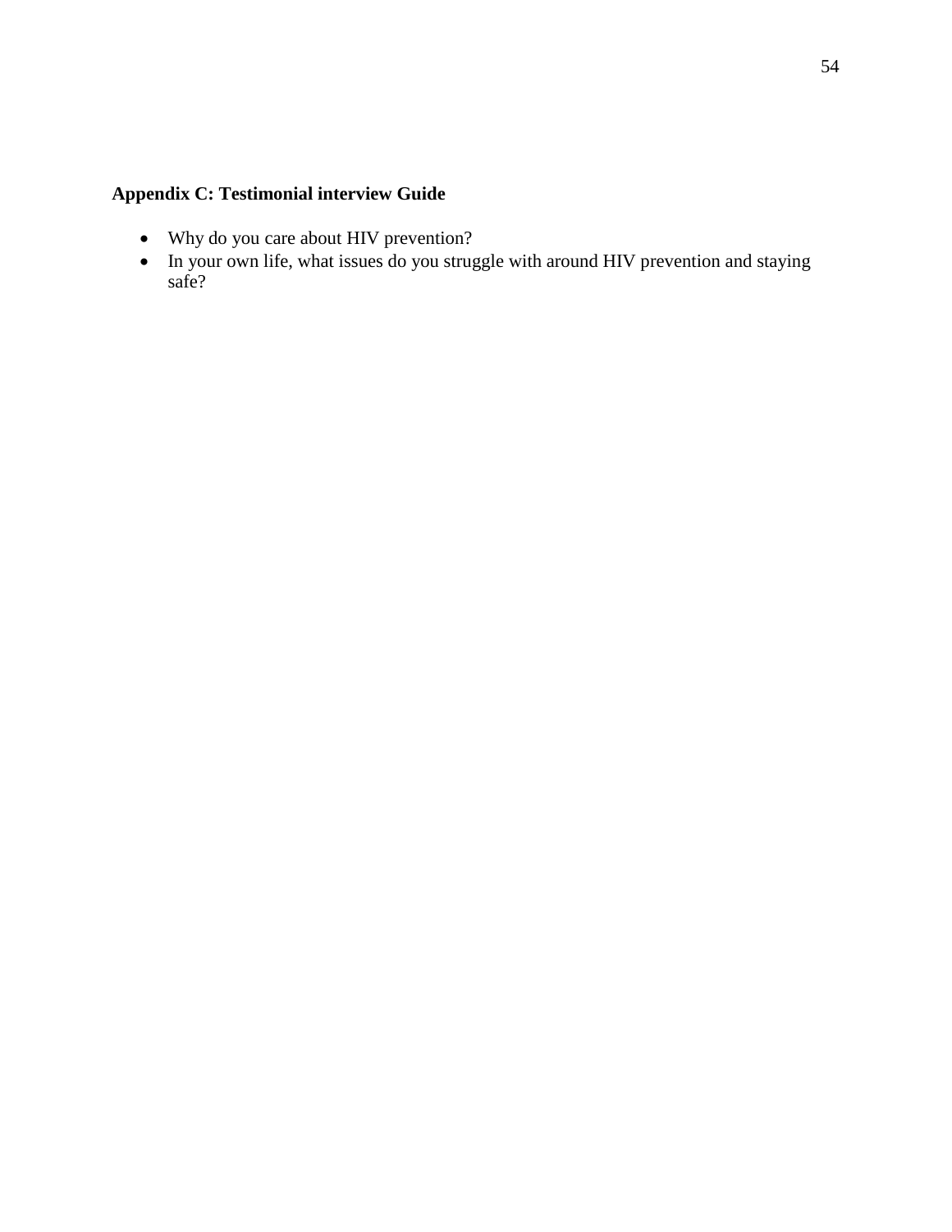## Appendix C: Testimonial interview Guide

- Why do you care about HIV prevention?
- In your own life, what issues do you struggle with around HIV prevention and staying safe?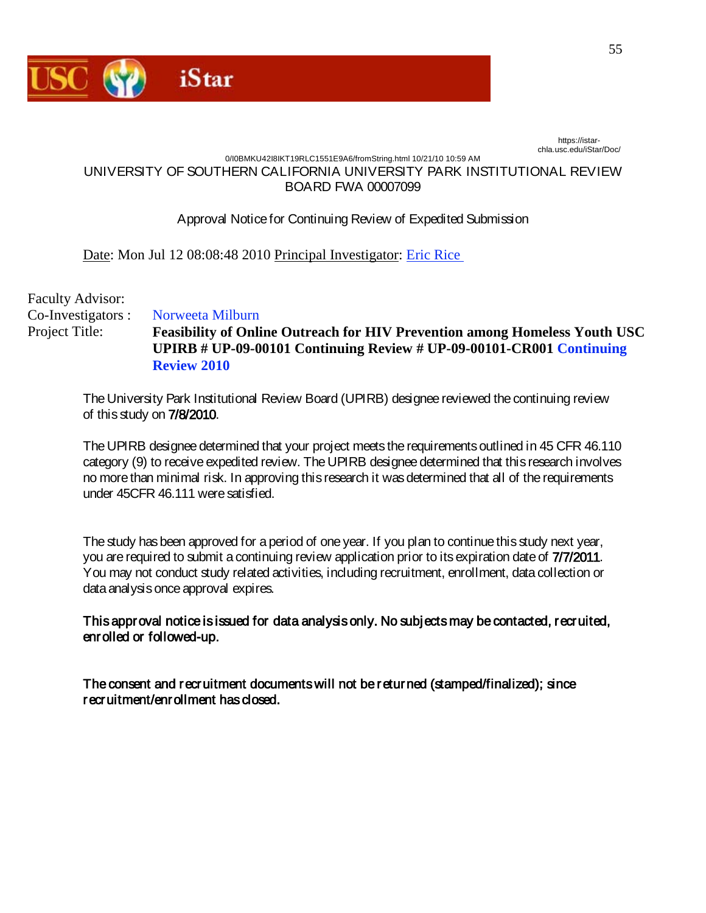USC iStar

https://istar-chla.usc.edu/iStar/Doc/0/I0BMKU42I8IKT19RLC1551E9A6/fromString.html 10/21/10 10:59 AM

UNIVERSITY OF SOUTHERN CALIFORNIA UNIVERSITY PARK INSTITUTIONAL REVIEW BOARD FWA 00007099

Approval Notice for Continuing Review of Expedited Submission

Date: Mon Jul 12 08:08:48 2010 Principal Investigator: Eric Rice

Faculty Advisor:
Co-Investigators : Norweeta Milburn
Project Title: **Feasibility of Online Outreach for HIV Prevention among Homeless Youth USC UPIRB # UP-09-00101 Continuing Review # UP-09-00101-CR001 Continuing Review 2010**

The University Park Institutional Review Board (UPIRB) designee reviewed the continuing review of this study on 7/8/2010.

The UPIRB designee determined that your project meets the requirements outlined in 45 CFR 46.110 category (9) to receive expedited review. The UPIRB designee determined that this research involves no more than minimal risk. In approving this research it was determined that all of the requirements under 45CFR 46.111 were satisfied.

The study has been approved for a period of one year. If you plan to continue this study next year, you are required to submit a continuing review application prior to its expiration date of 7/7/2011. You may not conduct study related activities, including recruitment, enrollment, data collection or data analysis once approval expires.

**This approval notice is issued for data analysis only. No subjects may be contacted, recruited, enrolled or followed-up.**

**The consent and recruitment documents will not be returned (stamped/finalized); since recruitment/enrollment has closed.**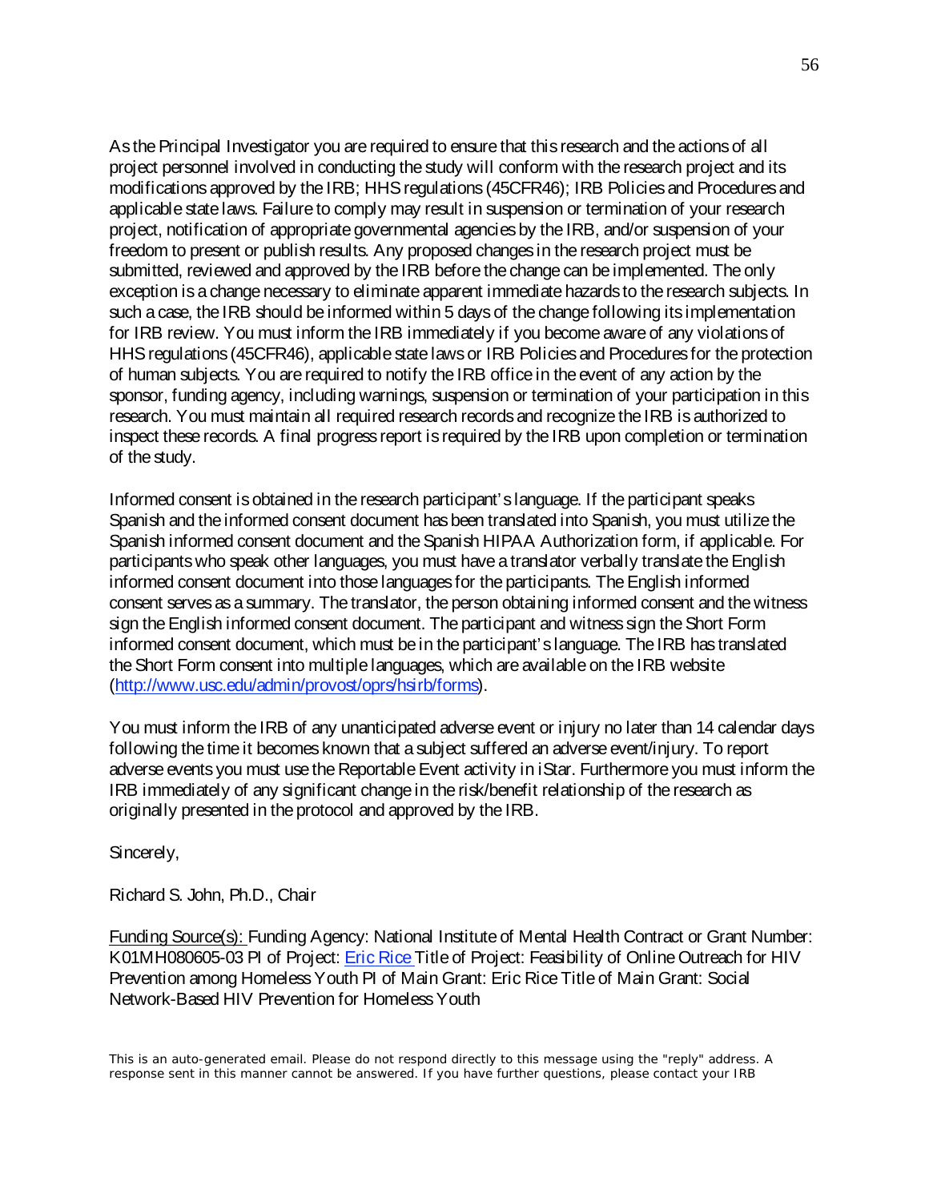As the Principal Investigator you are required to ensure that this research and the actions of all project personnel involved in conducting the study will conform with the research project and its modifications approved by the IRB; HHS regulations (45CFR46); IRB Policies and Procedures and applicable state laws. Failure to comply may result in suspension or termination of your research project, notification of appropriate governmental agencies by the IRB, and/or suspension of your freedom to present or publish results. Any proposed changes in the research project must be submitted, reviewed and approved by the IRB before the change can be implemented. The only exception is a change necessary to eliminate apparent immediate hazards to the research subjects. In such a case, the IRB should be informed within 5 days of the change following its implementation for IRB review. You must inform the IRB immediately if you become aware of any violations of HHS regulations (45CFR46), applicable state laws or IRB Policies and Procedures for the protection of human subjects. You are required to notify the IRB office in the event of any action by the sponsor, funding agency, including warnings, suspension or termination of your participation in this research. You must maintain all required research records and recognize the IRB is authorized to inspect these records. A final progress report is required by the IRB upon completion or termination of the study.

Informed consent is obtained in the research participant's language. If the participant speaks Spanish and the informed consent document has been translated into Spanish, you must utilize the Spanish informed consent document and the Spanish HIPAA Authorization form, if applicable. For participants who speak other languages, you must have a translator verbally translate the English informed consent document into those languages for the participants. The English informed consent serves as a summary. The translator, the person obtaining informed consent and the witness sign the English informed consent document. The participant and witness sign the Short Form informed consent document, which must be in the participant's language. The IRB has translated the Short Form consent into multiple languages, which are available on the IRB website (http://www.usc.edu/admin/provost/oprs/hsirb/forms).

You must inform the IRB of any unanticipated adverse event or injury no later than 14 calendar days following the time it becomes known that a subject suffered an adverse event/injury. To report adverse events you must use the Reportable Event activity in iStar. Furthermore you must inform the IRB immediately of any significant change in the risk/benefit relationship of the research as originally presented in the protocol and approved by the IRB.

Sincerely,

Richard S. John, Ph.D., Chair

Funding Source(s): Funding Agency: National Institute of Mental Health Contract or Grant Number: K01MH080605-03 PI of Project: Eric Rice Title of Project: Feasibility of Online Outreach for HIV Prevention among Homeless Youth PI of Main Grant: Eric Rice Title of Main Grant: Social Network-Based HIV Prevention for Homeless Youth

This is an auto-generated email. Please do not respond directly to this message using the "reply" address. A response sent in this manner cannot be answered. If you have further questions, please contact your IRB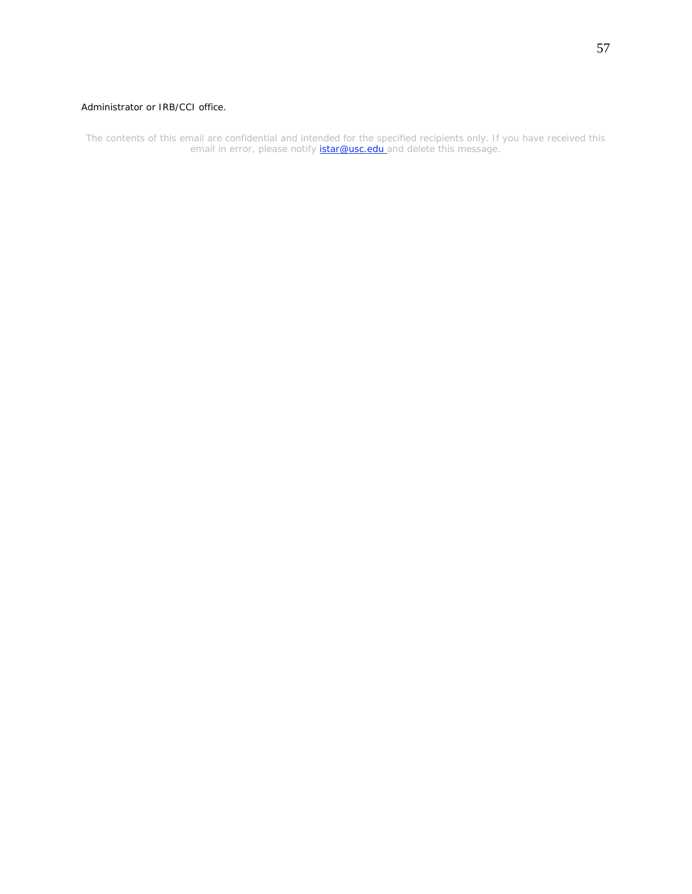Administrator or IRB/CCI office.

The contents of this email are confidential and intended for the specified recipients only. If you have received this email in error, please notify istar@usc.edu and delete this message.